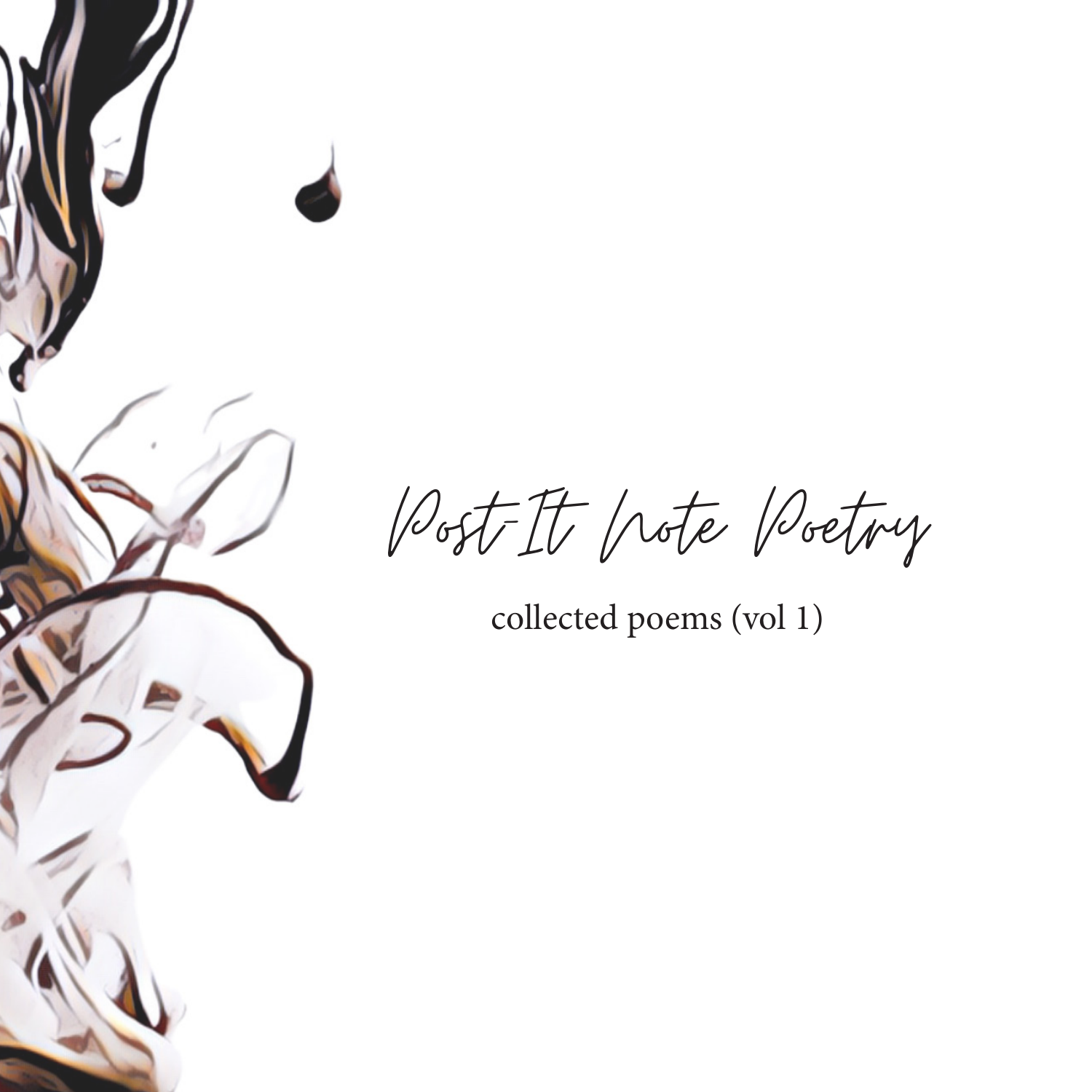# Post-It Note Poetry

collected poems (vol 1)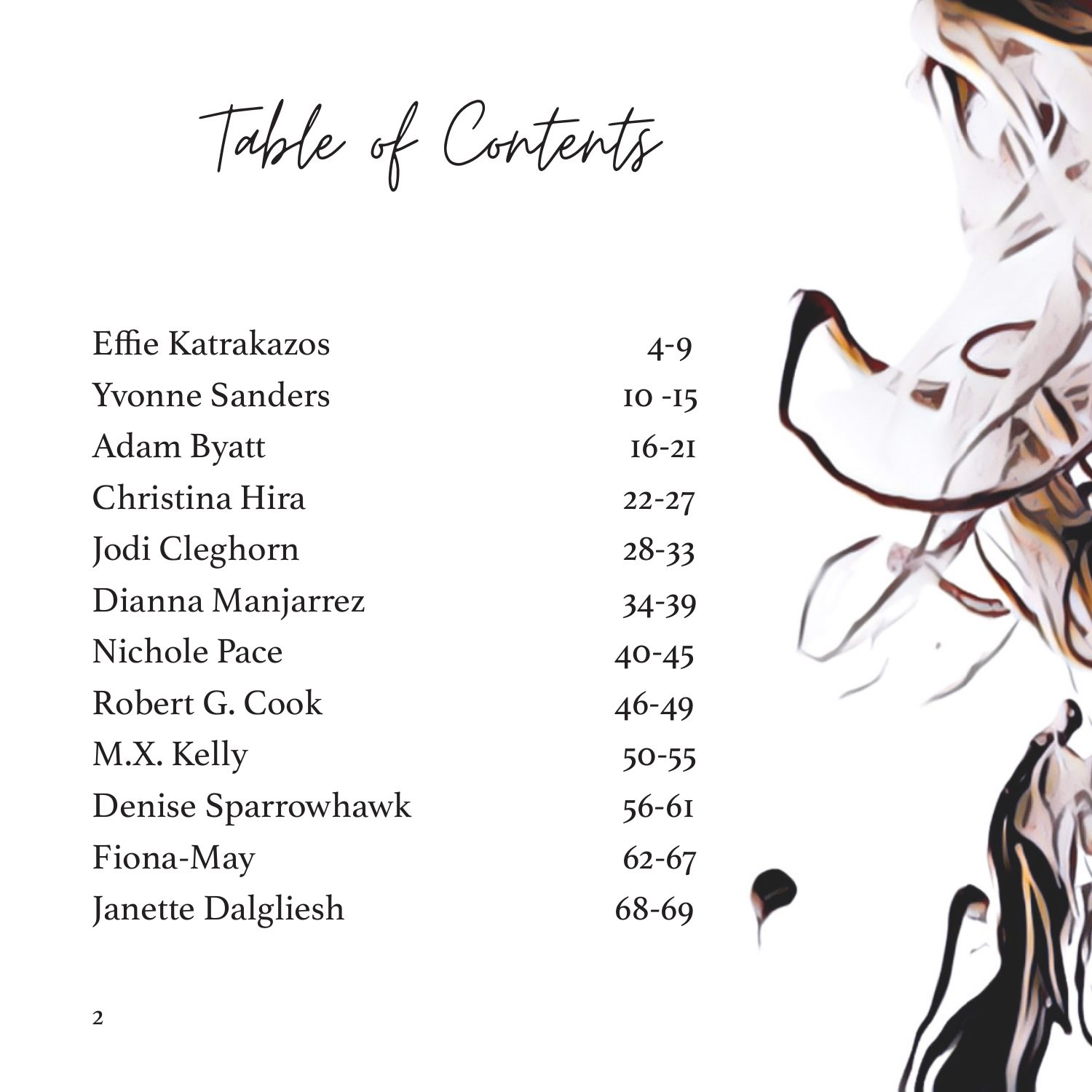# Table of Contents

| | |
|---|---|
| Effie Katrakazos | 4-9 |
| Yvonne Sanders | 10 -15 |
| Adam Byatt | 16-21 |
| Christina Hira | 22-27 |
| Jodi Cleghorn | 28-33 |
| Dianna Manjarrez | 34-39 |
| Nichole Pace | 40-45 |
| Robert G. Cook | 46-49 |
| M.X. Kelly | 50-55 |
| Denise Sparrowhawk | 56-61 |
| Fiona-May | 62-67 |
| Janette Dalgliesh | 68-69 |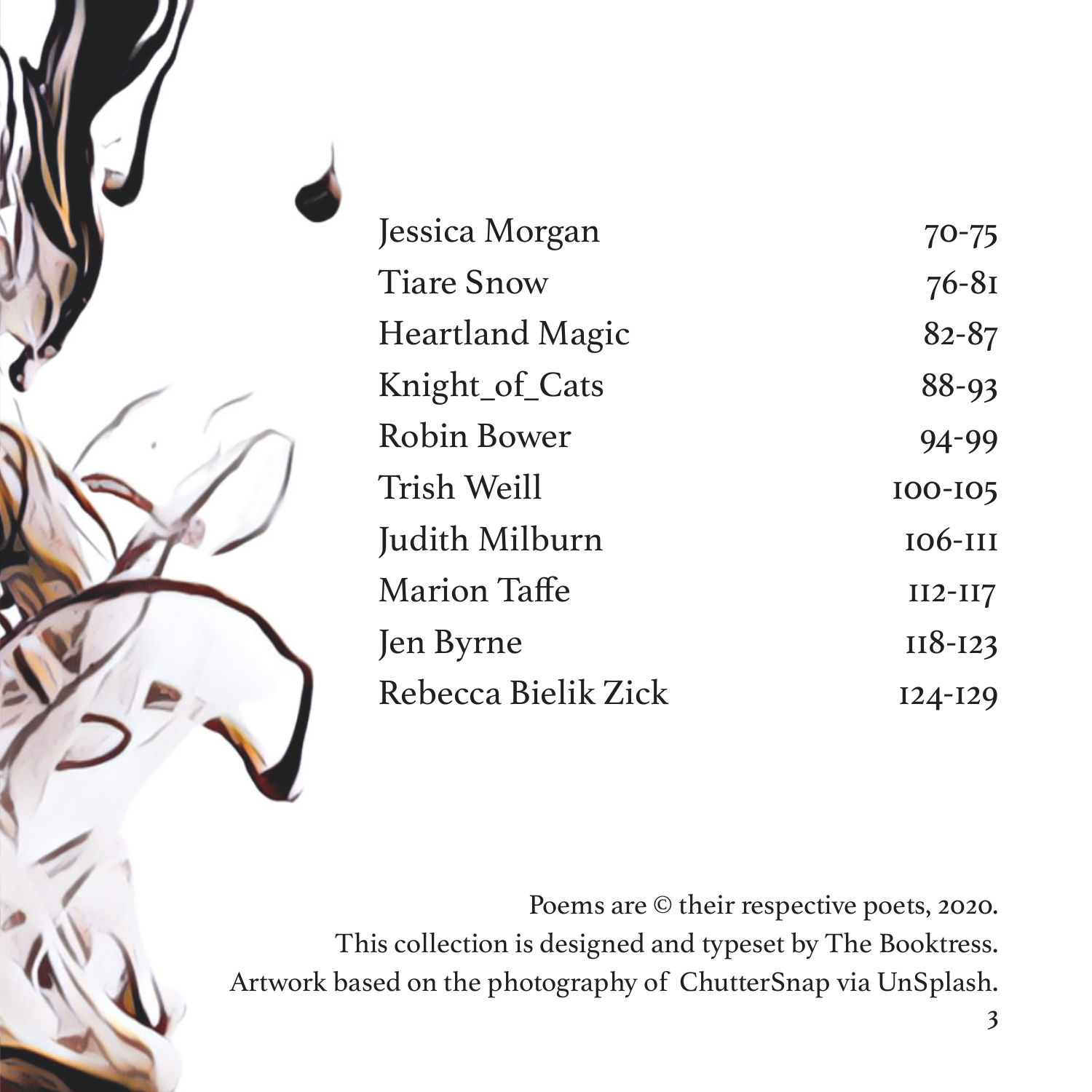| | |
|---|---|
| Jessica Morgan | 70-75 |
| Tiare Snow | 76-81 |
| Heartland Magic | 82-87 |
| Knight_of_Cats | 88-93 |
| Robin Bower | 94-99 |
| Trish Weill | 100-105 |
| Judith Milburn | 106-111 |
| Marion Taffe | 112-117 |
| Jen Byrne | 118-123 |
| Rebecca Bielik Zick | 124-129 |

Poems are © their respective poets, 2020.
This collection is designed and typeset by The Booktress.
Artwork based on the photography of ChutterSnap via UnSplash.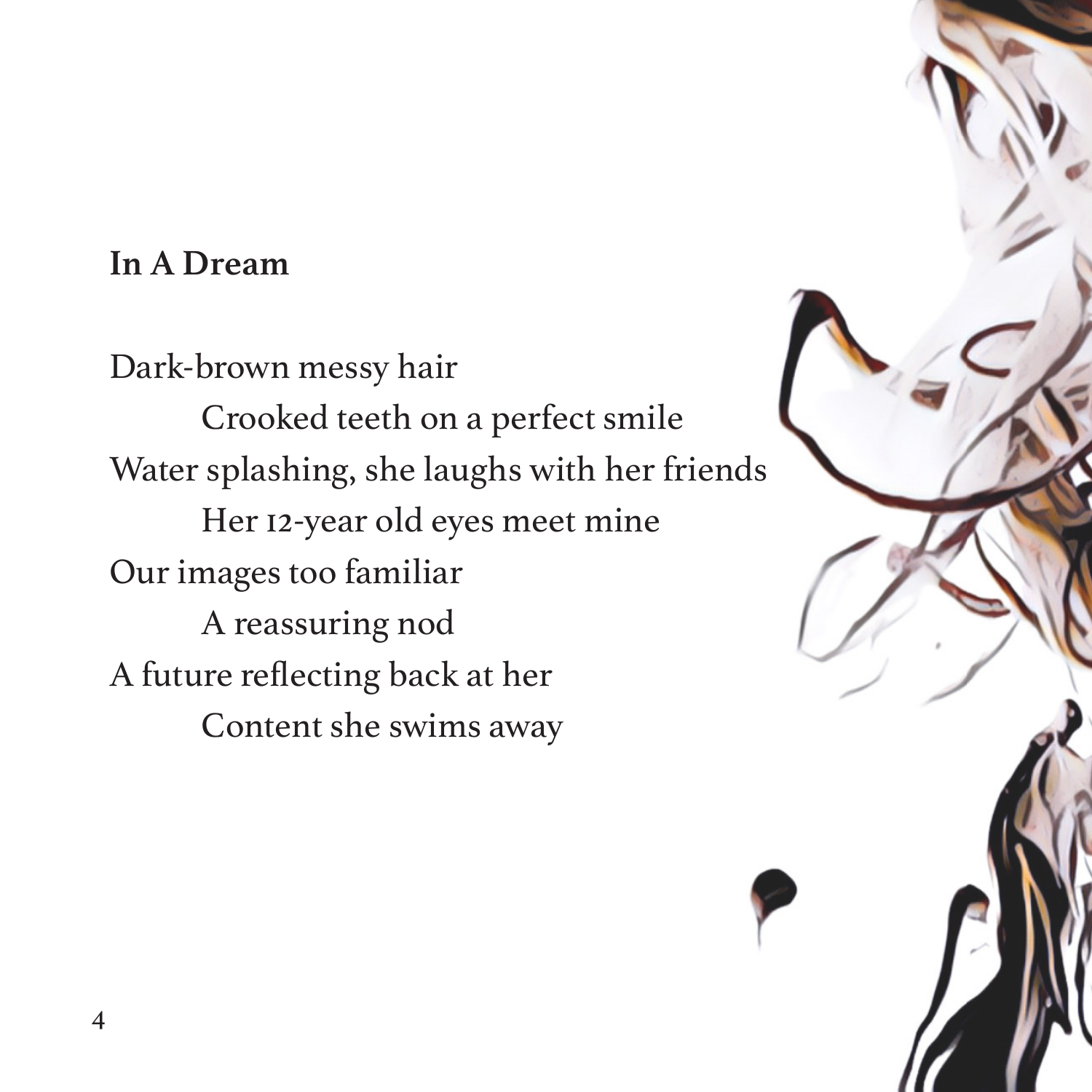**In A Dream**

Dark-brown messy hair
        Crooked teeth on a perfect smile
Water splashing, she laughs with her friends
        Her 12-year old eyes meet mine
Our images too familiar
        A reassuring nod
A future reflecting back at her
        Content she swims away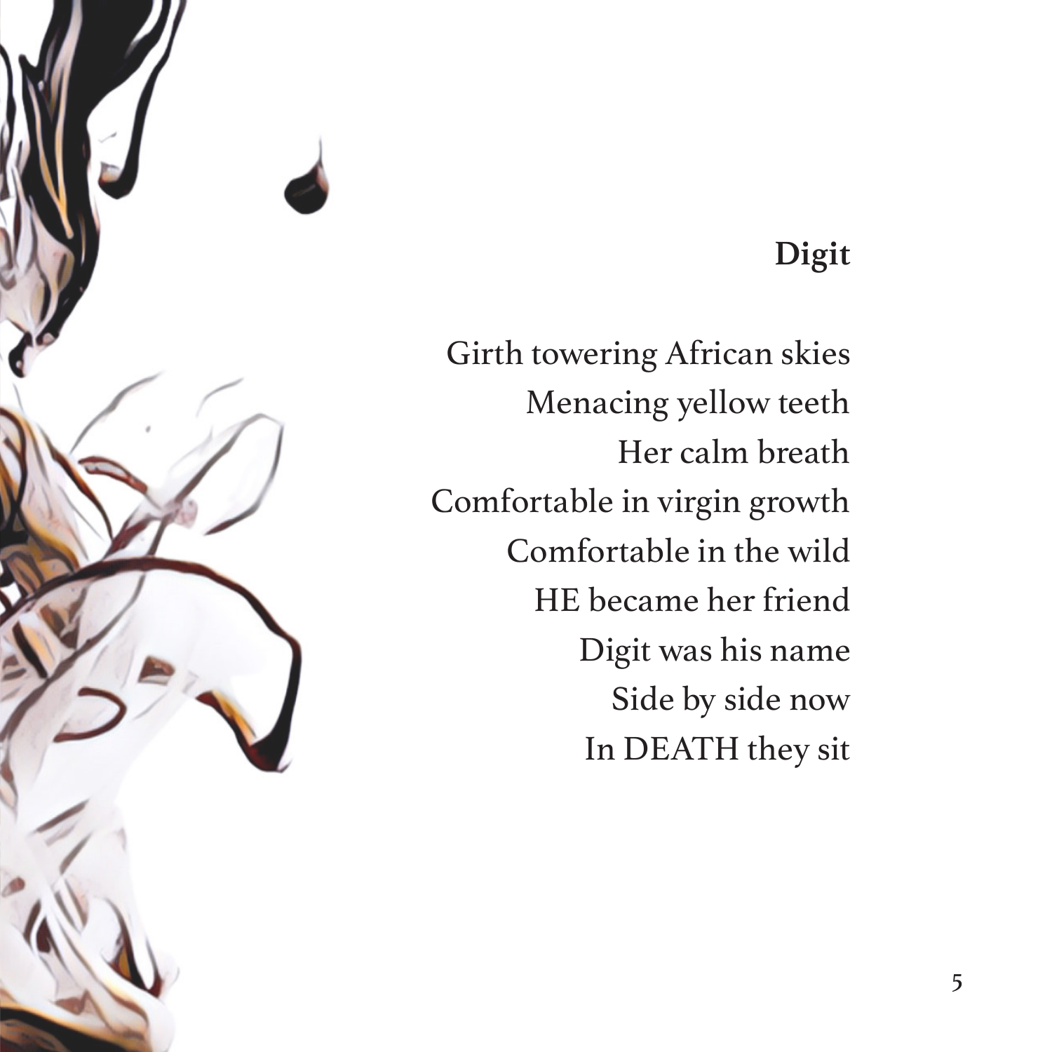## Digit

Girth towering African skies
Menacing yellow teeth
Her calm breath
Comfortable in virgin growth
Comfortable in the wild
HE became her friend
Digit was his name
Side by side now
In DEATH they sit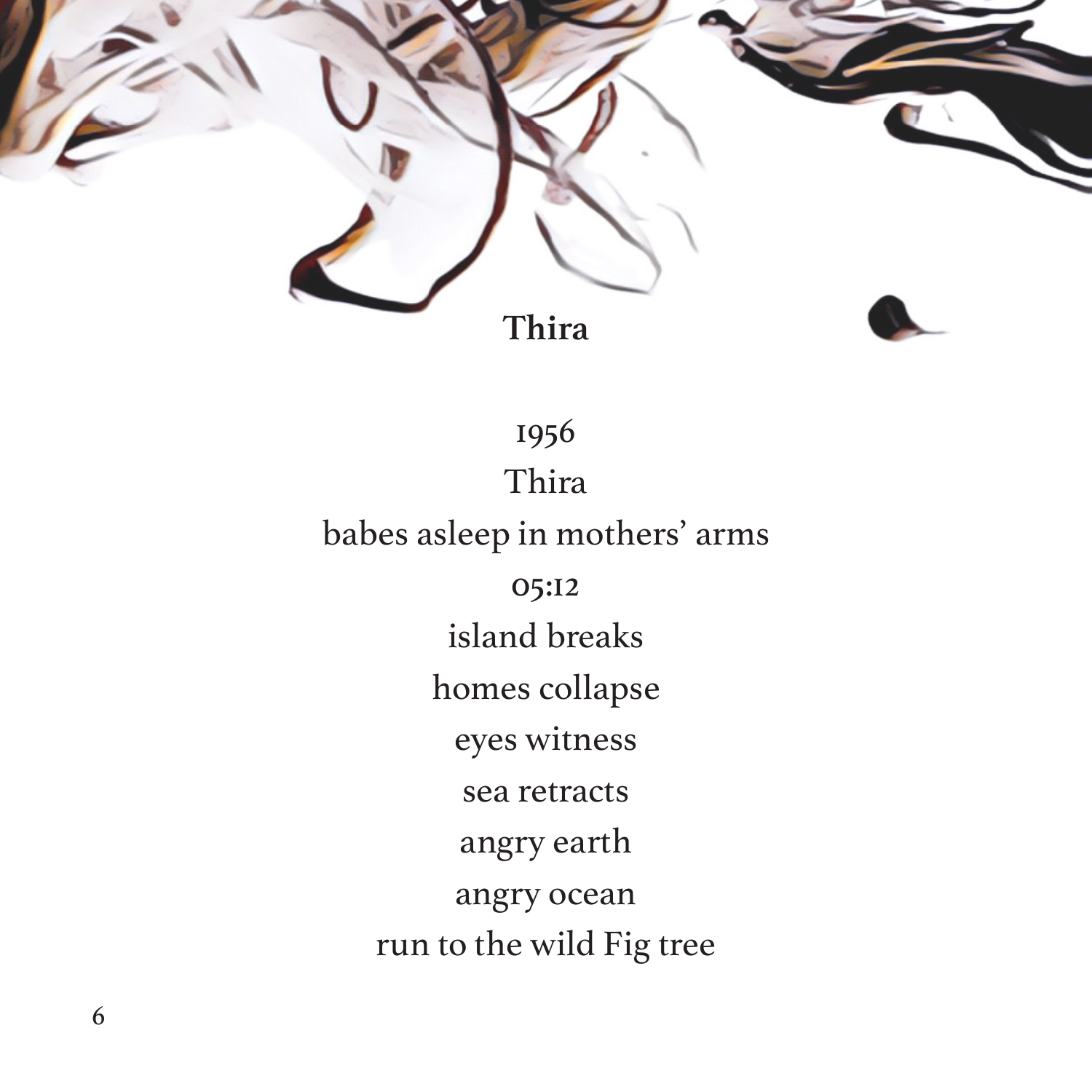# Thira

1956
Thira
babes asleep in mothers' arms
05:12
island breaks
homes collapse
eyes witness
sea retracts
angry earth
angry ocean
run to the wild Fig tree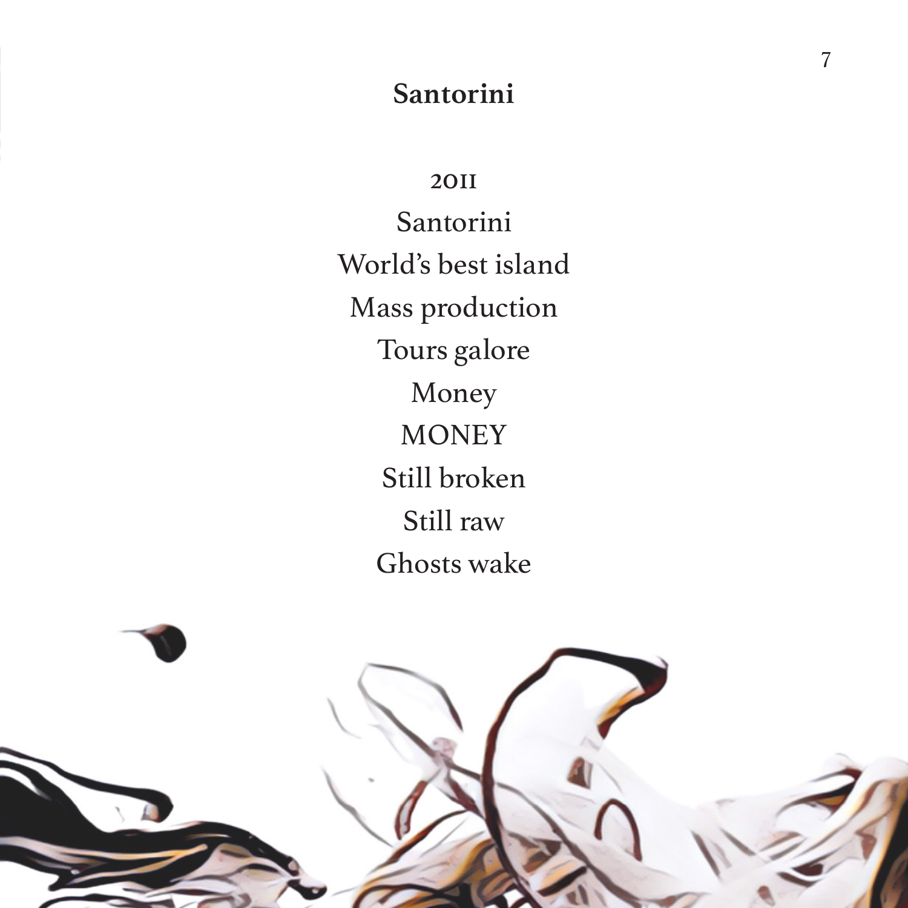## Santorini

2011  
Santorini  
World's best island  
Mass production  
Tours galore  
Money  
MONEY  
Still broken  
Still raw  
Ghosts wake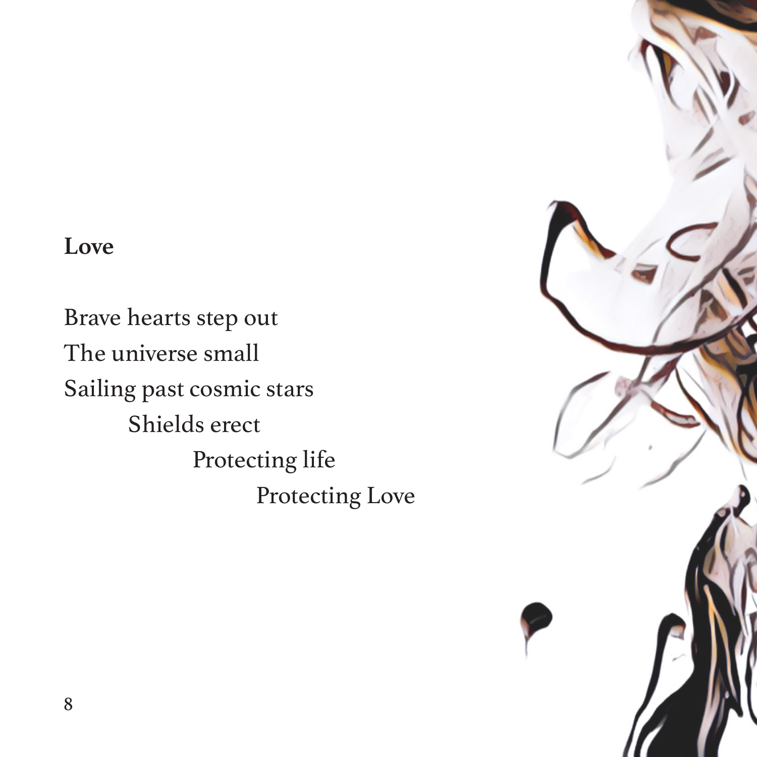**Love**

Brave hearts step out
The universe small
Sailing past cosmic stars
        Shields erect
                Protecting life
                        Protecting Love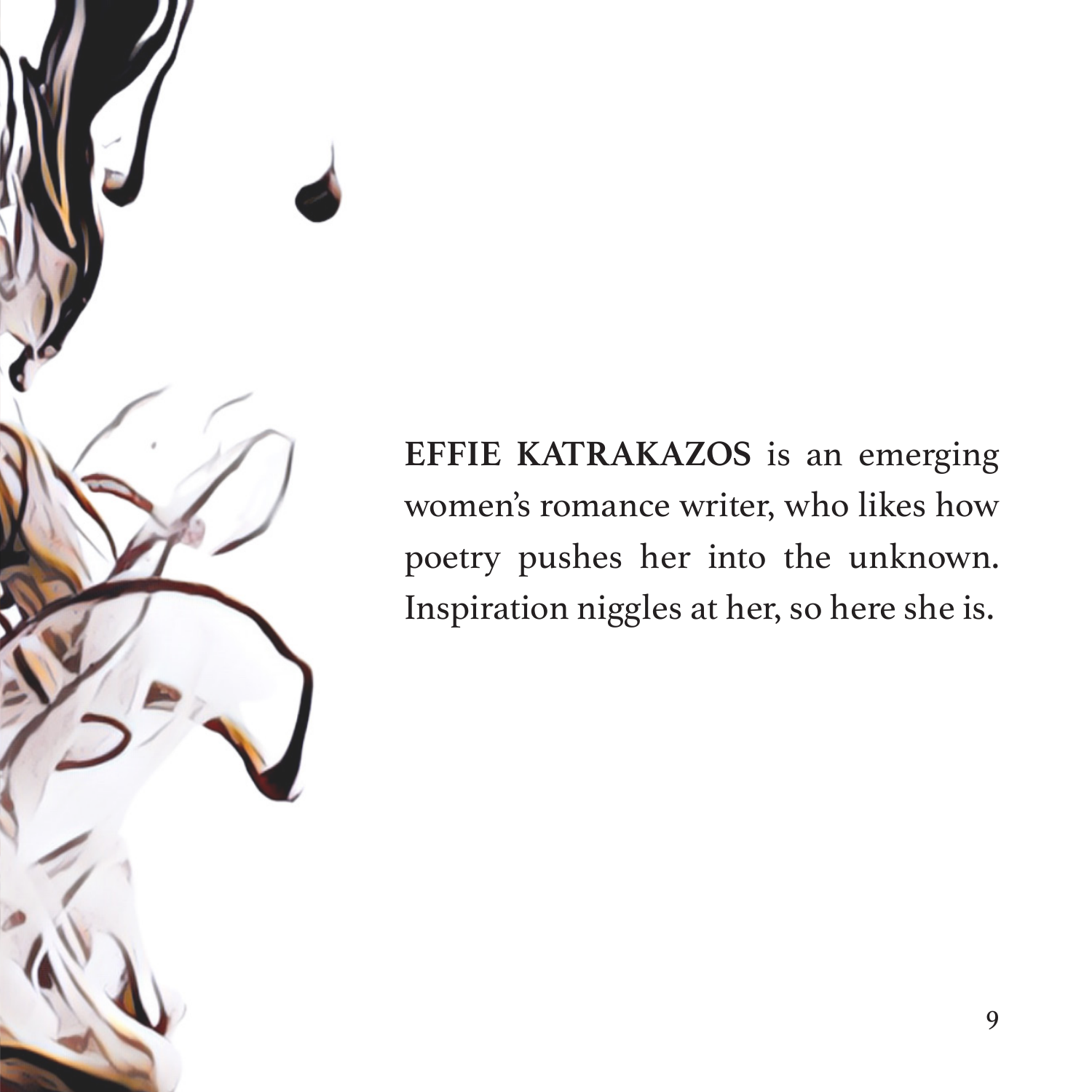**EFFIE KATRAKAZOS** is an emerging women's romance writer, who likes how poetry pushes her into the unknown. Inspiration niggles at her, so here she is.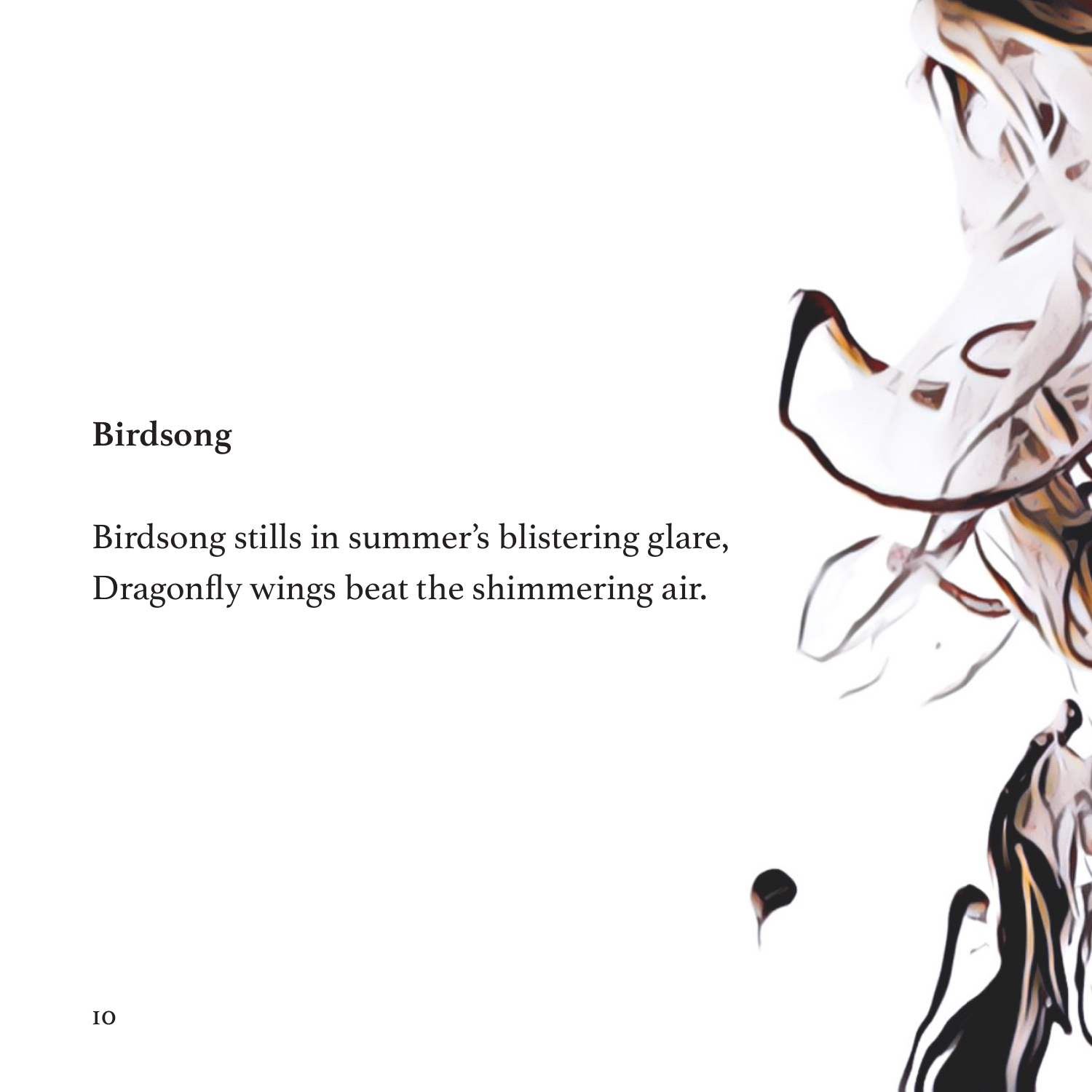**Birdsong**

Birdsong stills in summer's blistering glare,
Dragonfly wings beat the shimmering air.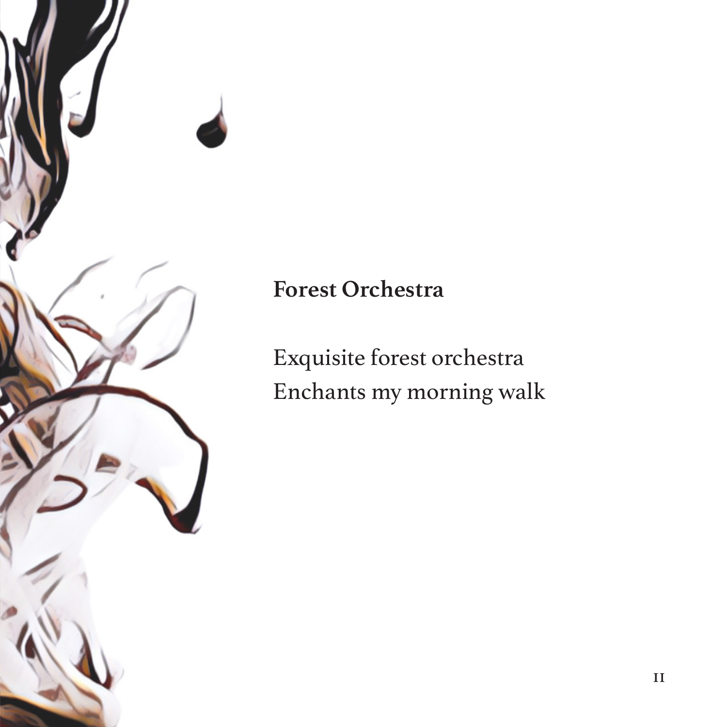**Forest Orchestra**

Exquisite forest orchestra  
Enchants my morning walk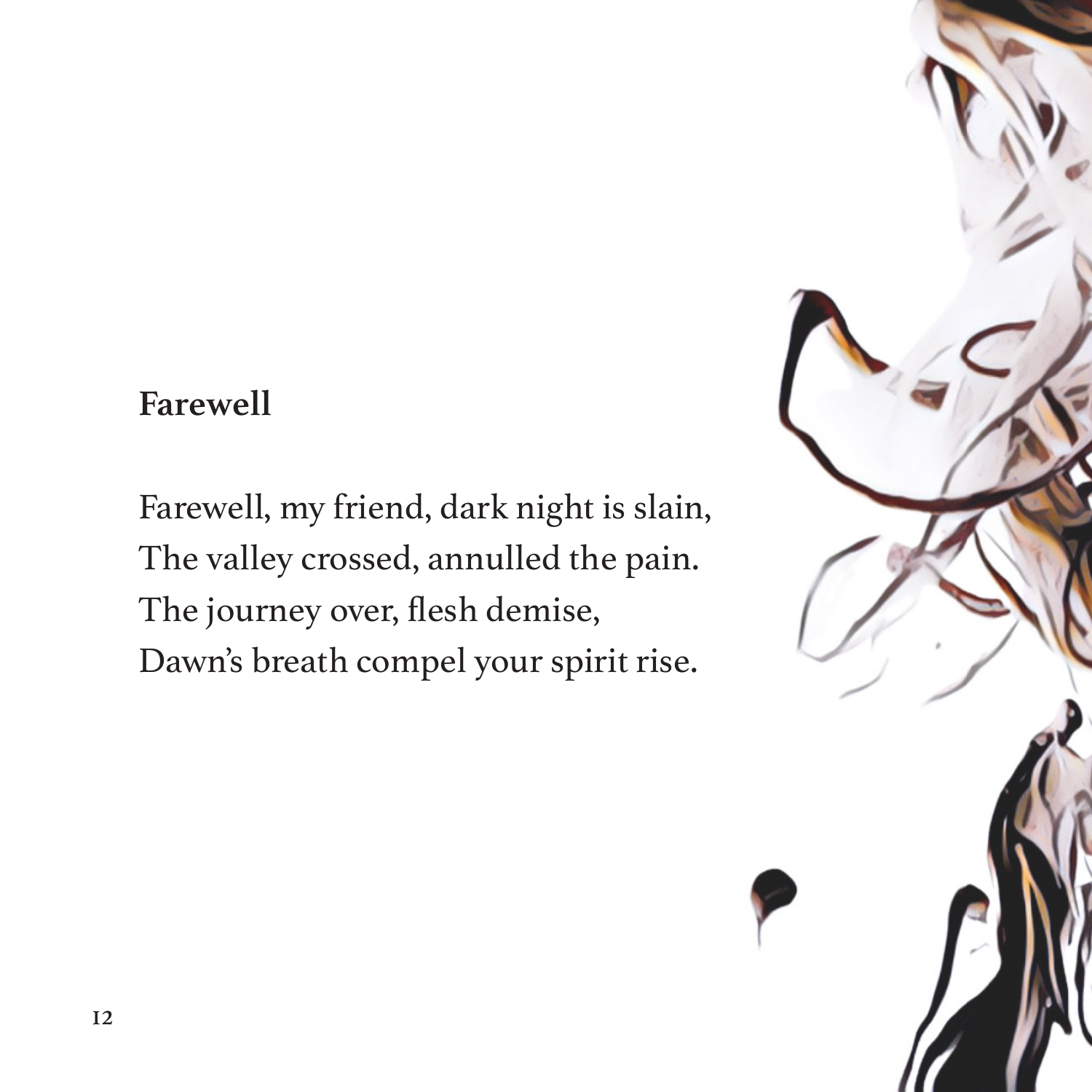## Farewell

Farewell, my friend, dark night is slain,  
The valley crossed, annulled the pain.  
The journey over, flesh demise,  
Dawn's breath compel your spirit rise.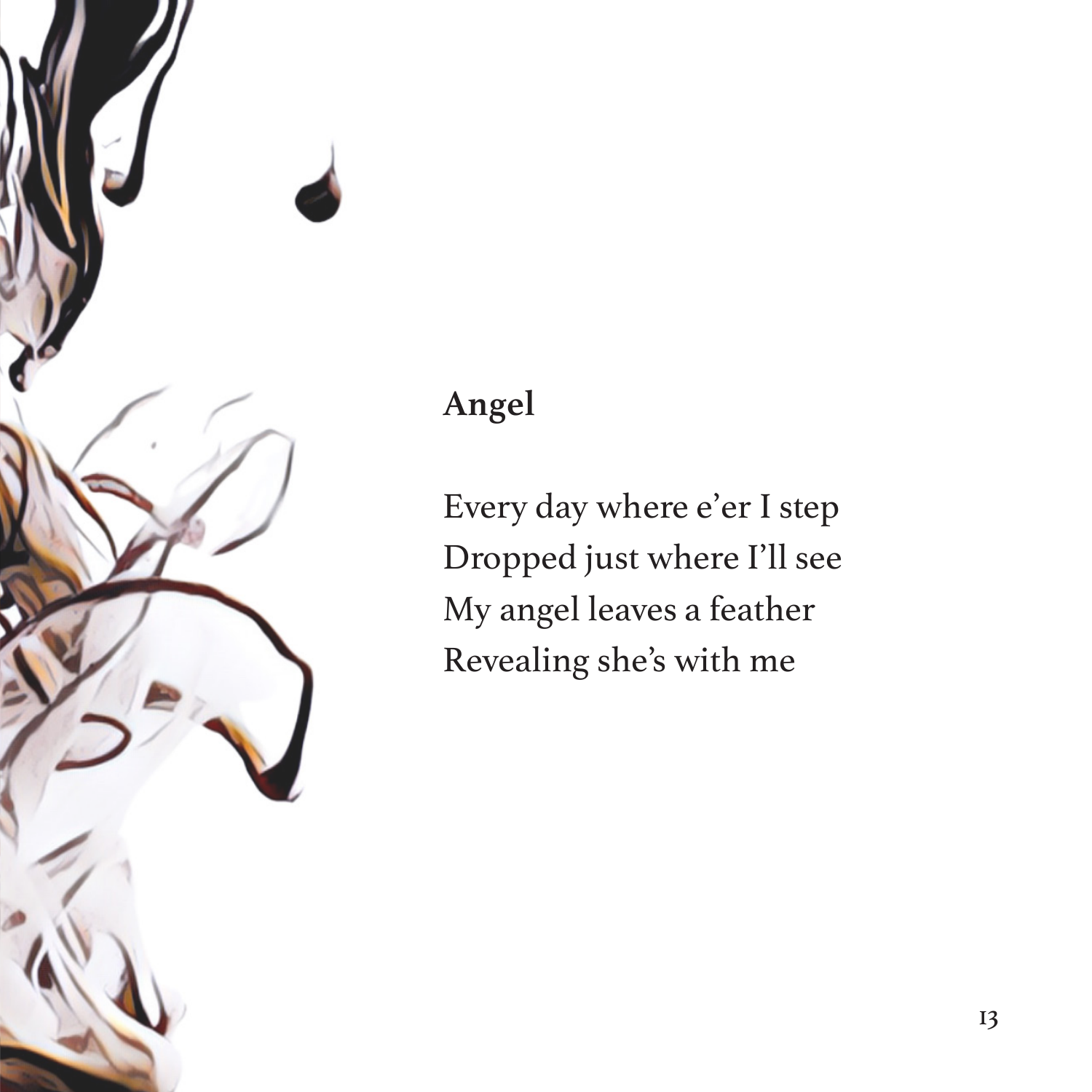## Angel

Every day where e'er I step  
Dropped just where I'll see  
My angel leaves a feather  
Revealing she's with me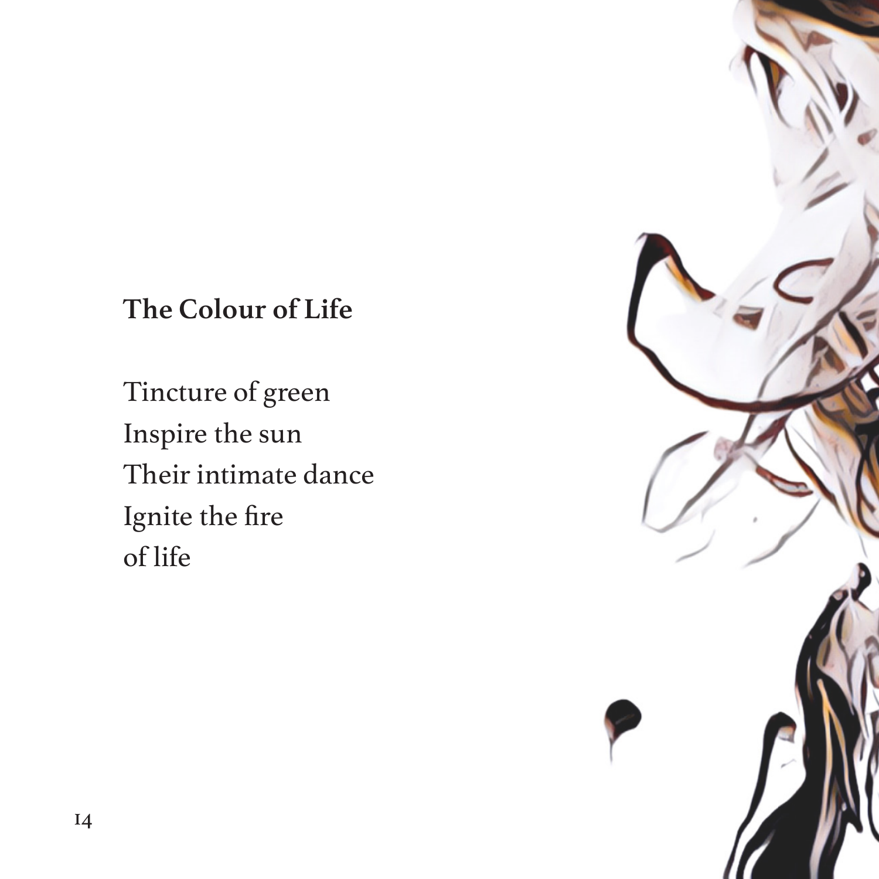## The Colour of Life

Tincture of green  
Inspire the sun  
Their intimate dance  
Ignite the fire  
of life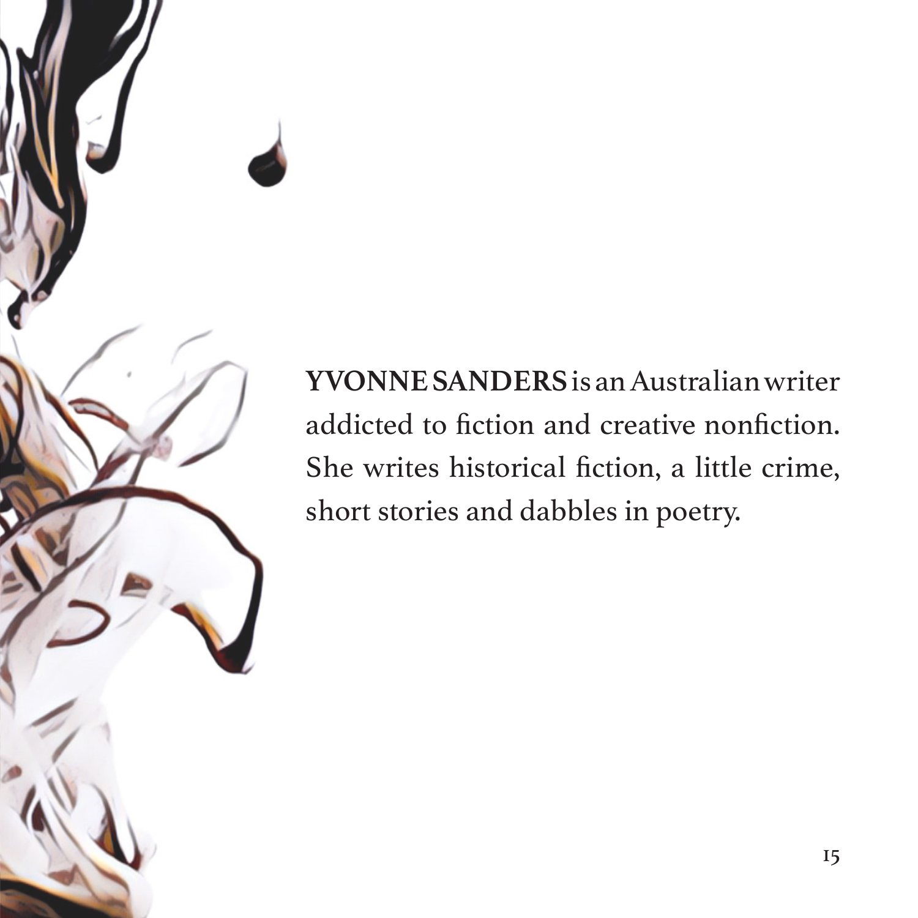**YVONNE SANDERS** is an Australian writer addicted to fiction and creative nonfiction. She writes historical fiction, a little crime, short stories and dabbles in poetry.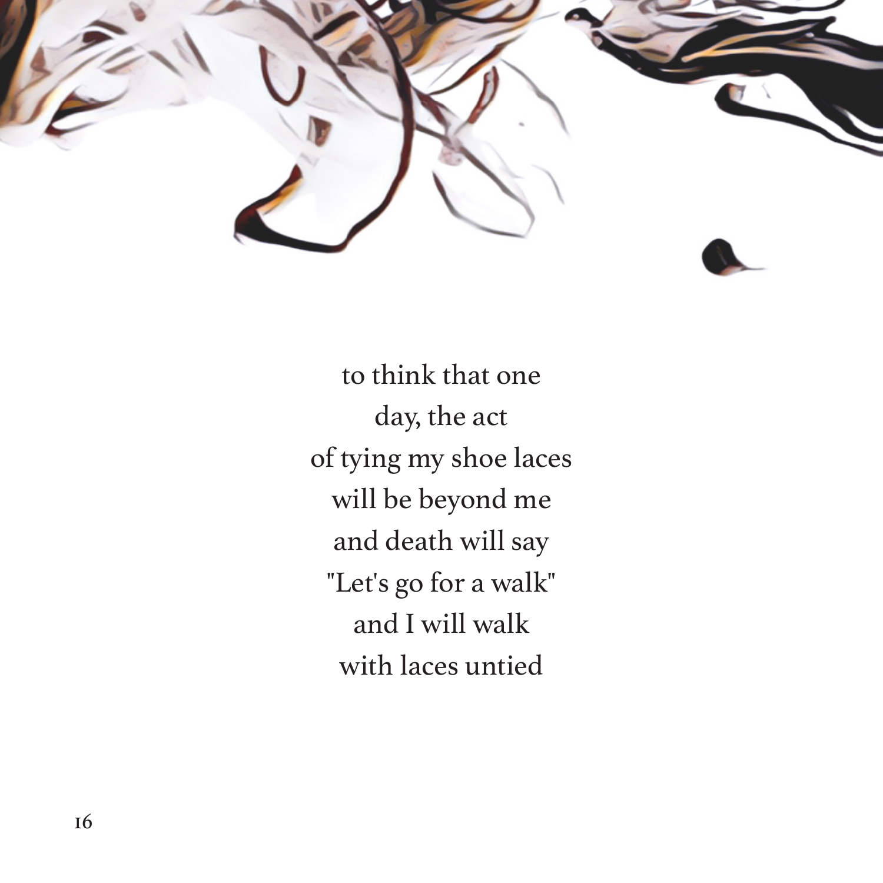to think that one
day, the act
of tying my shoe laces
will be beyond me
and death will say
"Let's go for a walk"
and I will walk
with laces untied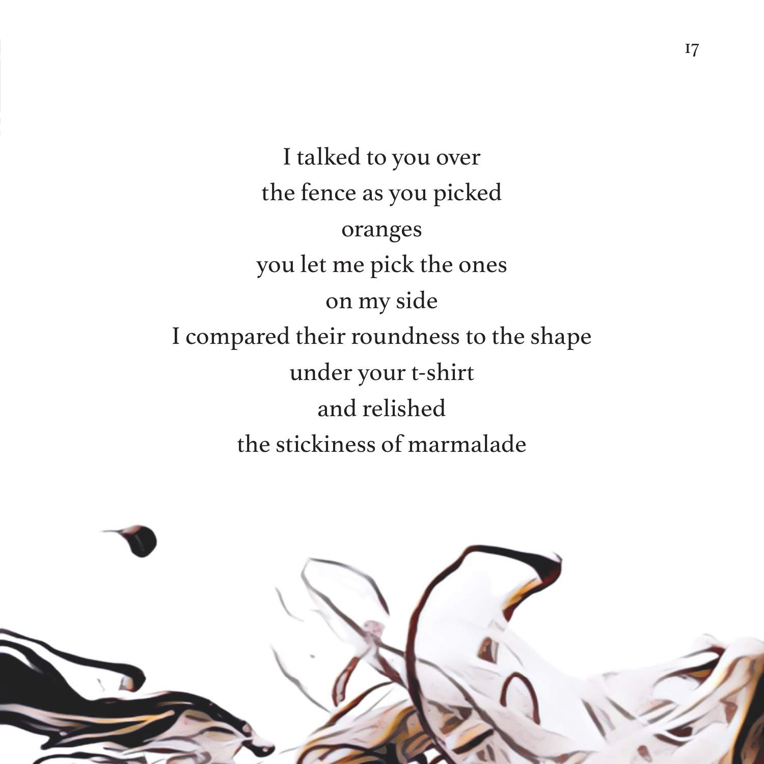I talked to you over  
the fence as you picked  
oranges  
you let me pick the ones  
on my side  
I compared their roundness to the shape  
under your t-shirt  
and relished  
the stickiness of marmalade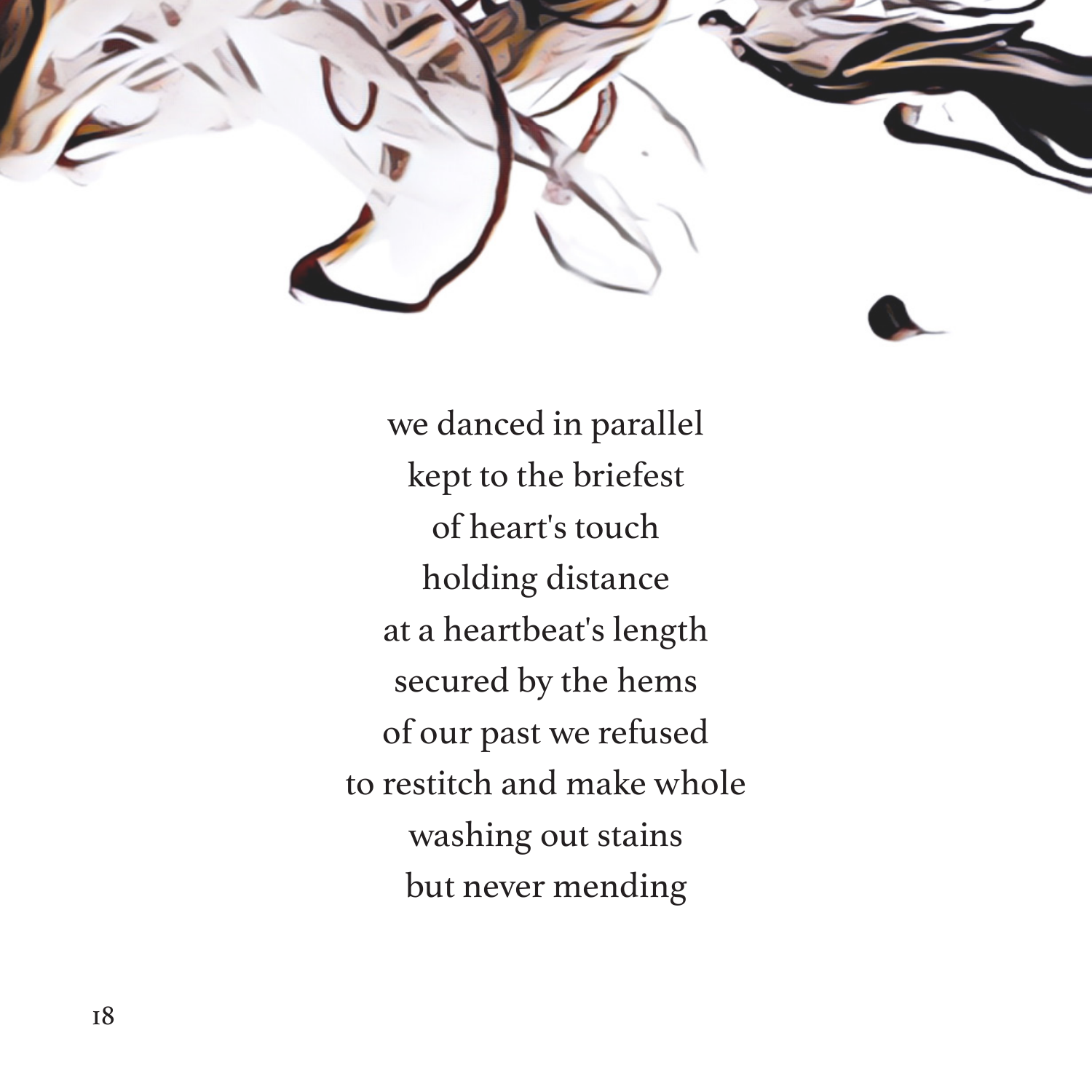we danced in parallel
kept to the briefest
of heart's touch
holding distance
at a heartbeat's length
secured by the hems
of our past we refused
to restitch and make whole
washing out stains
but never mending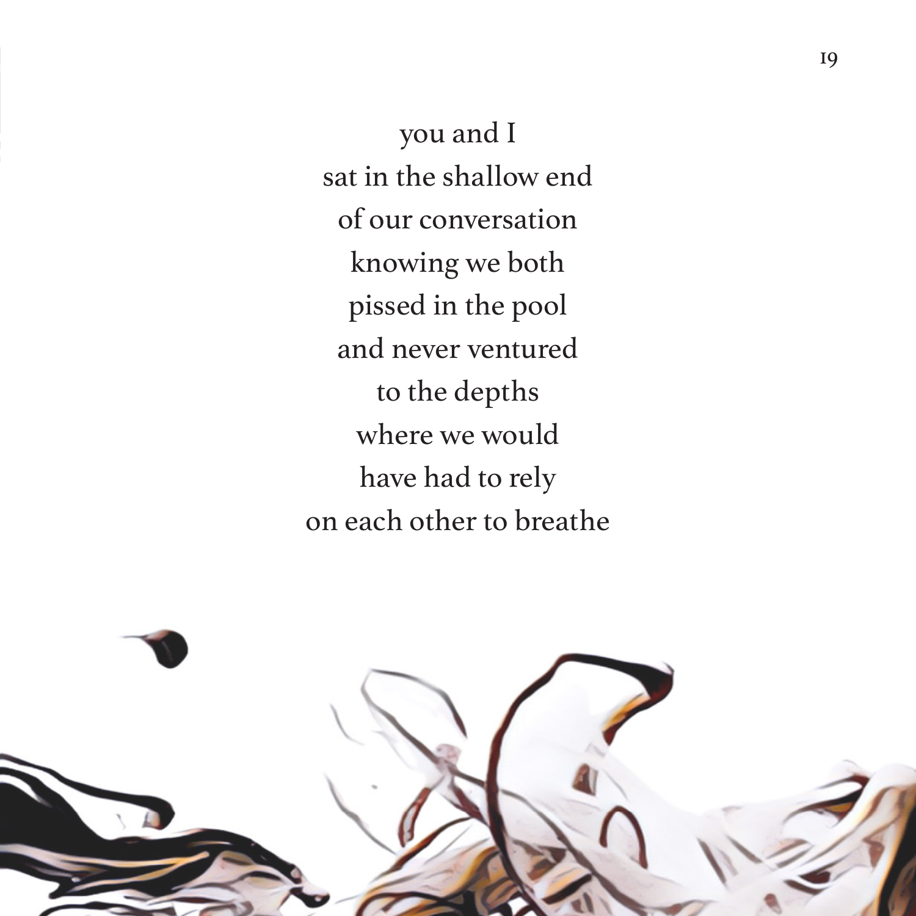you and I  
sat in the shallow end  
of our conversation  
knowing we both  
pissed in the pool  
and never ventured  
to the depths  
where we would  
have had to rely  
on each other to breathe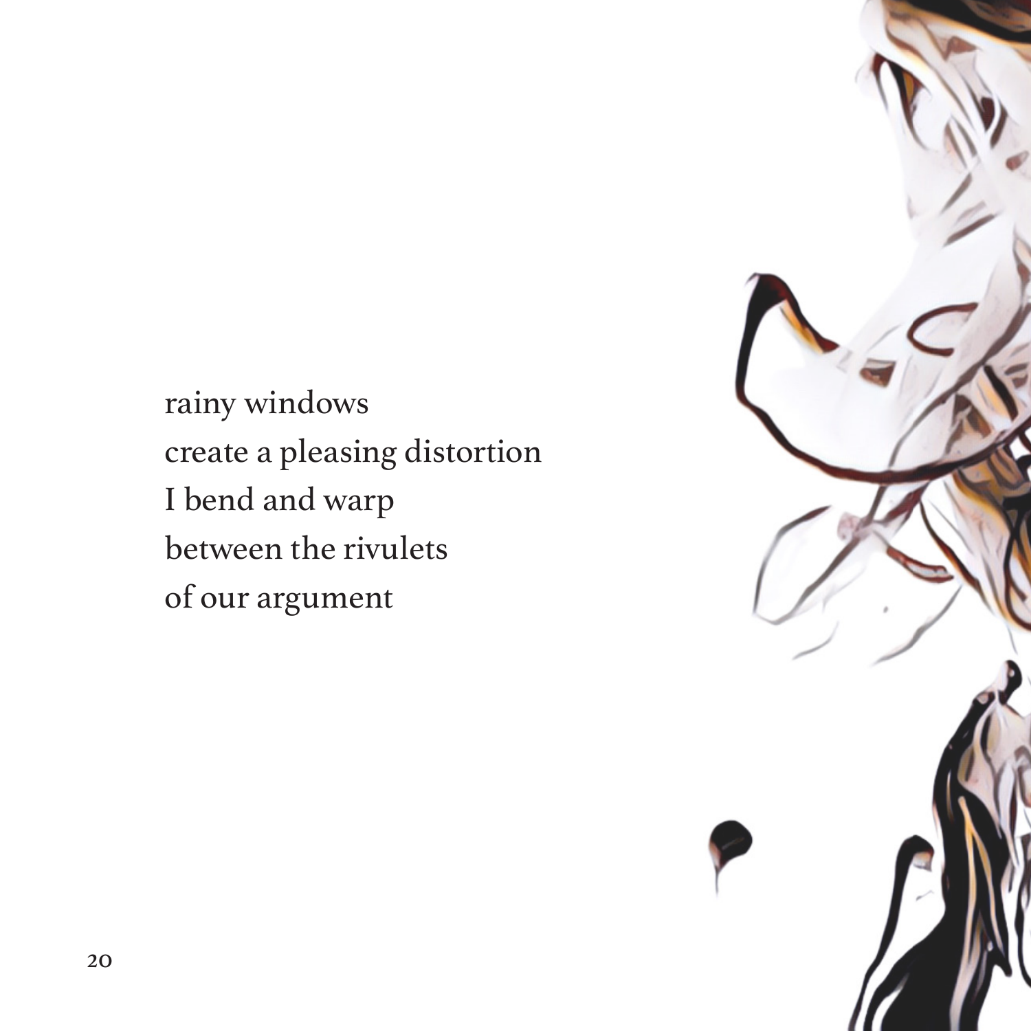rainy windows  
create a pleasing distortion  
I bend and warp  
between the rivulets  
of our argument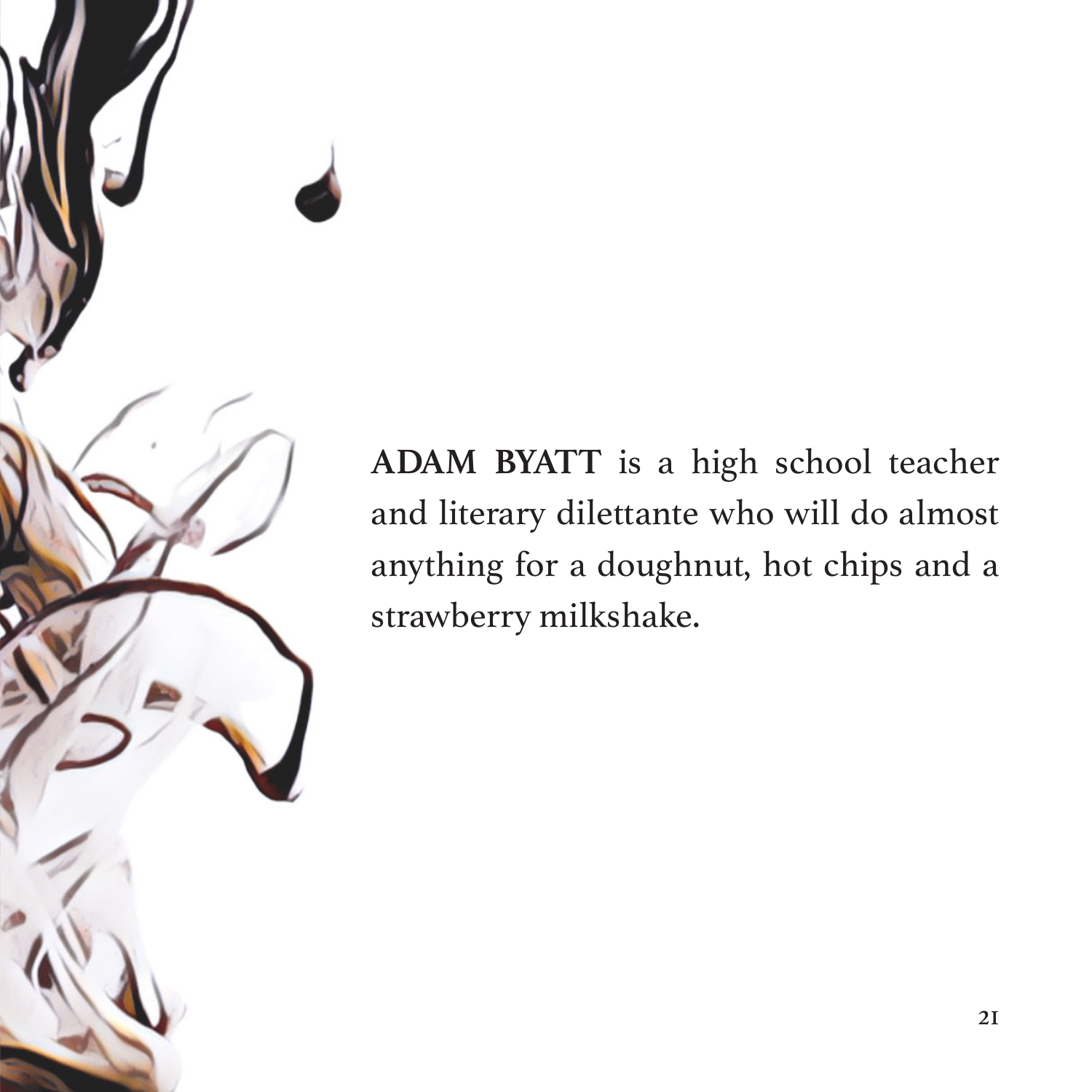**ADAM BYATT** is a high school teacher and literary dilettante who will do almost anything for a doughnut, hot chips and a strawberry milkshake.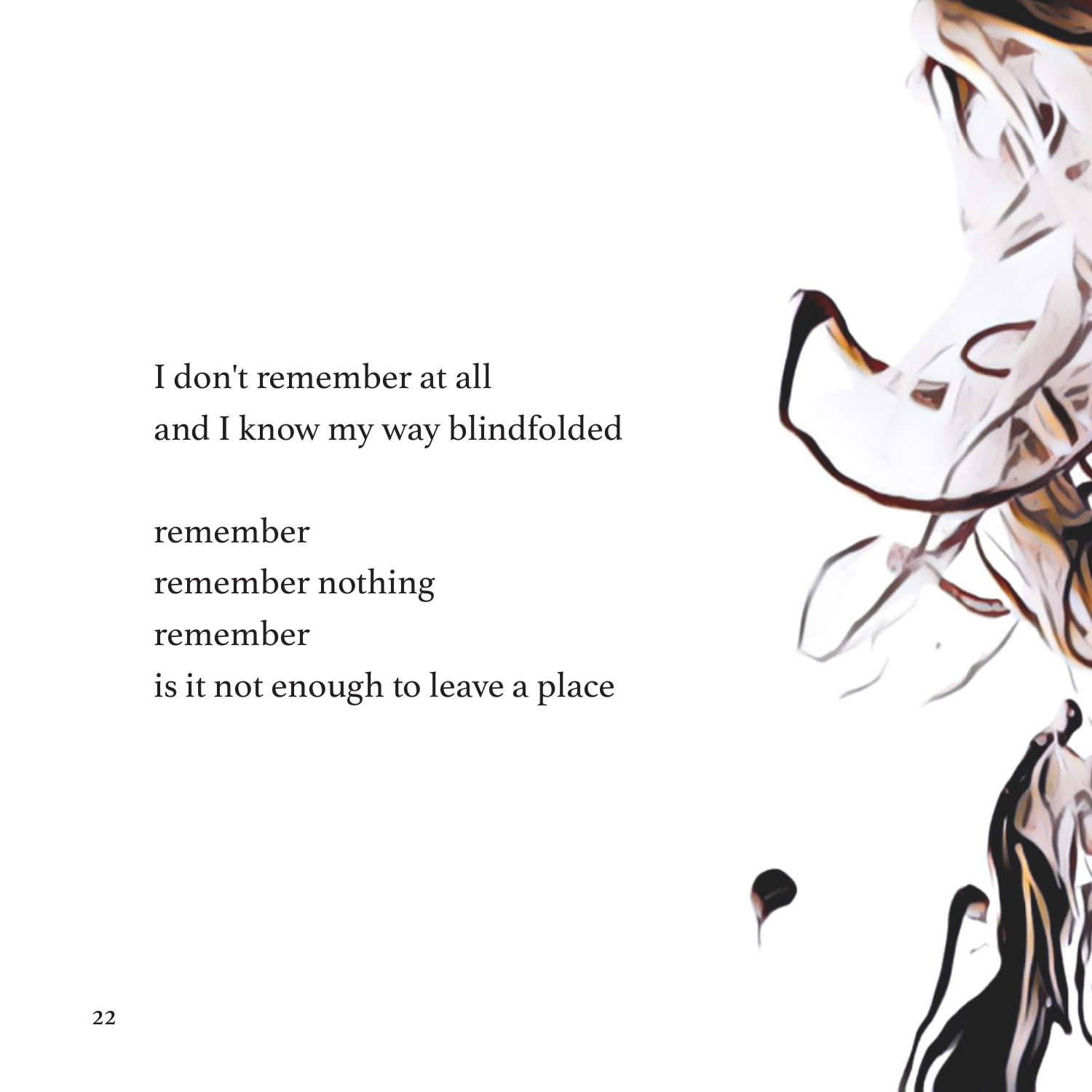I don't remember at all
and I know my way blindfolded

remember
remember nothing
remember
is it not enough to leave a place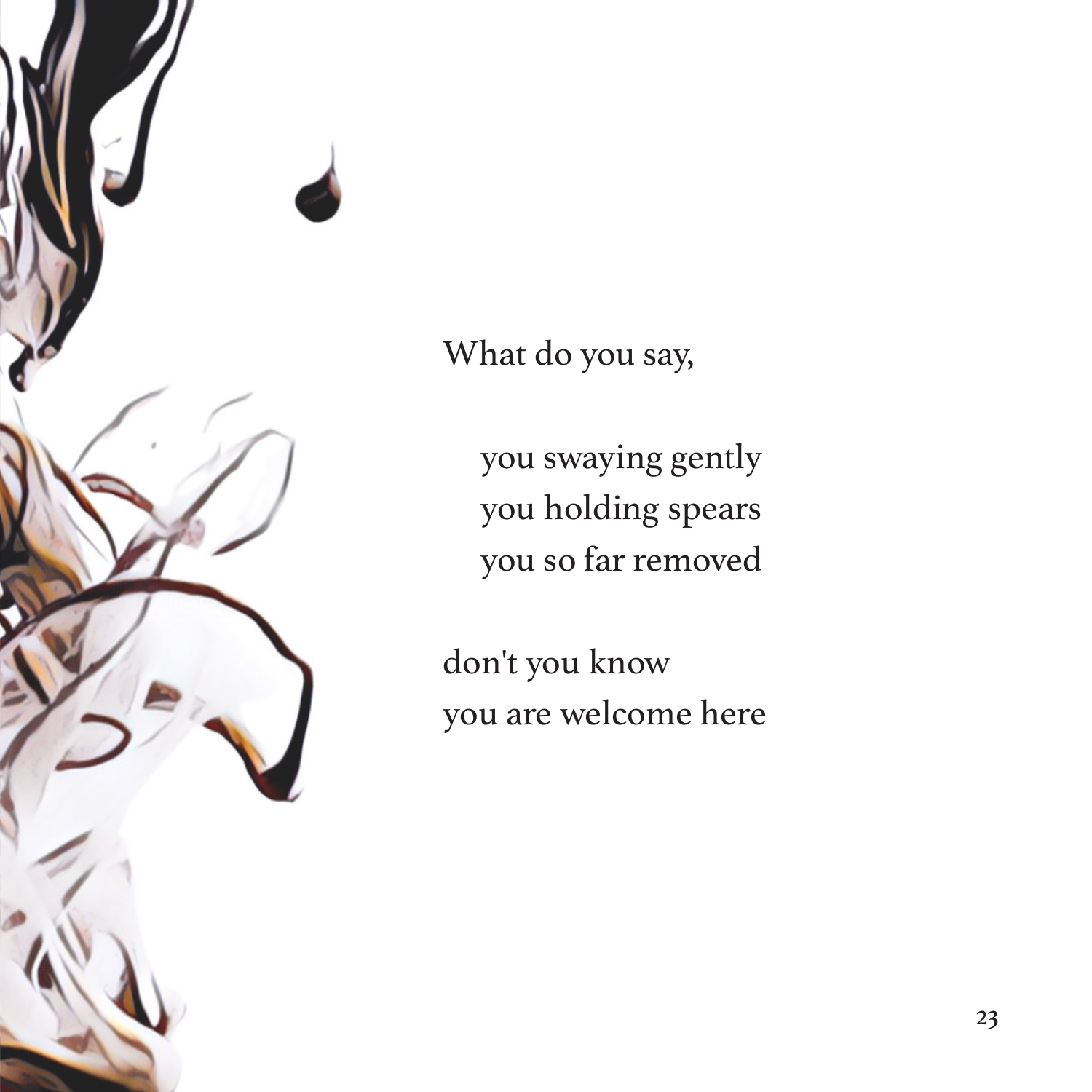What do you say,

&nbsp;&nbsp;&nbsp;&nbsp;you swaying gently  
&nbsp;&nbsp;&nbsp;&nbsp;you holding spears  
&nbsp;&nbsp;&nbsp;&nbsp;you so far removed

don't you know  
you are welcome here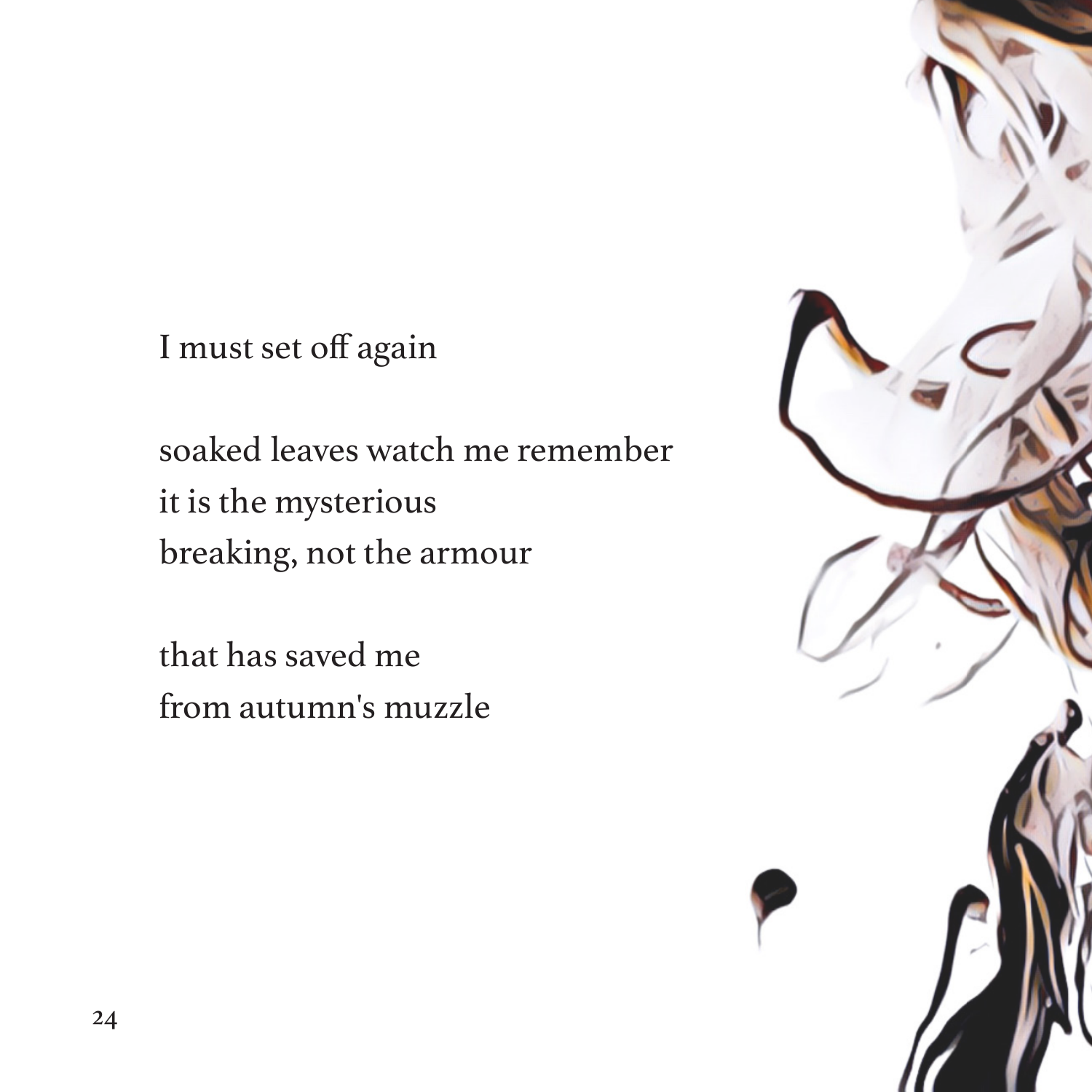I must set off again

soaked leaves watch me remember
it is the mysterious
breaking, not the armour

that has saved me
from autumn's muzzle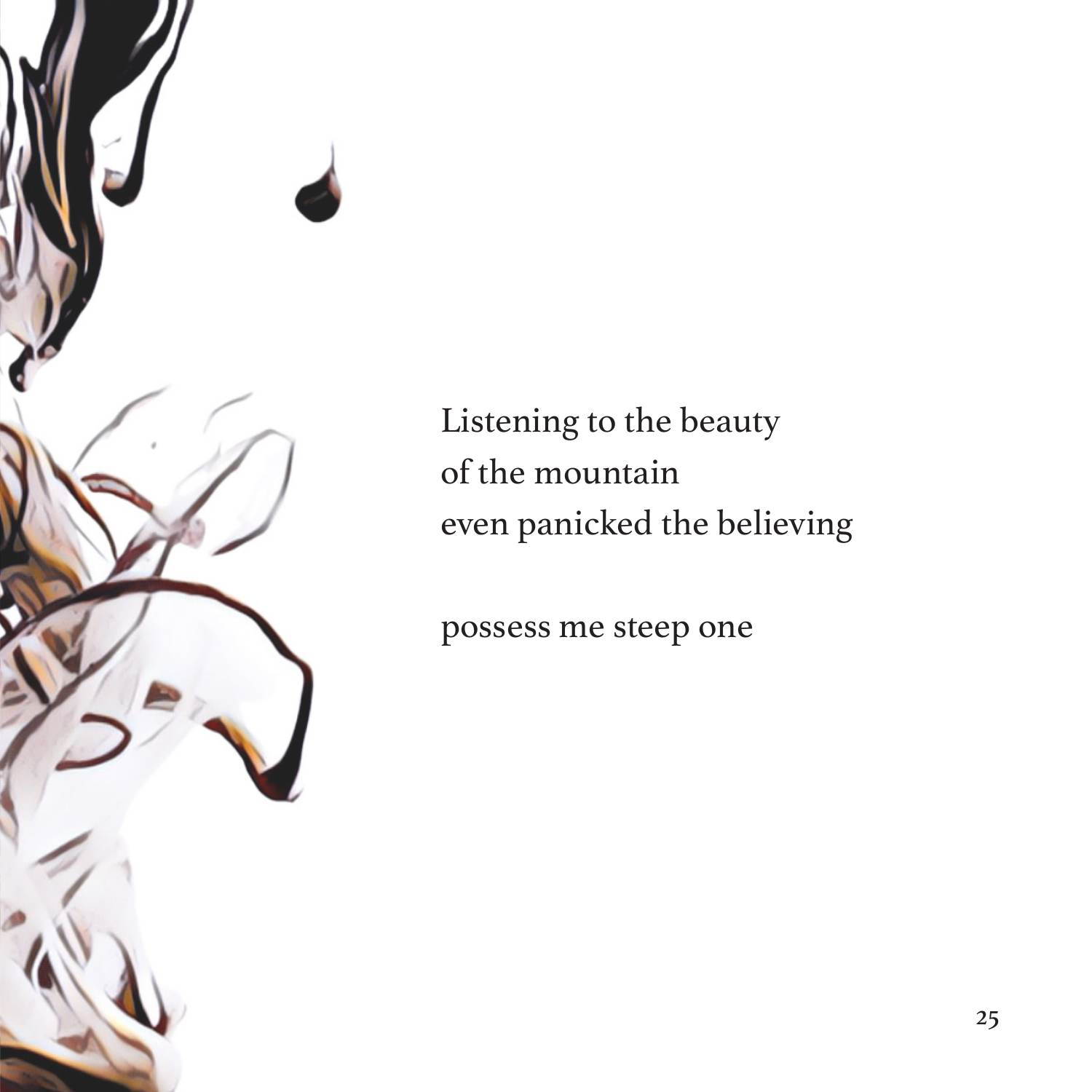Listening to the beauty  
of the mountain  
even panicked the believing

possess me steep one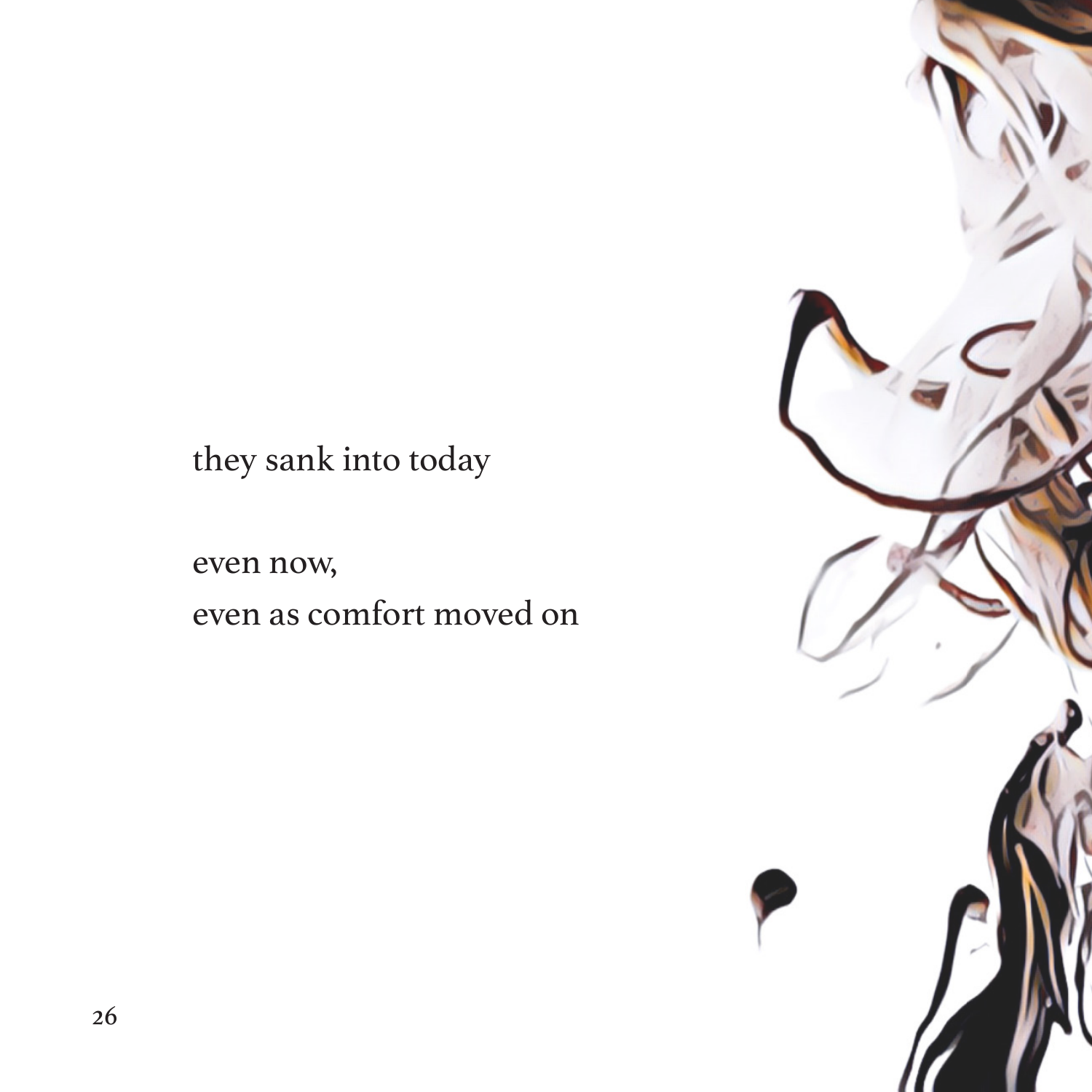they sank into today

even now,
even as comfort moved on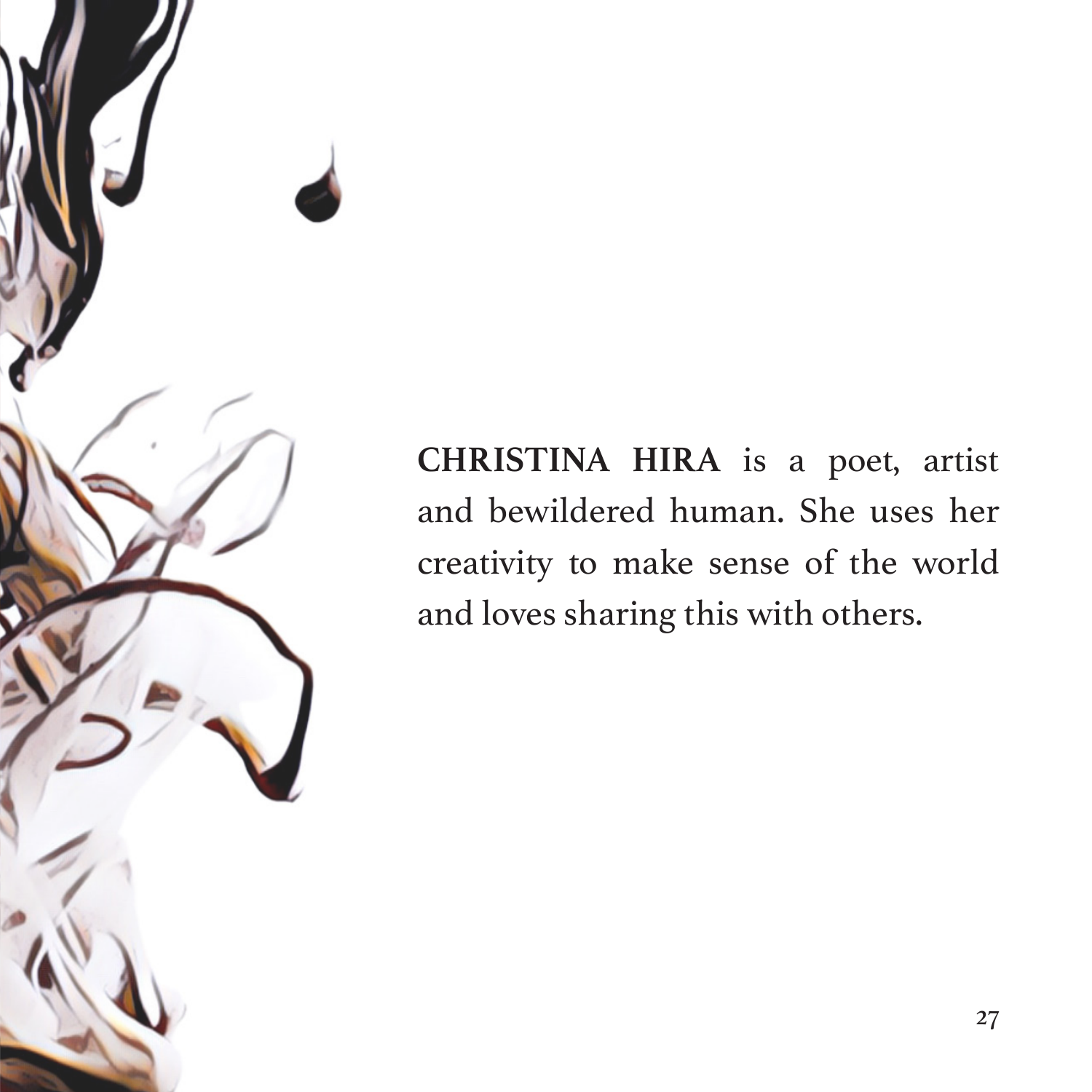**CHRISTINA HIRA** is a poet, artist and bewildered human. She uses her creativity to make sense of the world and loves sharing this with others.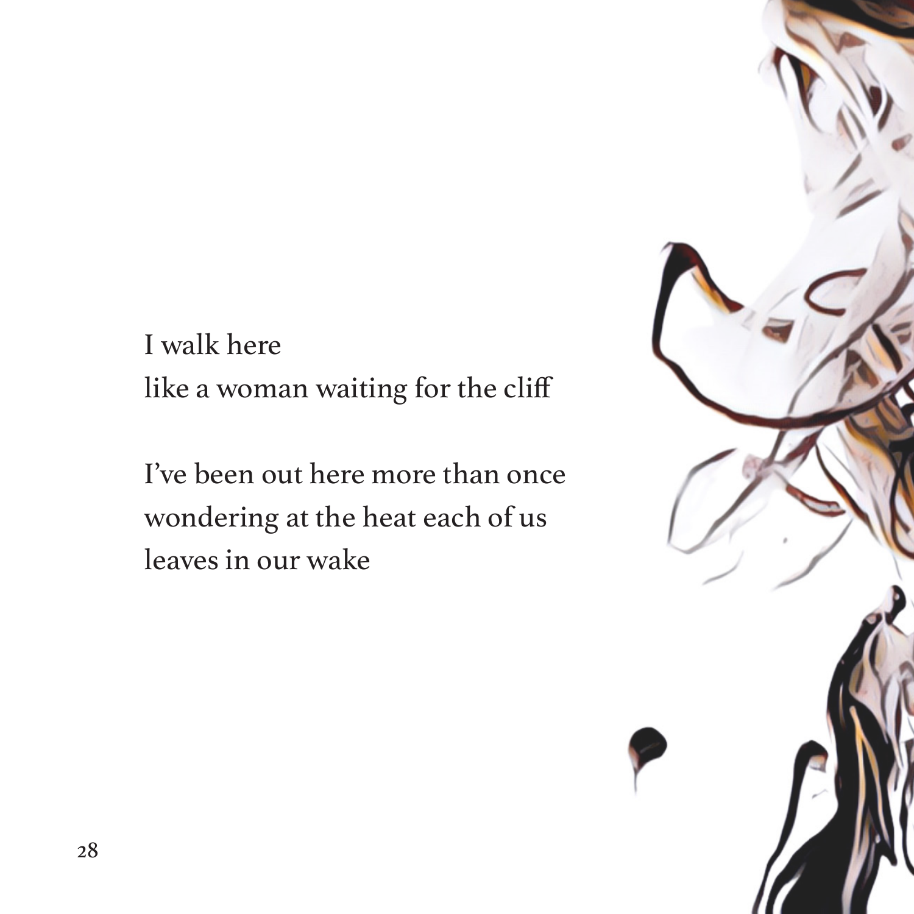I walk here  
like a woman waiting for the cliff

I’ve been out here more than once  
wondering at the heat each of us  
leaves in our wake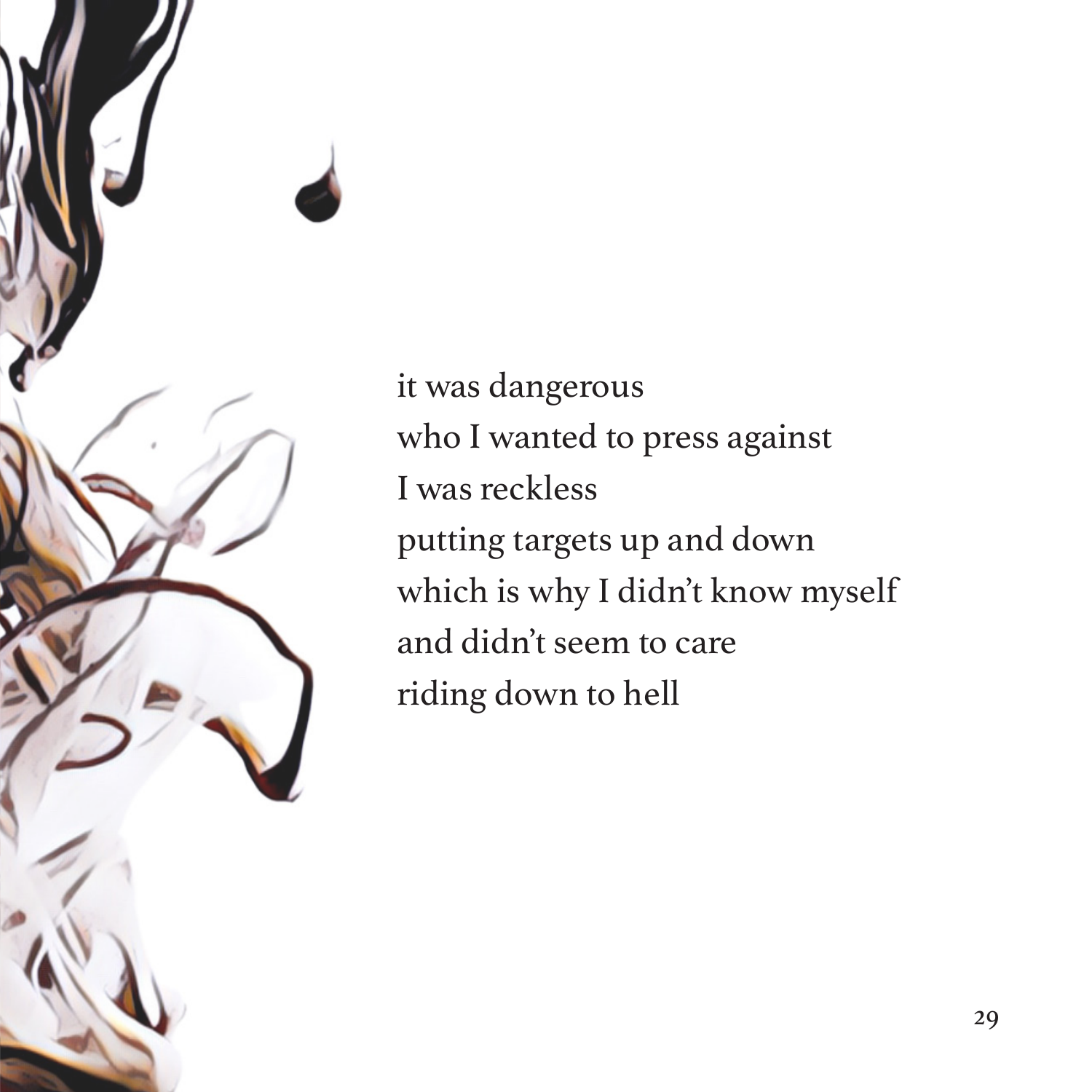it was dangerous  
who I wanted to press against  
I was reckless  
putting targets up and down  
which is why I didn't know myself  
and didn't seem to care  
riding down to hell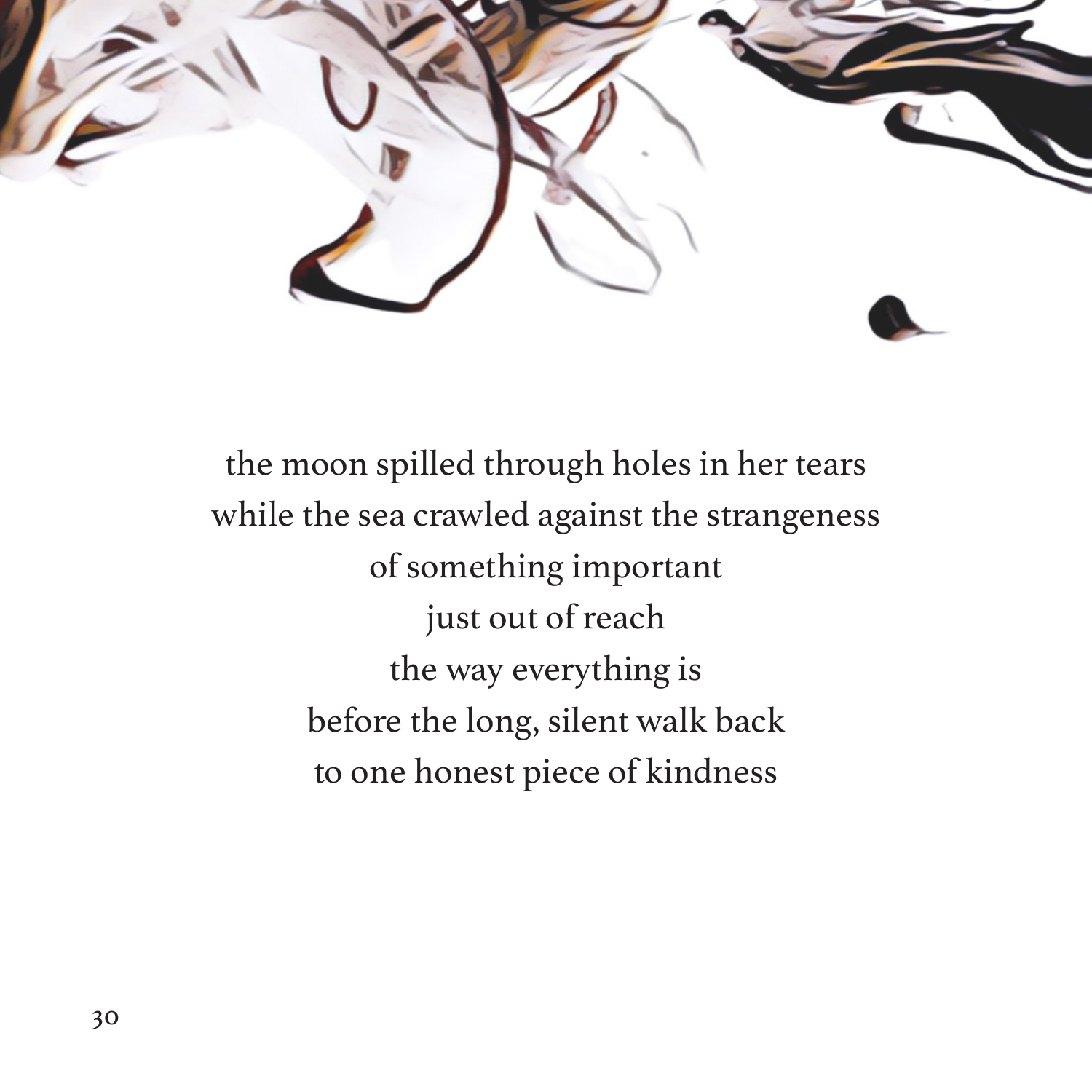the moon spilled through holes in her tears  
while the sea crawled against the strangeness  
of something important  
just out of reach  
the way everything is  
before the long, silent walk back  
to one honest piece of kindness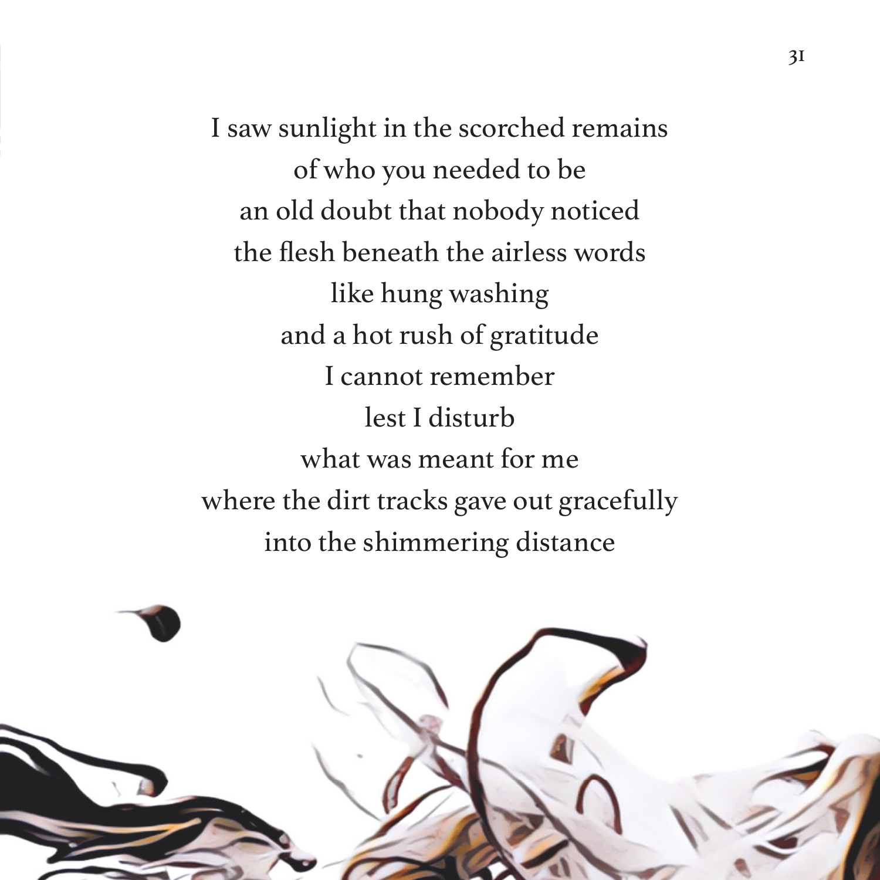I saw sunlight in the scorched remains  
of who you needed to be  
an old doubt that nobody noticed  
the flesh beneath the airless words  
like hung washing  
and a hot rush of gratitude  
I cannot remember  
lest I disturb  
what was meant for me  
where the dirt tracks gave out gracefully  
into the shimmering distance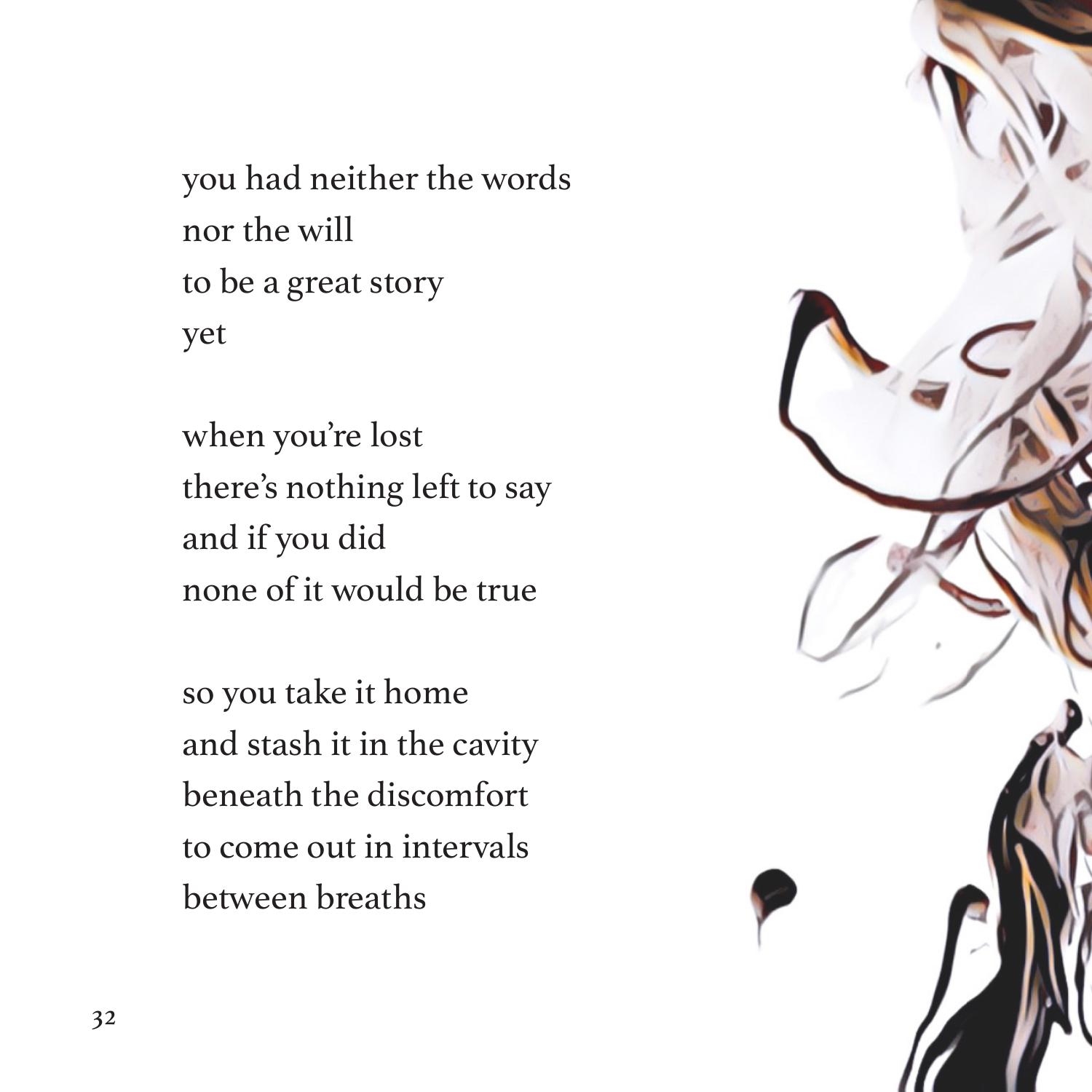you had neither the words  
nor the will  
to be a great story  
yet

when you're lost  
there's nothing left to say  
and if you did  
none of it would be true

so you take it home  
and stash it in the cavity  
beneath the discomfort  
to come out in intervals  
between breaths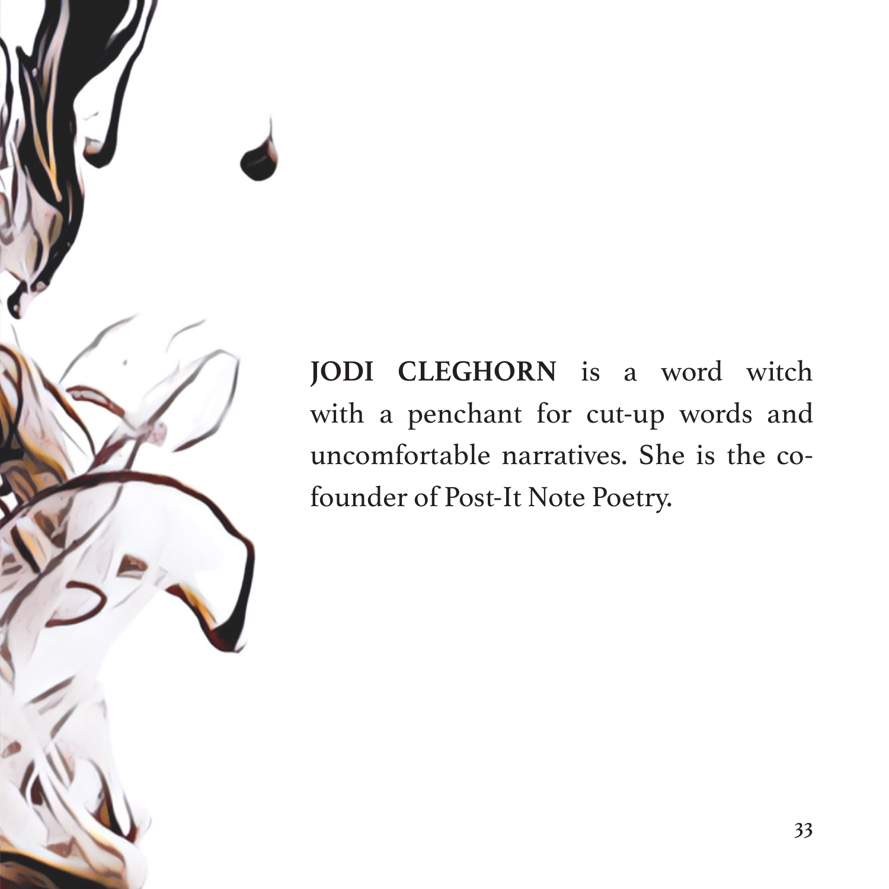**JODI CLEGHORN** is a word witch with a penchant for cut-up words and uncomfortable narratives. She is the co-founder of Post-It Note Poetry.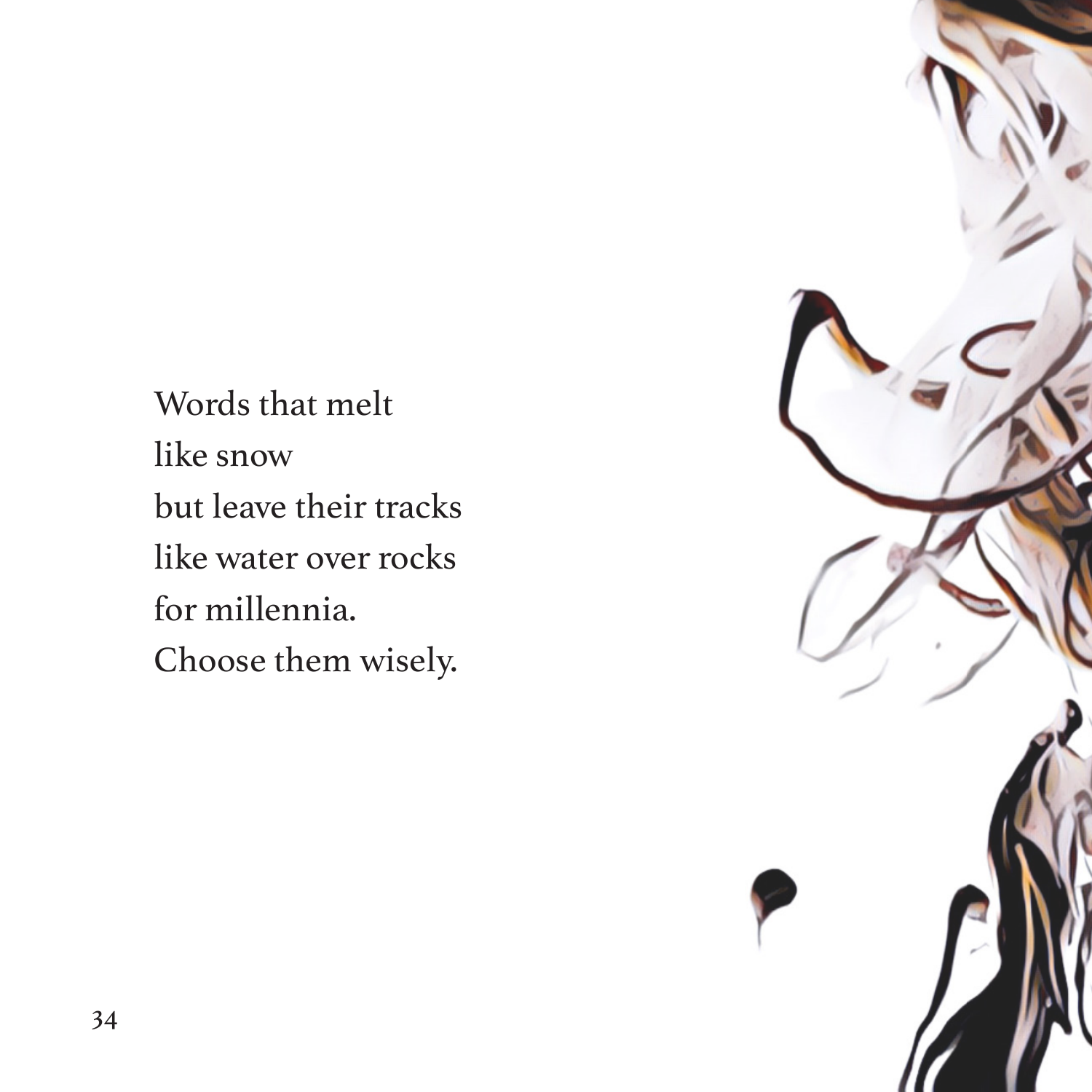Words that melt  
like snow  
but leave their tracks  
like water over rocks  
for millennia.  
Choose them wisely.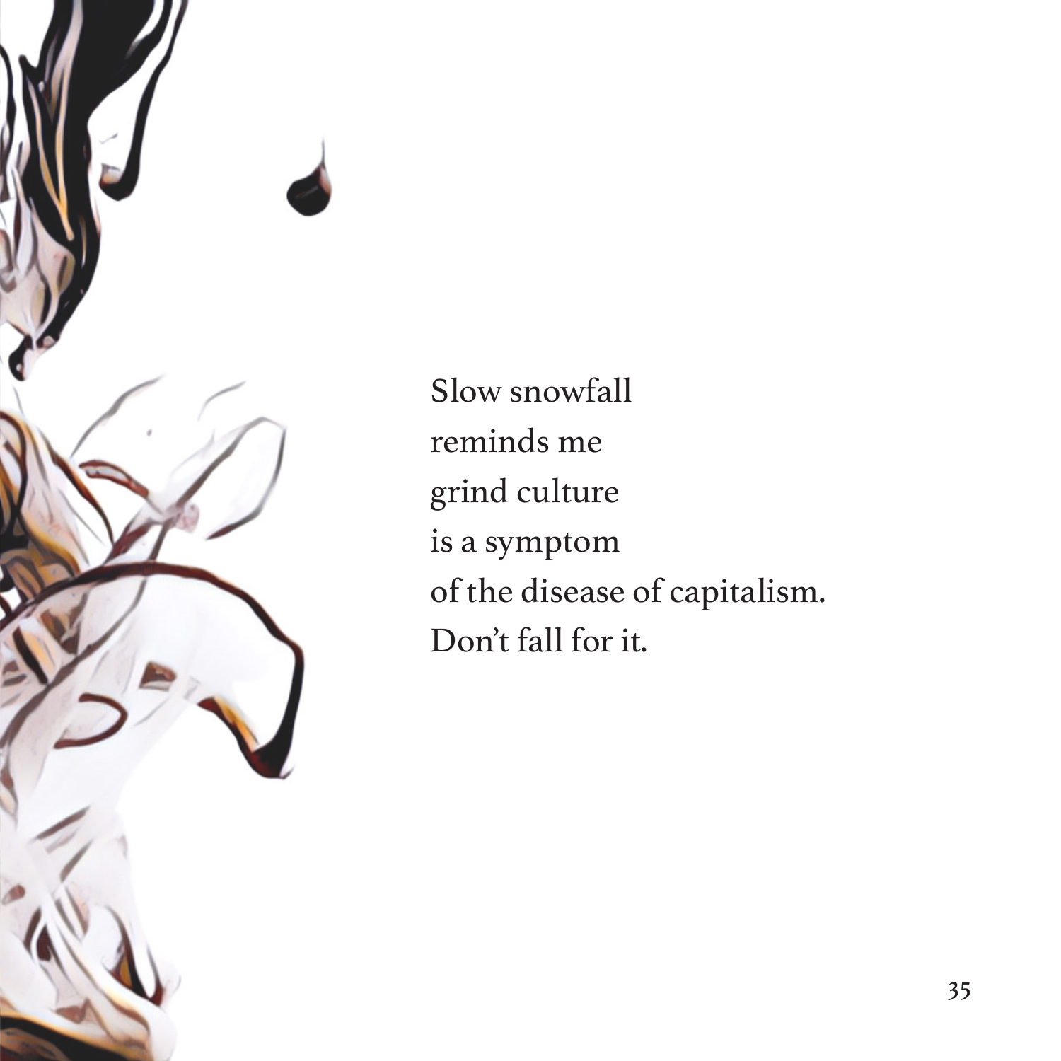Slow snowfall  
reminds me  
grind culture  
is a symptom  
of the disease of capitalism.  
Don't fall for it.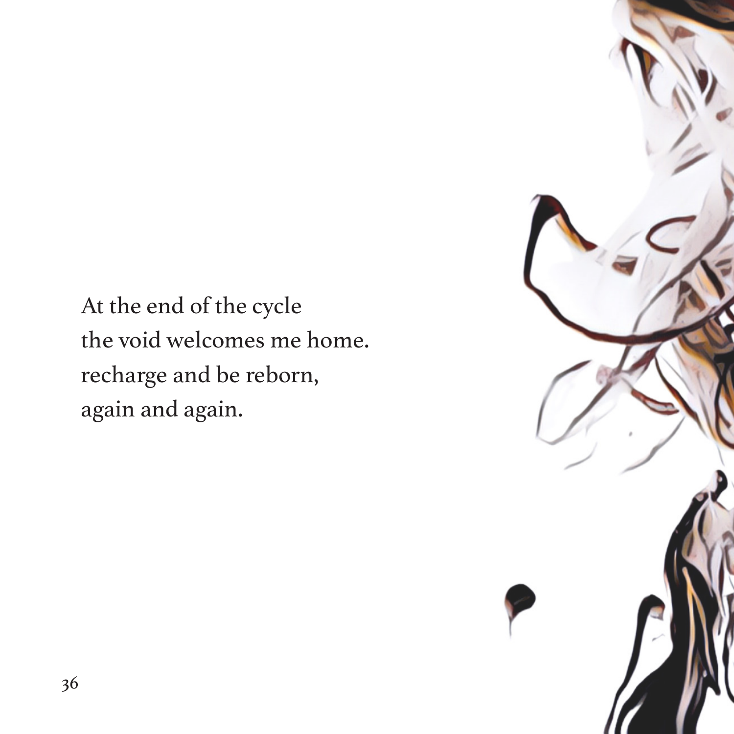At the end of the cycle  
the void welcomes me home.  
recharge and be reborn,  
again and again.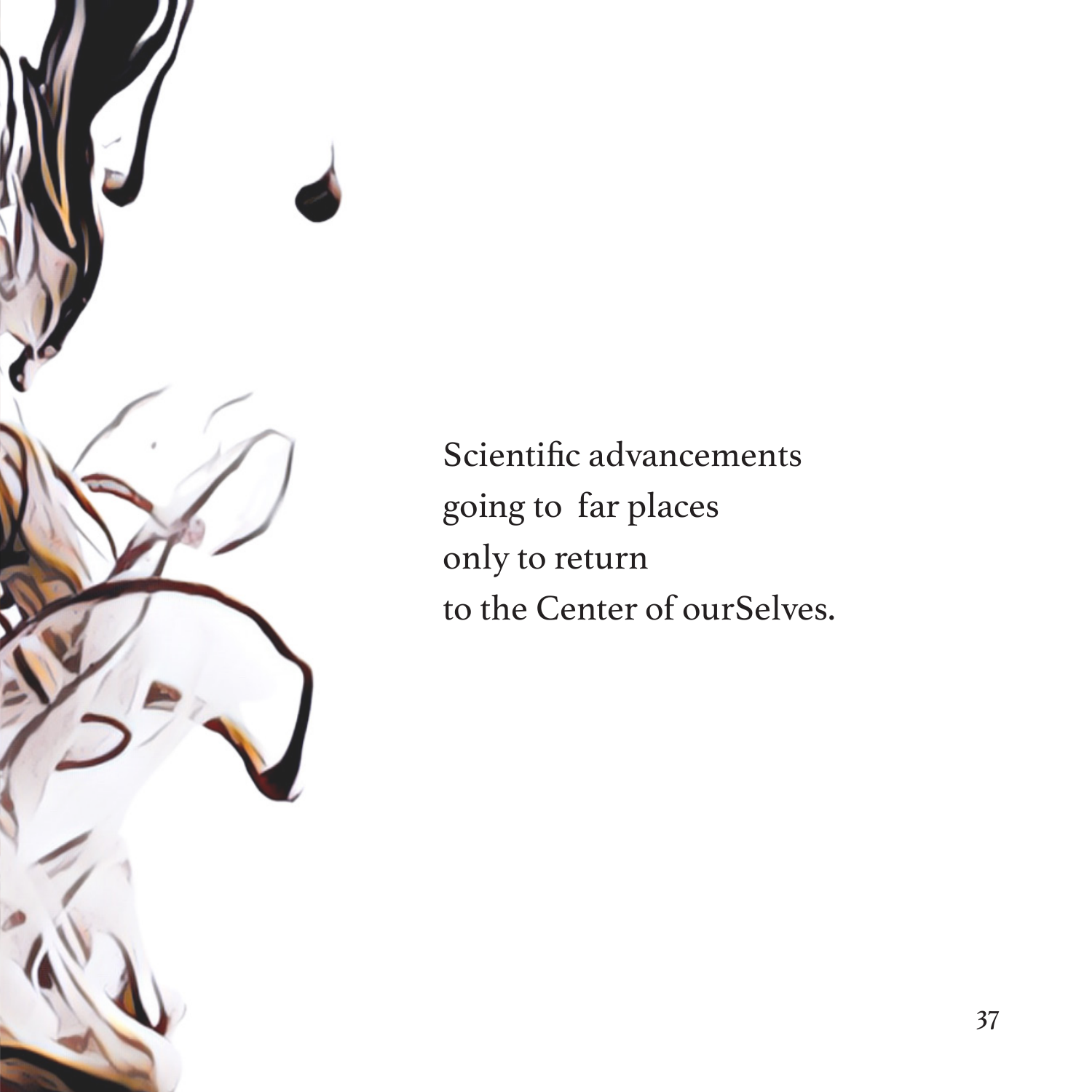Scientific advancements
going to far places
only to return
to the Center of ourSelves.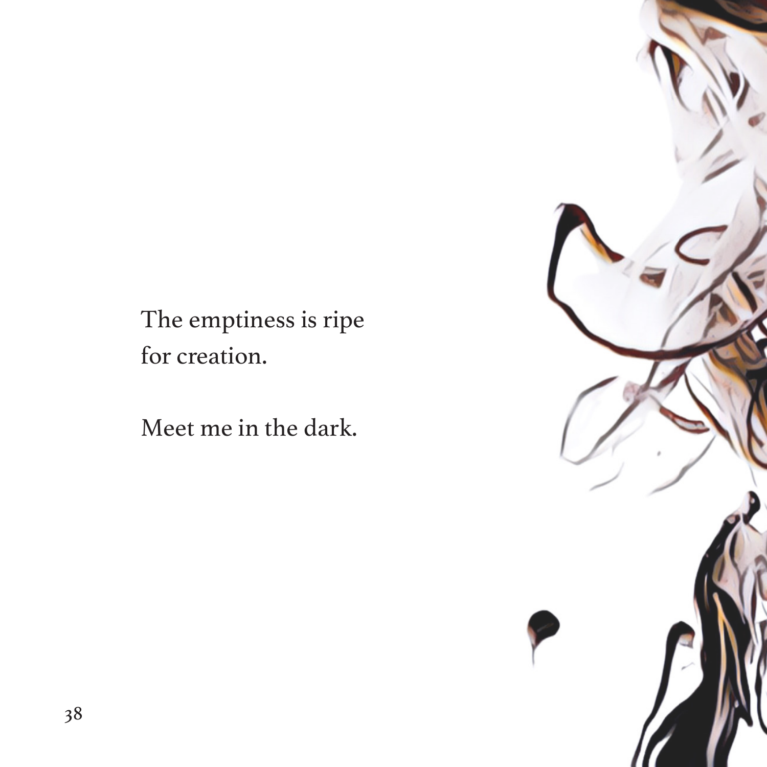The emptiness is ripe
for creation.

Meet me in the dark.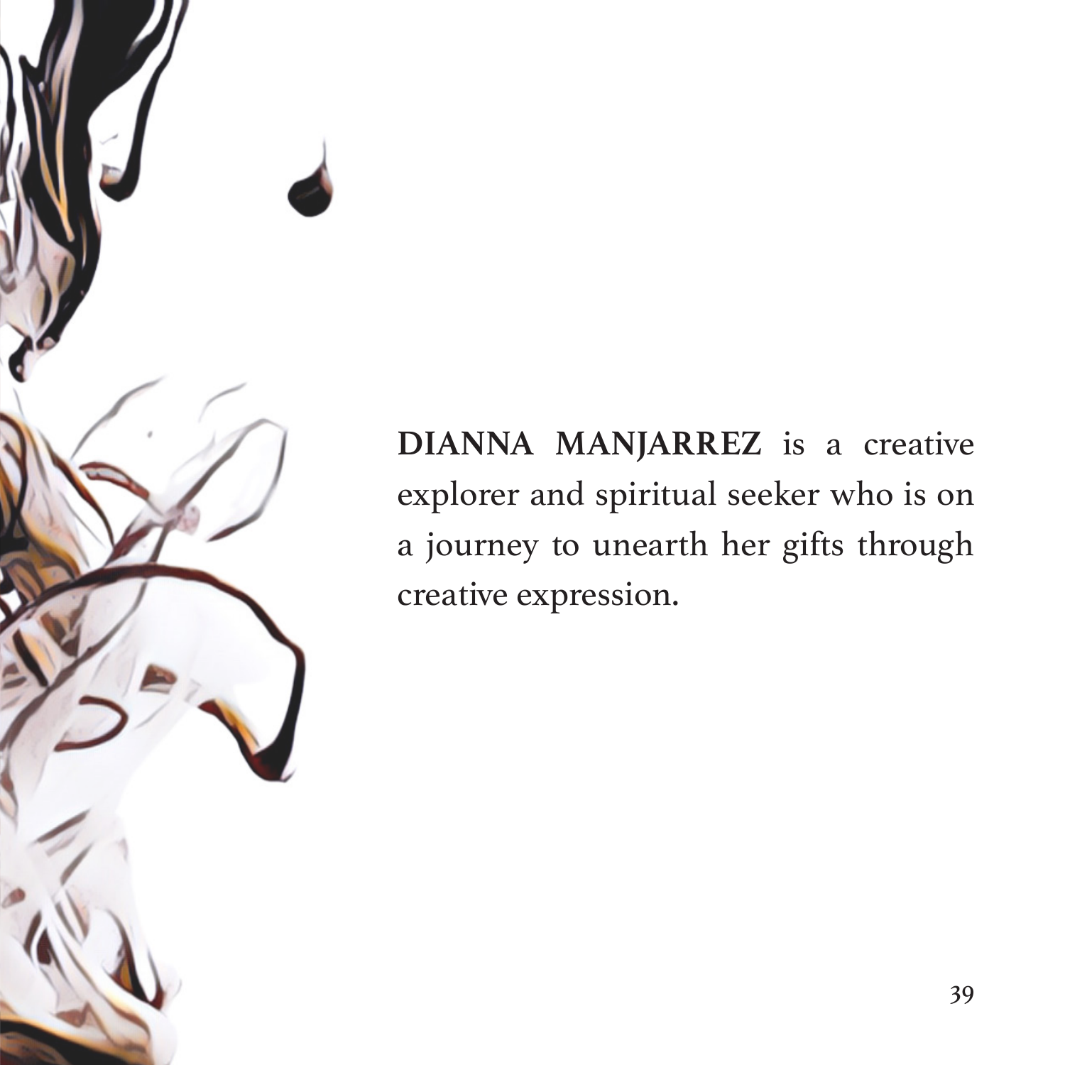**DIANNA MANJARREZ** is a creative explorer and spiritual seeker who is on a journey to unearth her gifts through creative expression.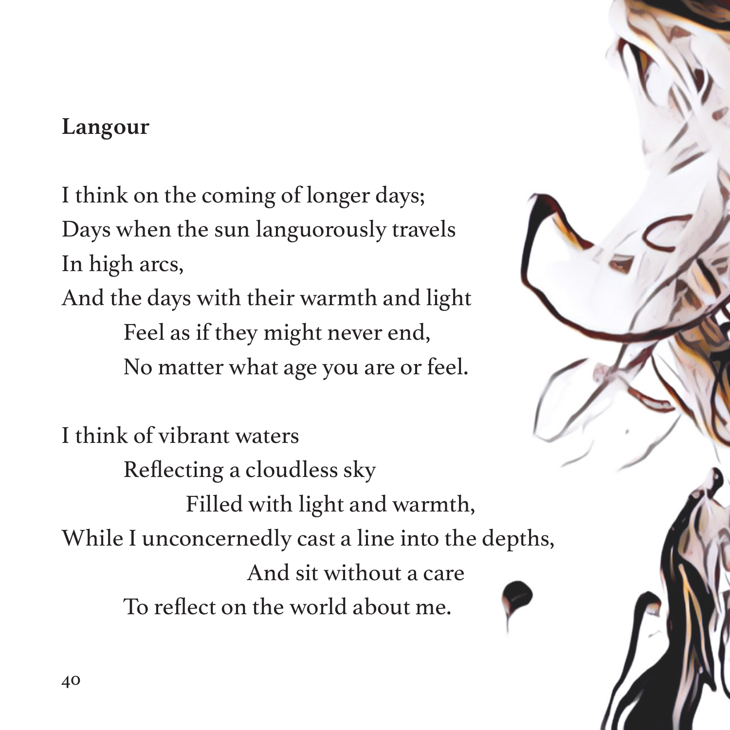**Langour**

I think on the coming of longer days;
Days when the sun languorously travels
In high arcs,
And the days with their warmth and light
        Feel as if they might never end,
        No matter what age you are or feel.

I think of vibrant waters
        Reflecting a cloudless sky
                Filled with light and warmth,
While I unconcernedly cast a line into the depths,
                        And sit without a care
        To reflect on the world about me.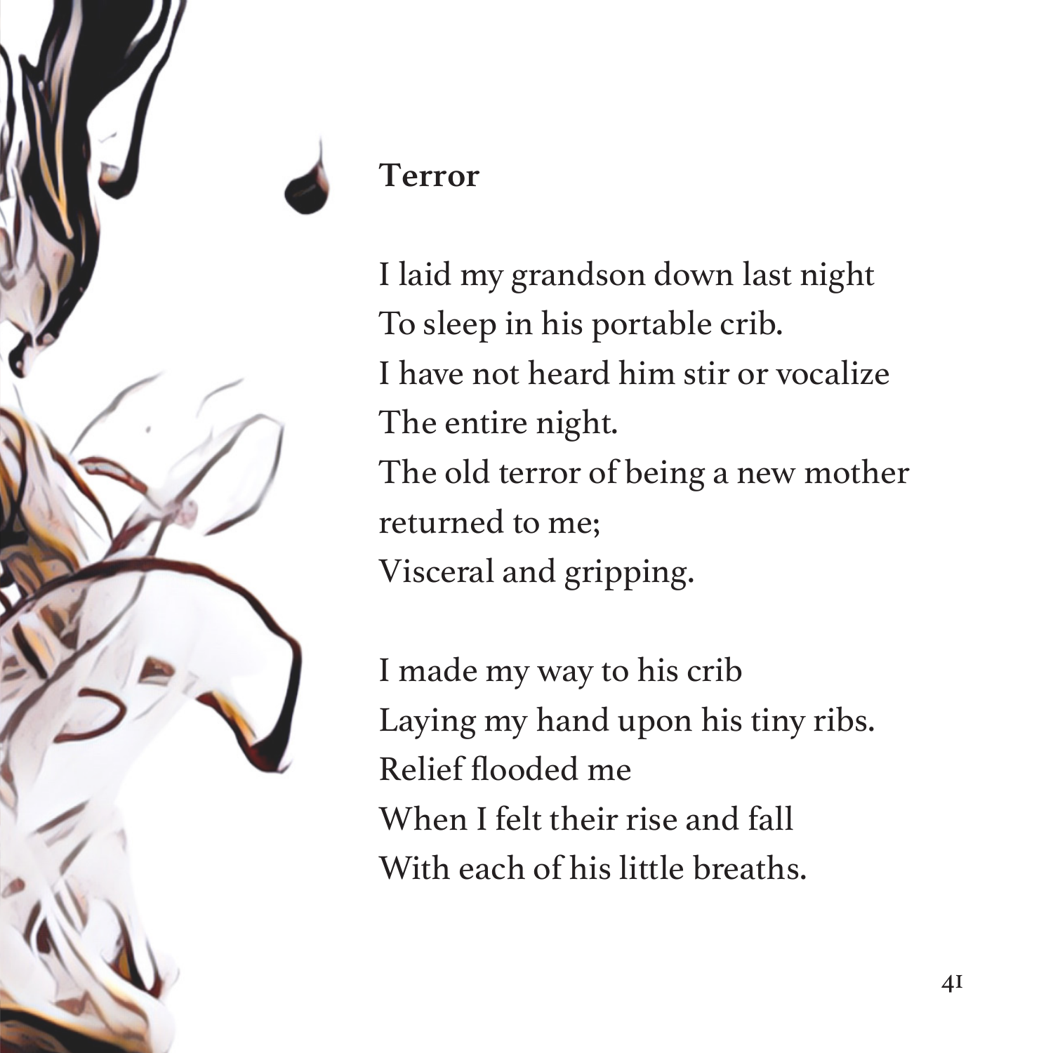## Terror

I laid my grandson down last night  
To sleep in his portable crib.  
I have not heard him stir or vocalize  
The entire night.  
The old terror of being a new mother  
returned to me;  
Visceral and gripping.

I made my way to his crib  
Laying my hand upon his tiny ribs.  
Relief flooded me  
When I felt their rise and fall  
With each of his little breaths.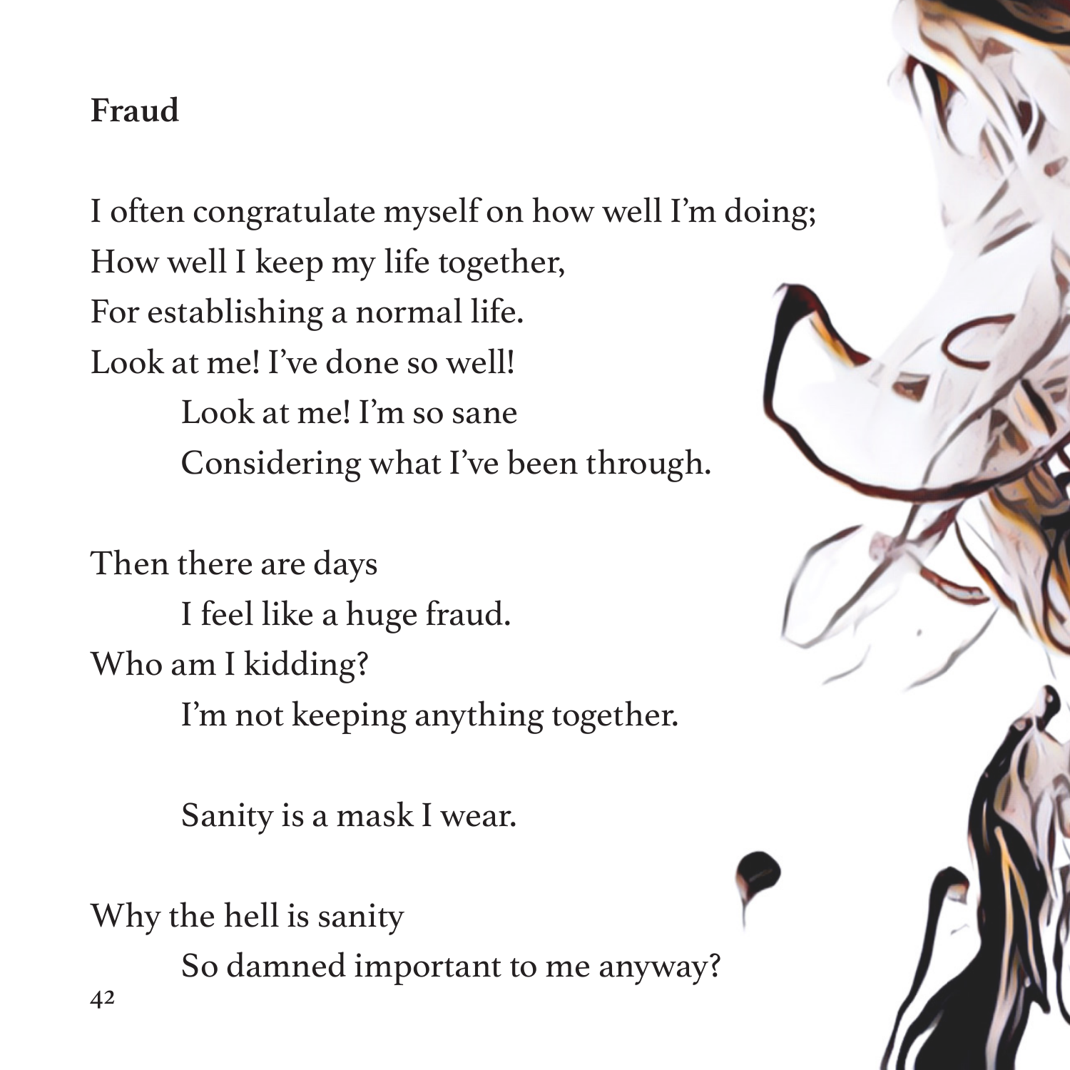## Fraud

I often congratulate myself on how well I'm doing;  
How well I keep my life together,  
For establishing a normal life.  
Look at me! I've done so well!  
        Look at me! I'm so sane  
        Considering what I've been through.

Then there are days  
        I feel like a huge fraud.  
Who am I kidding?  
        I'm not keeping anything together.

        Sanity is a mask I wear.

Why the hell is sanity  
        So damned important to me anyway?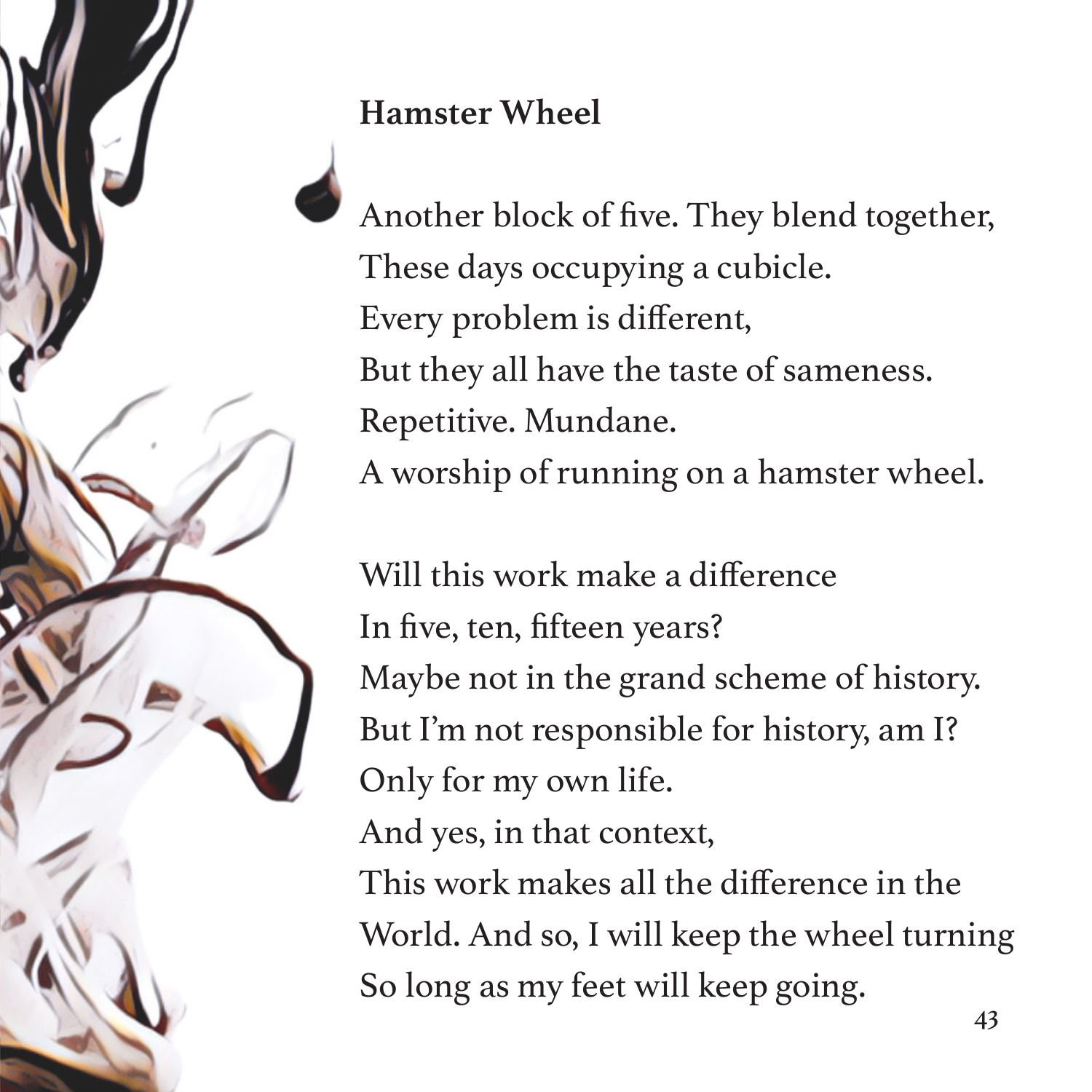**Hamster Wheel**

Another block of five. They blend together,  
These days occupying a cubicle.  
Every problem is different,  
But they all have the taste of sameness.  
Repetitive. Mundane.  
A worship of running on a hamster wheel.

Will this work make a difference  
In five, ten, fifteen years?  
Maybe not in the grand scheme of history.  
But I'm not responsible for history, am I?  
Only for my own life.  
And yes, in that context,  
This work makes all the difference in the  
World. And so, I will keep the wheel turning  
So long as my feet will keep going.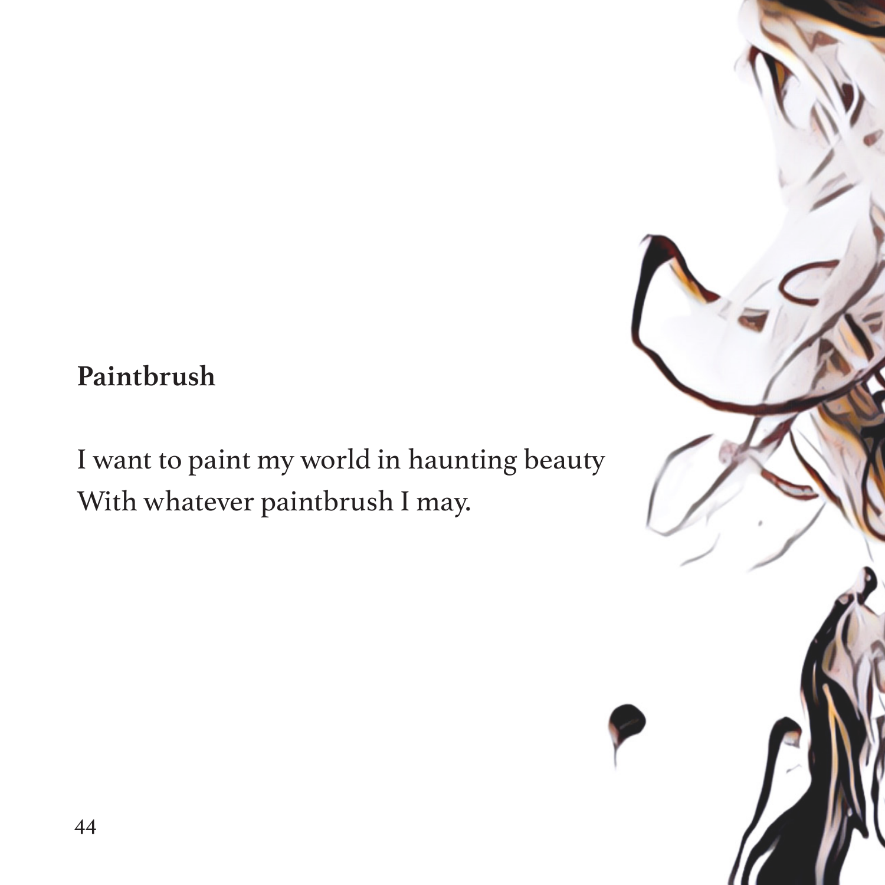## Paintbrush

I want to paint my world in haunting beauty
With whatever paintbrush I may.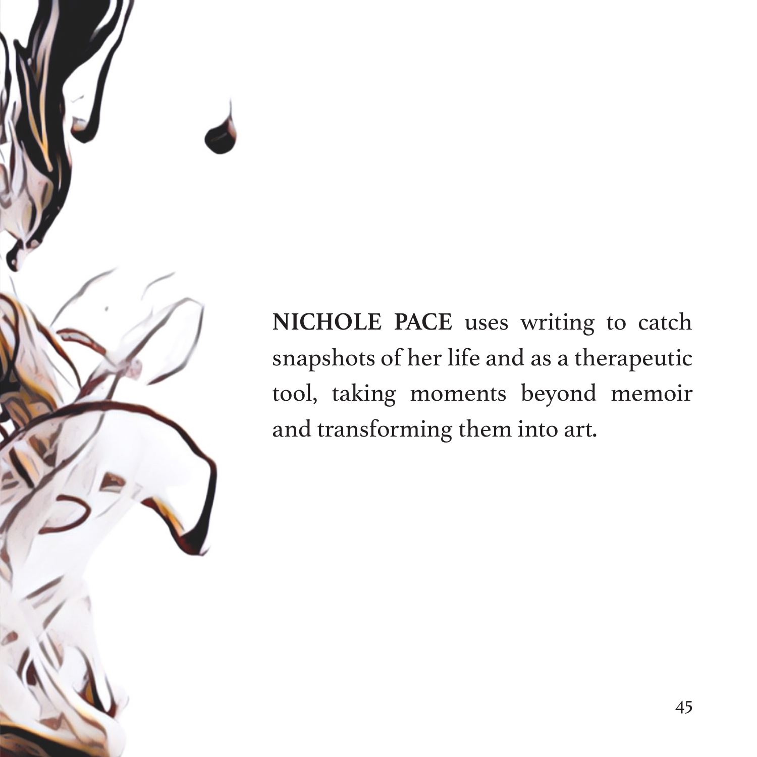**NICHOLE PACE** uses writing to catch snapshots of her life and as a therapeutic tool, taking moments beyond memoir and transforming them into art.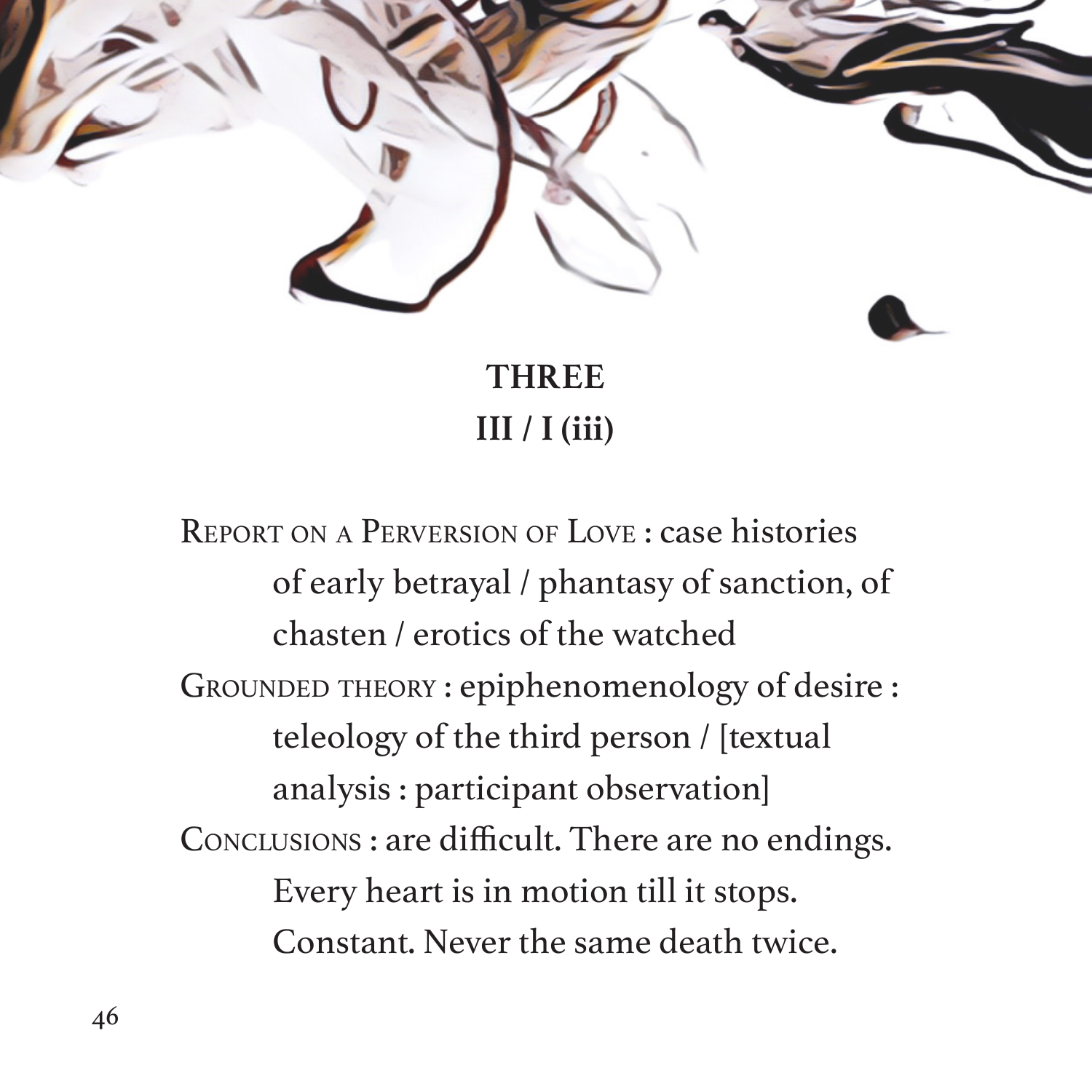## THREE

## III / I (iii)

Report on a Perversion of Love : case histories
　　of early betrayal / phantasy of sanction, of
　　chasten / erotics of the watched
Grounded theory : epiphenomenology of desire :
　　teleology of the third person / [textual
　　analysis : participant observation]
Conclusions : are difficult. There are no endings.
　　Every heart is in motion till it stops.
　　Constant. Never the same death twice.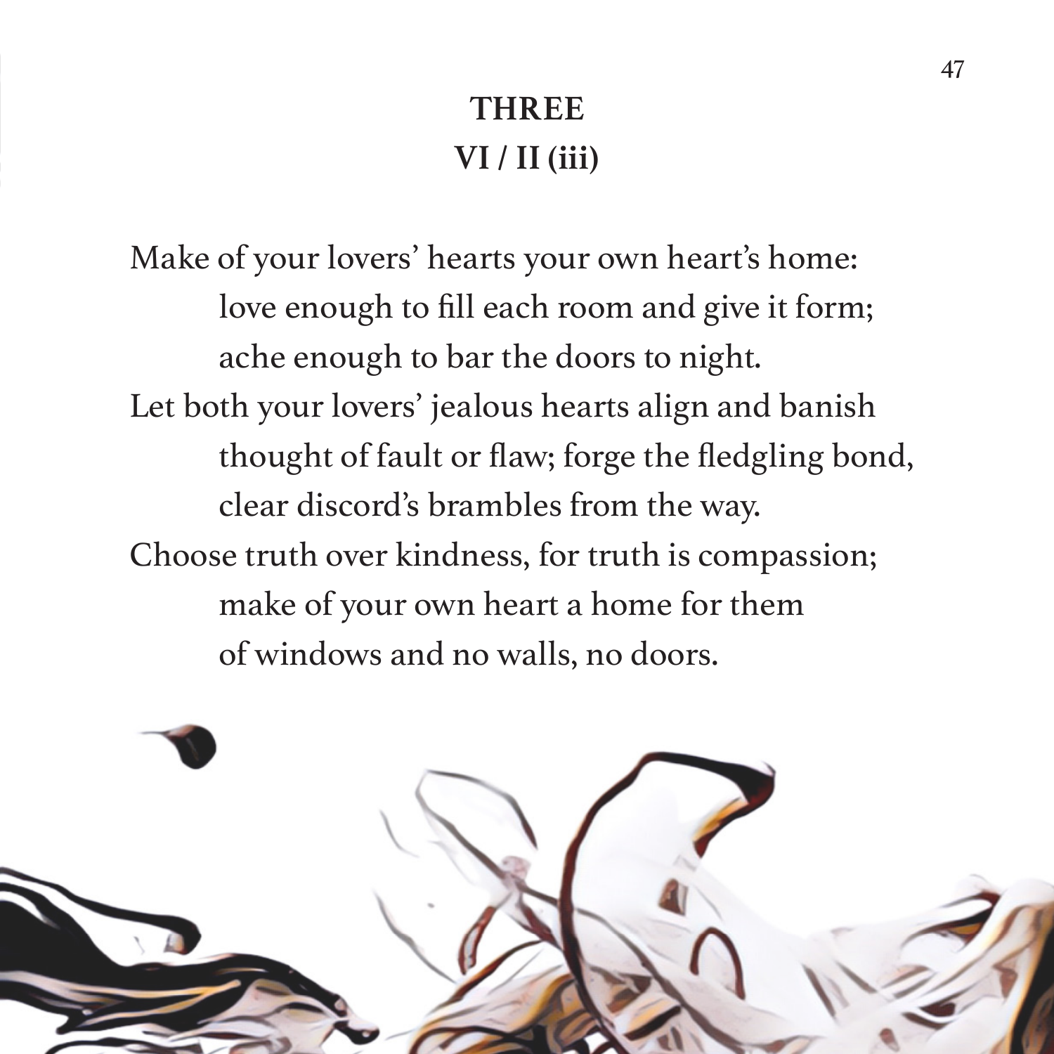## THREE

## VI / II (iii)

Make of your lovers' hearts your own heart's home:
        love enough to fill each room and give it form;
        ache enough to bar the doors to night.
Let both your lovers' jealous hearts align and banish
        thought of fault or flaw; forge the fledgling bond,
        clear discord's brambles from the way.
Choose truth over kindness, for truth is compassion;
        make of your own heart a home for them
        of windows and no walls, no doors.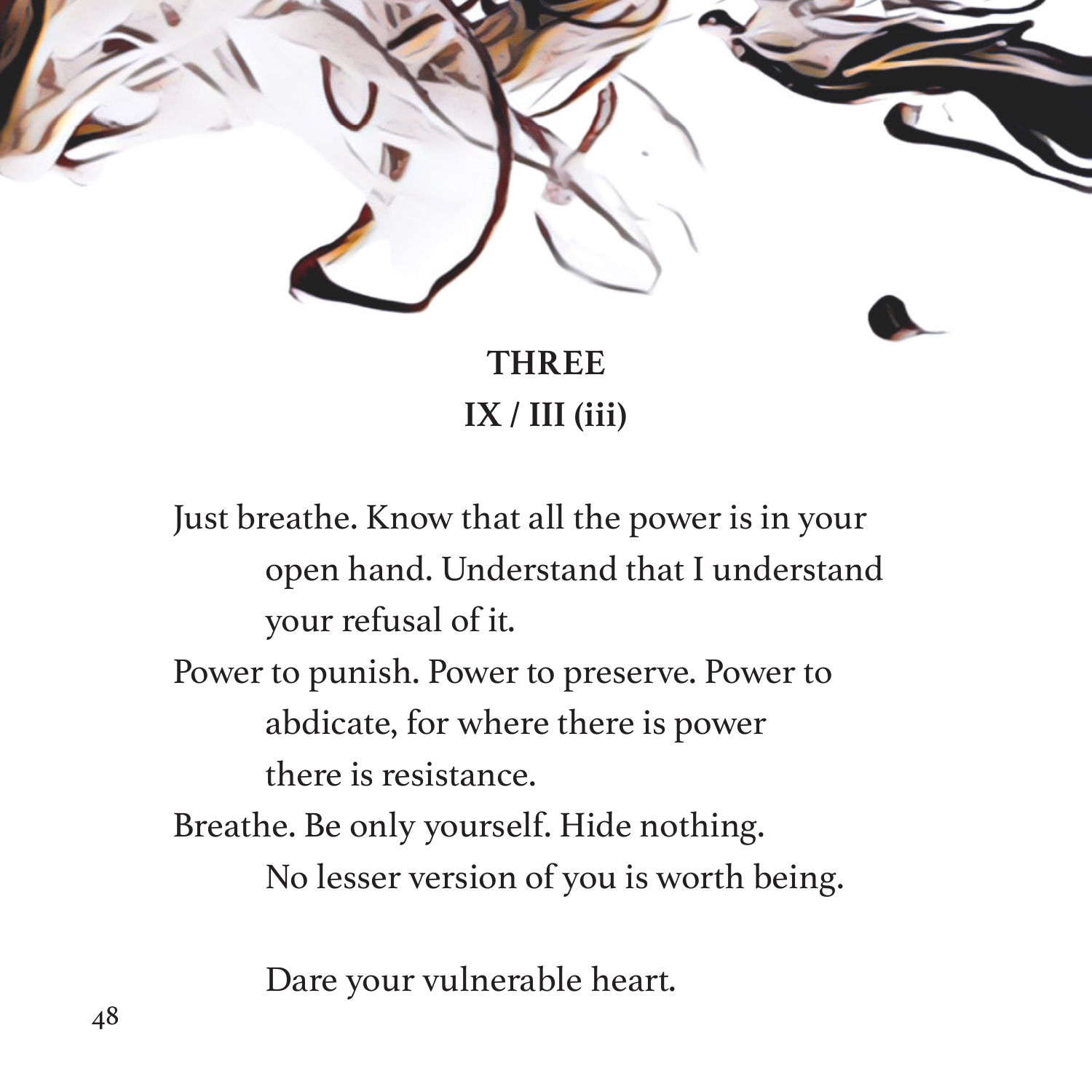**THREE**

**IX / III (iii)**

Just breathe. Know that all the power is in your
open hand. Understand that I understand
your refusal of it.
Power to punish. Power to preserve. Power to
abdicate, for where there is power
there is resistance.
Breathe. Be only yourself. Hide nothing.
No lesser version of you is worth being.

Dare your vulnerable heart.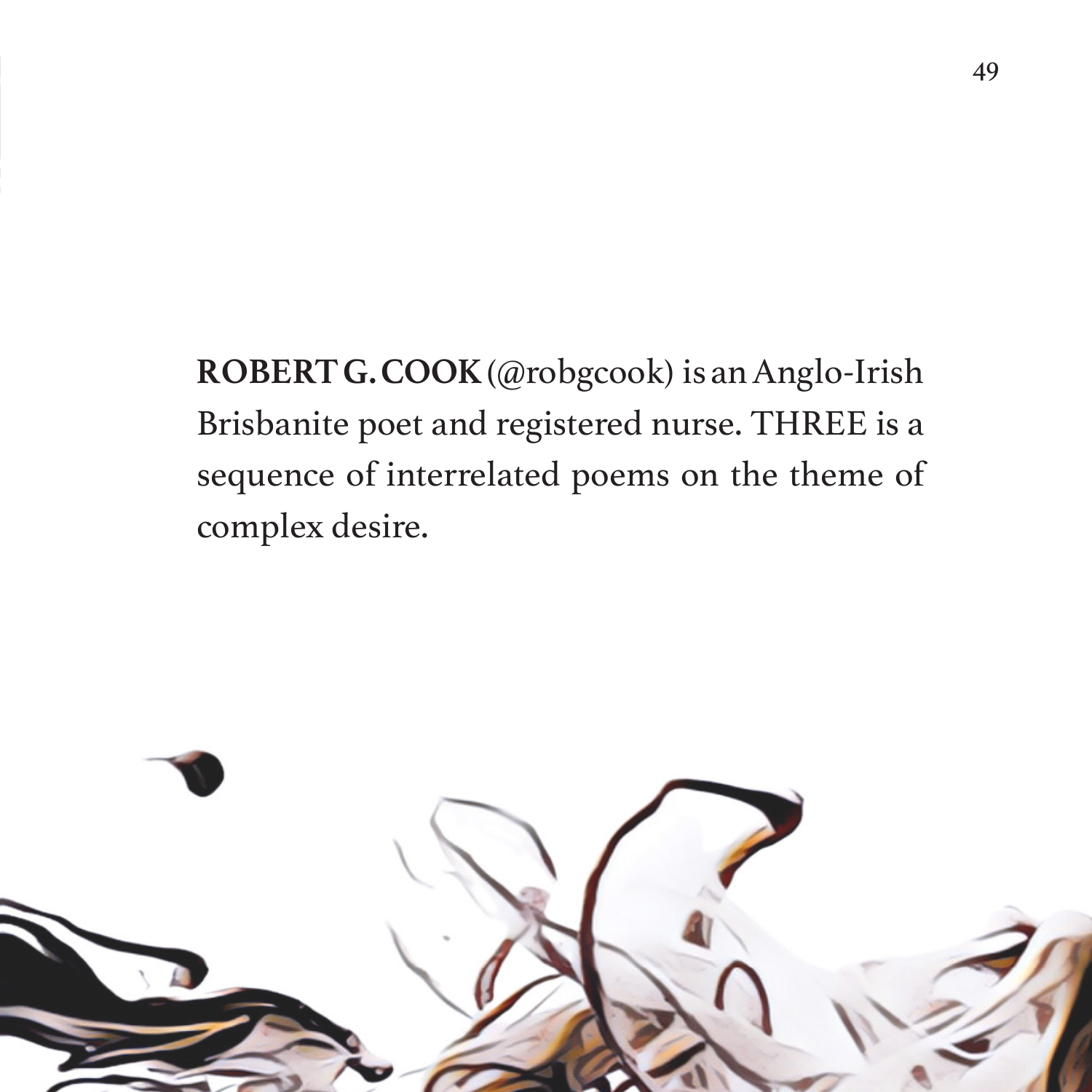**ROBERT G. COOK** (@robgcook) is an Anglo-Irish Brisbanite poet and registered nurse. THREE is a sequence of interrelated poems on the theme of complex desire.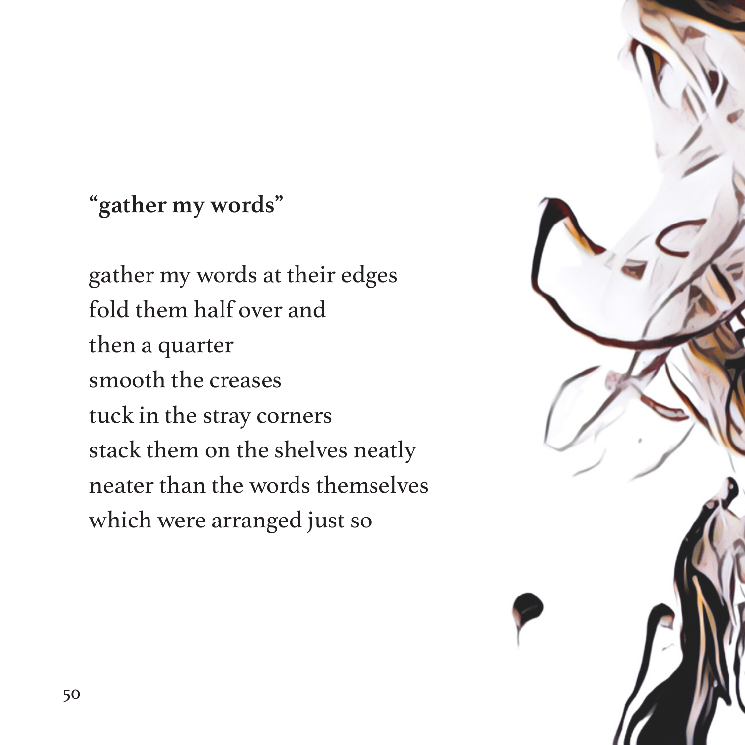**"gather my words"**

gather my words at their edges
fold them half over and
then a quarter
smooth the creases
tuck in the stray corners
stack them on the shelves neatly
neater than the words themselves
which were arranged just so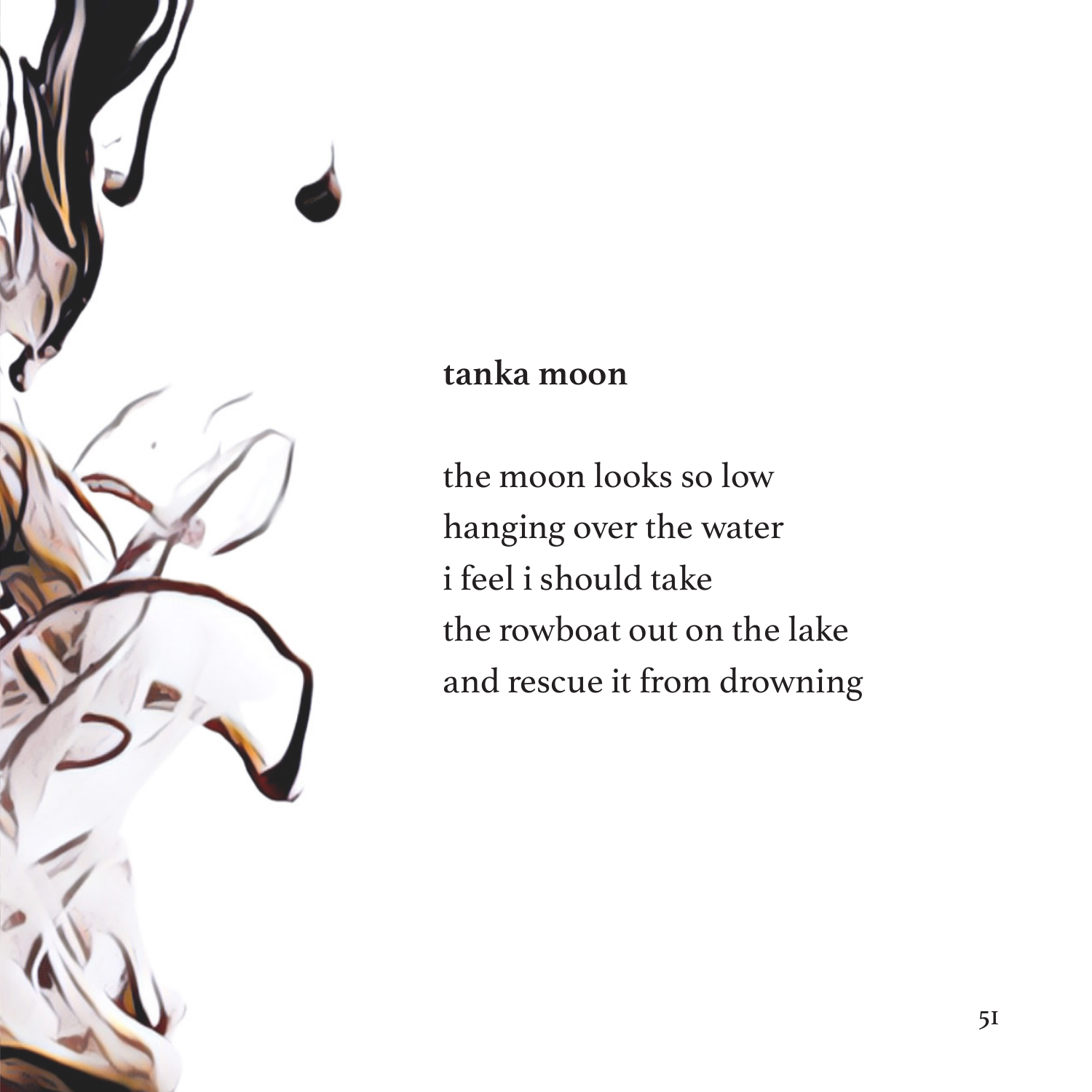**tanka moon**

the moon looks so low
hanging over the water
i feel i should take
the rowboat out on the lake
and rescue it from drowning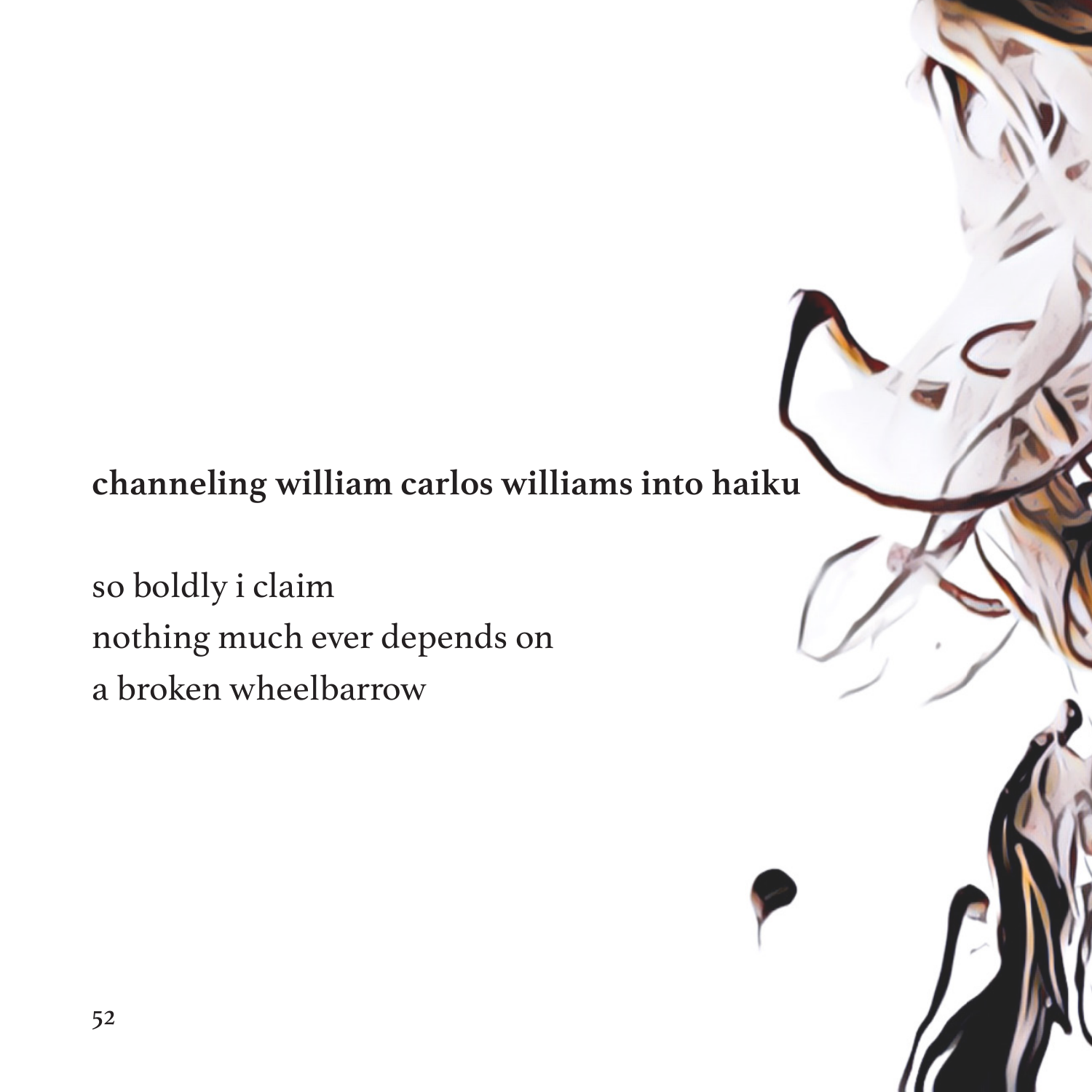**channeling william carlos williams into haiku**

so boldly i claim  
nothing much ever depends on  
a broken wheelbarrow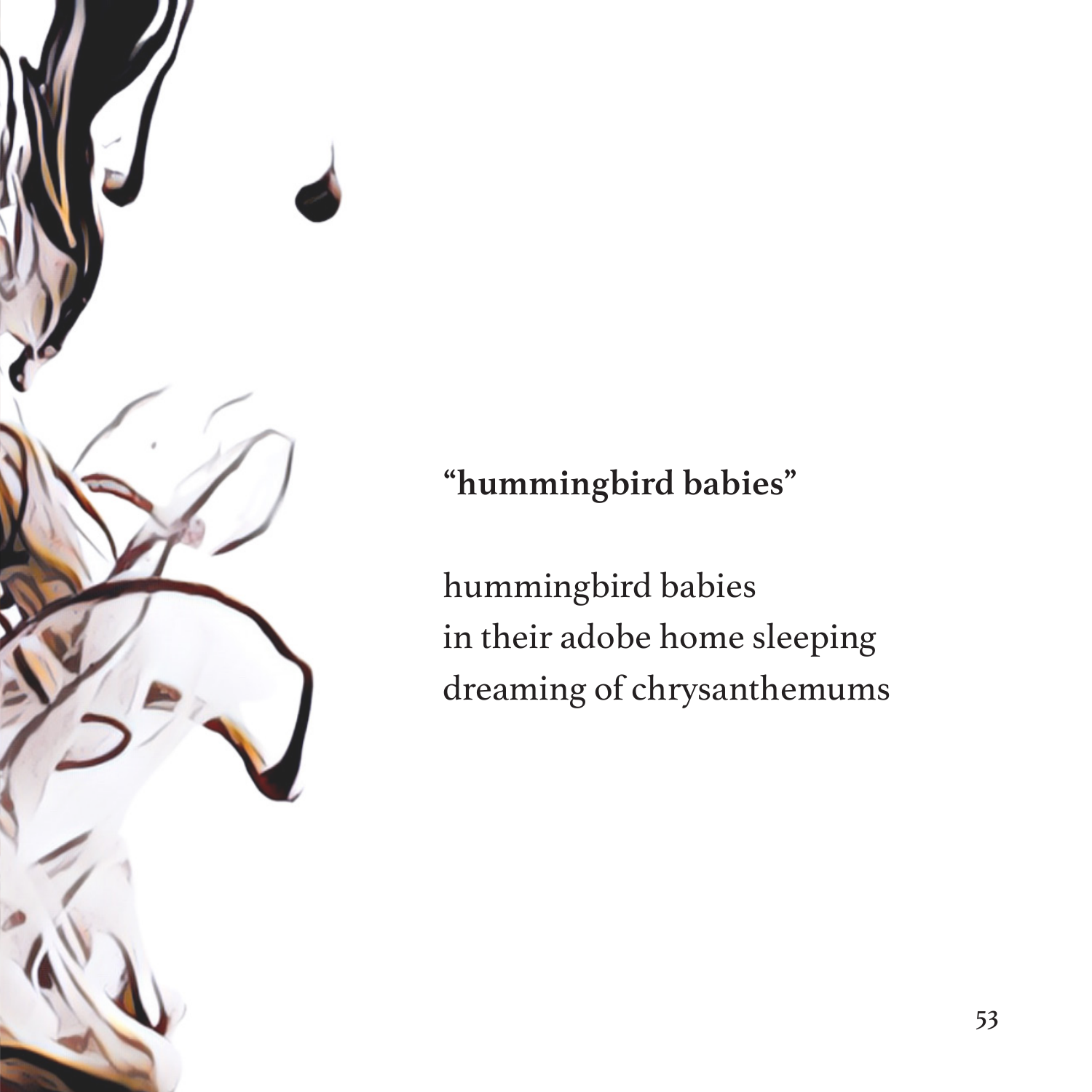**“hummingbird babies”**

hummingbird babies  
in their adobe home sleeping  
dreaming of chrysanthemums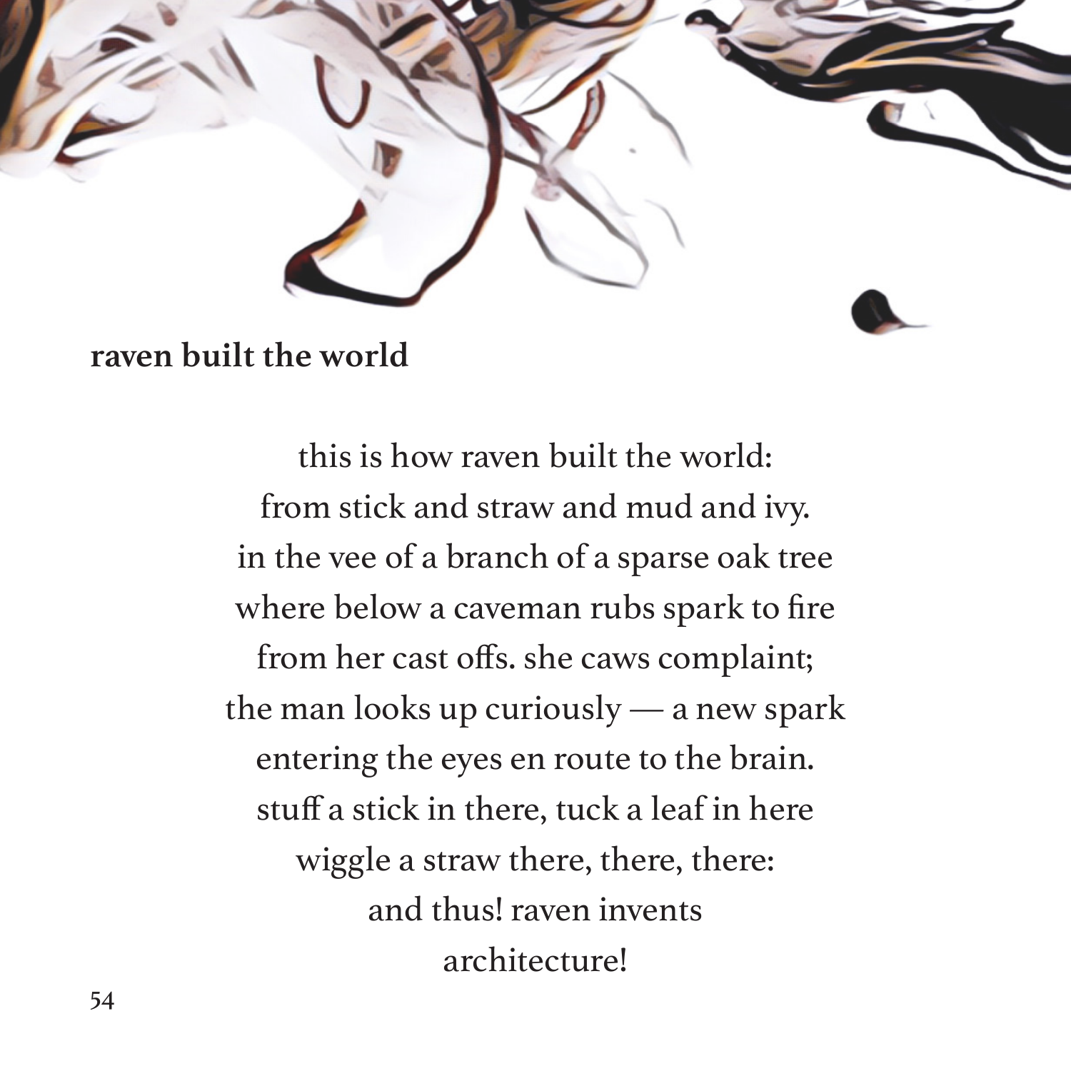**raven built the world**

this is how raven built the world:
from stick and straw and mud and ivy.
in the vee of a branch of a sparse oak tree
where below a caveman rubs spark to fire
from her cast offs. she caws complaint;
the man looks up curiously — a new spark
entering the eyes en route to the brain.
stuff a stick in there, tuck a leaf in here
wiggle a straw there, there, there:
and thus! raven invents
architecture!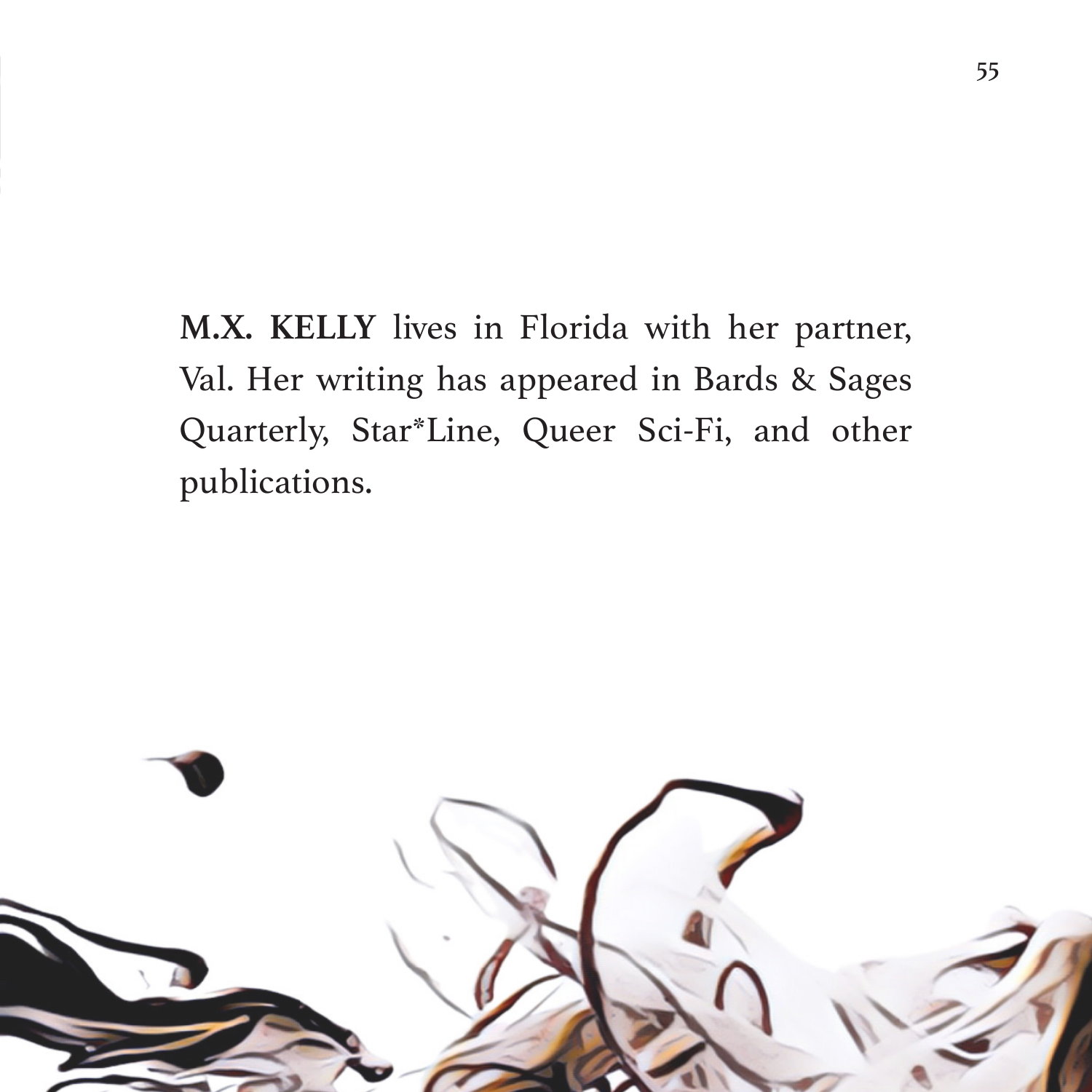**M.X. KELLY** lives in Florida with her partner, Val. Her writing has appeared in Bards & Sages Quarterly, Star*Line, Queer Sci-Fi, and other publications.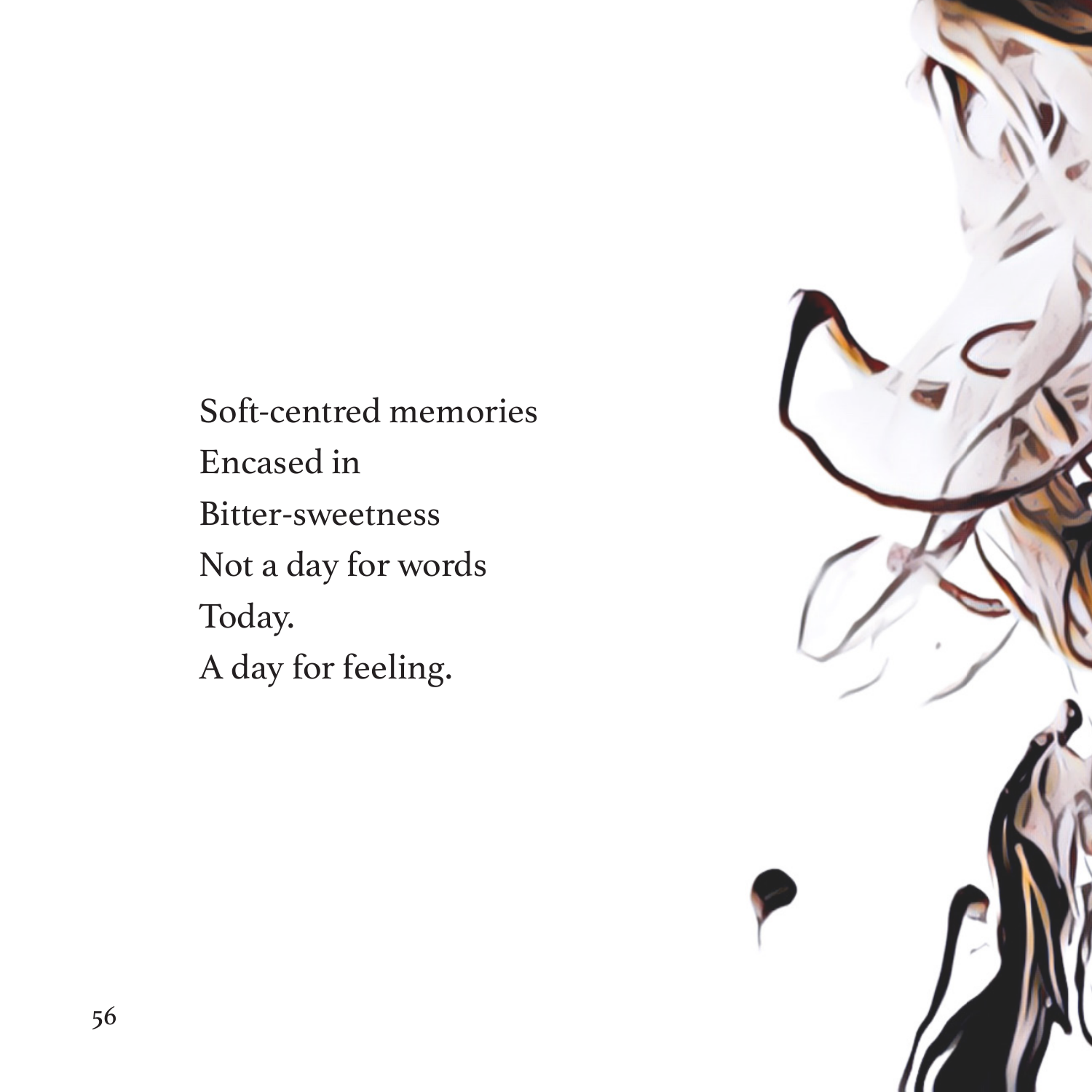Soft-centred memories  
Encased in  
Bitter-sweetness  
Not a day for words  
Today.  
A day for feeling.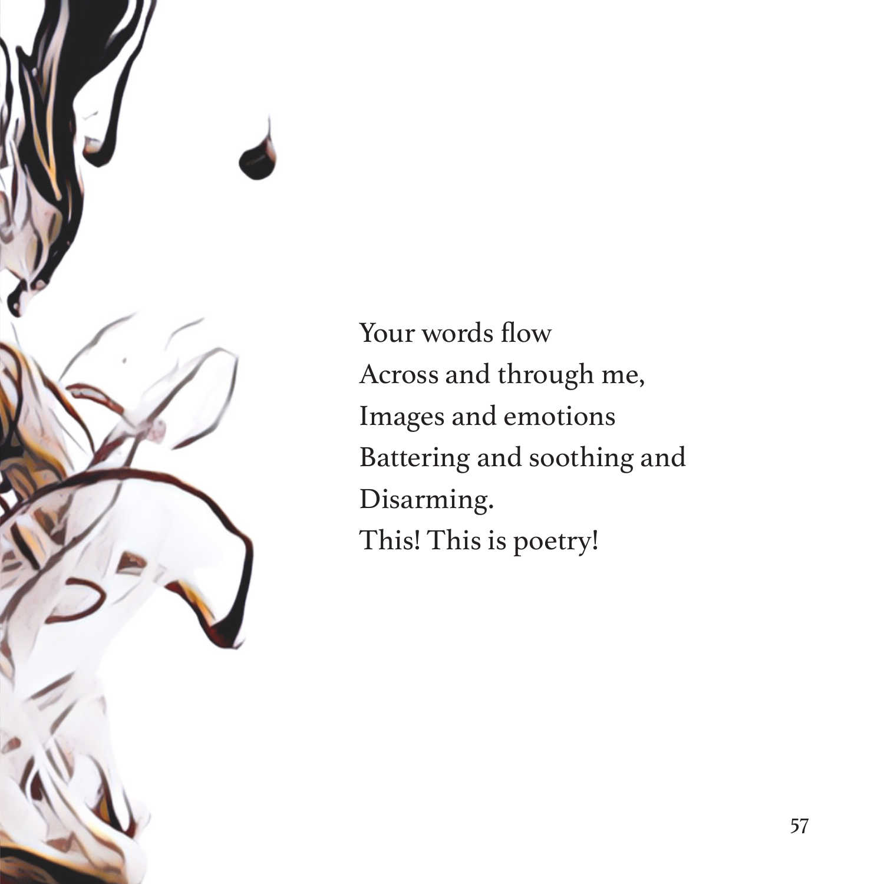Your words flow
Across and through me,
Images and emotions
Battering and soothing and
Disarming.
This! This is poetry!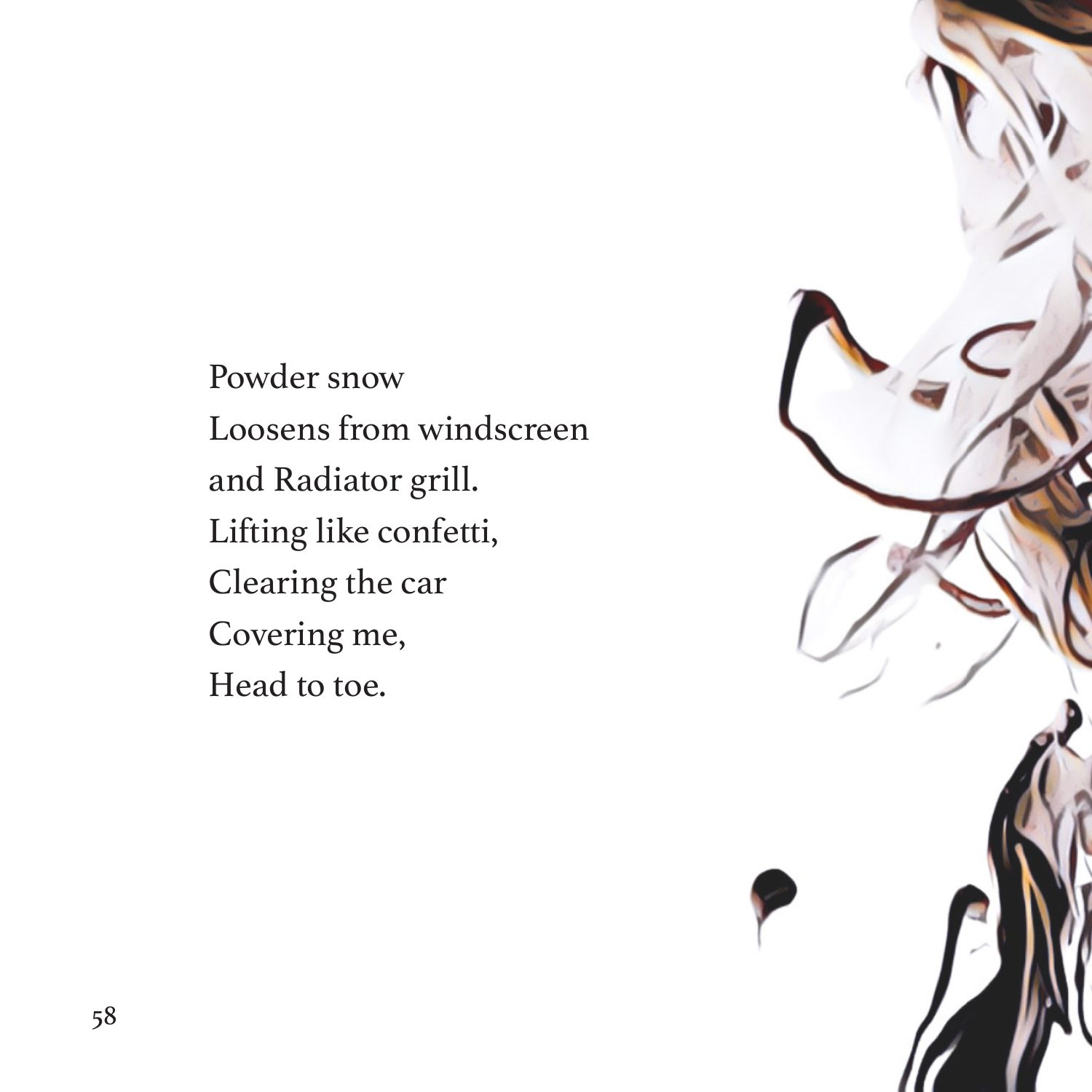Powder snow  
Loosens from windscreen  
and Radiator grill.  
Lifting like confetti,  
Clearing the car  
Covering me,  
Head to toe.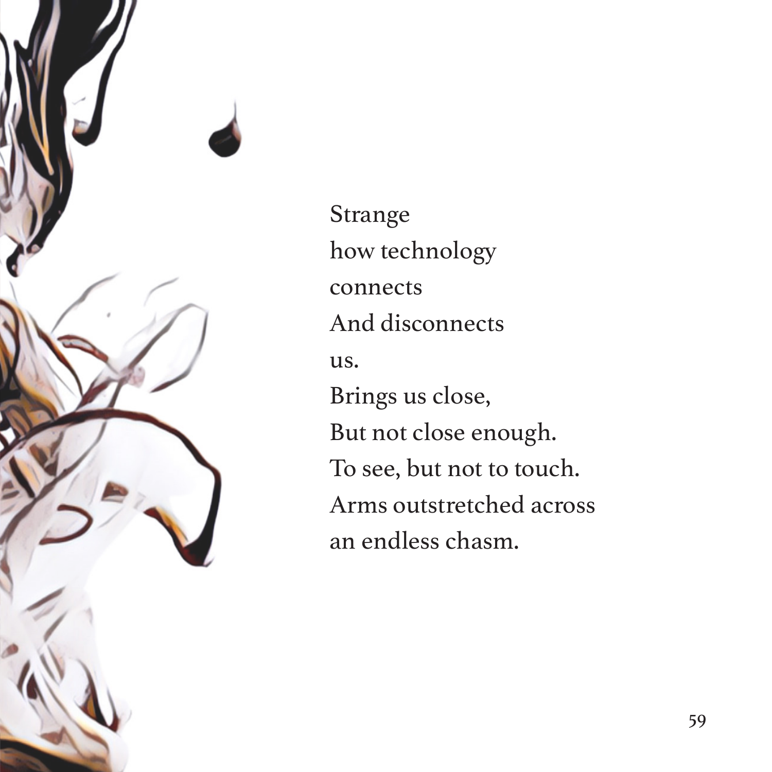Strange  
how technology  
connects  
And disconnects  
us.  
Brings us close,  
But not close enough.  
To see, but not to touch.  
Arms outstretched across  
an endless chasm.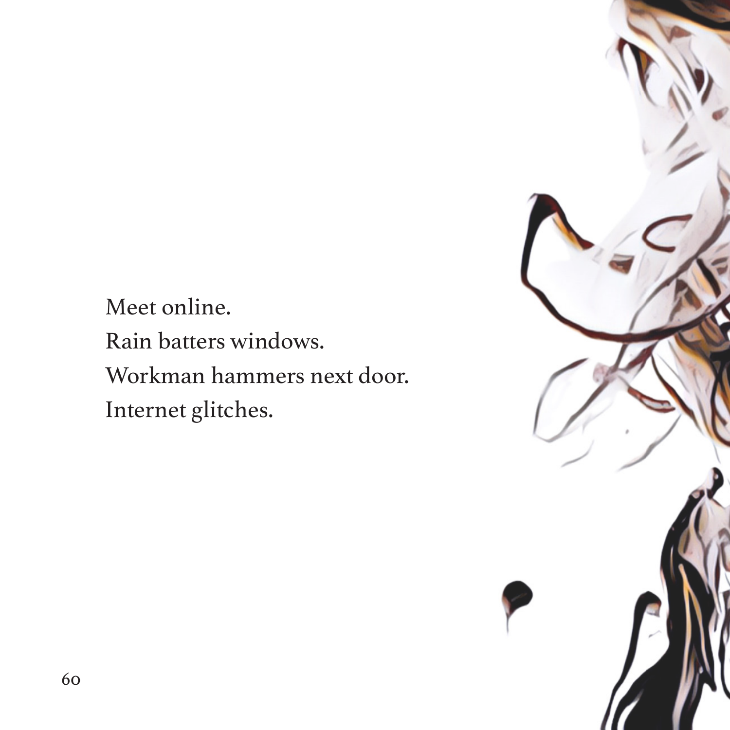Meet online.  
Rain batters windows.  
Workman hammers next door.  
Internet glitches.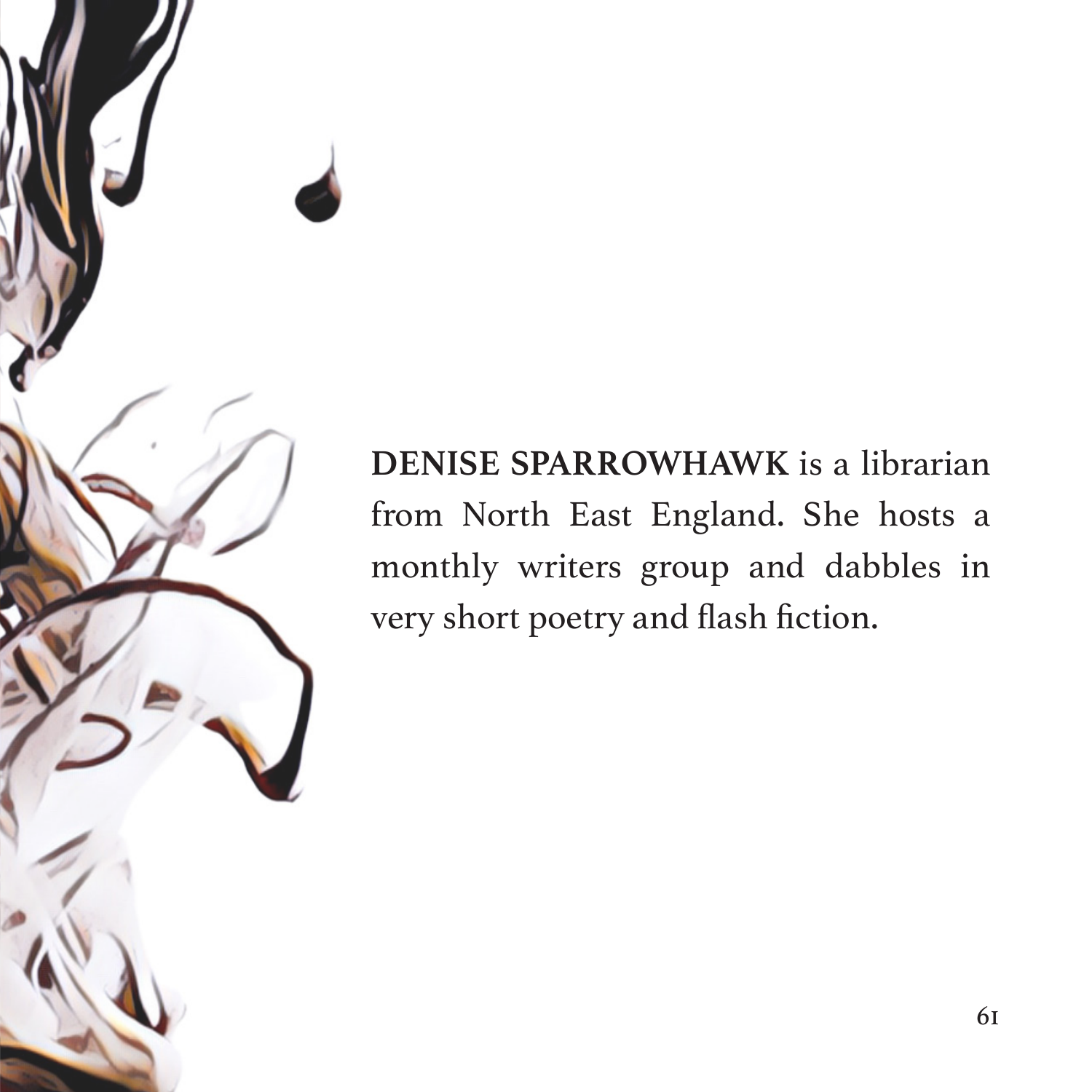**DENISE SPARROWHAWK** is a librarian from North East England. She hosts a monthly writers group and dabbles in very short poetry and flash fiction.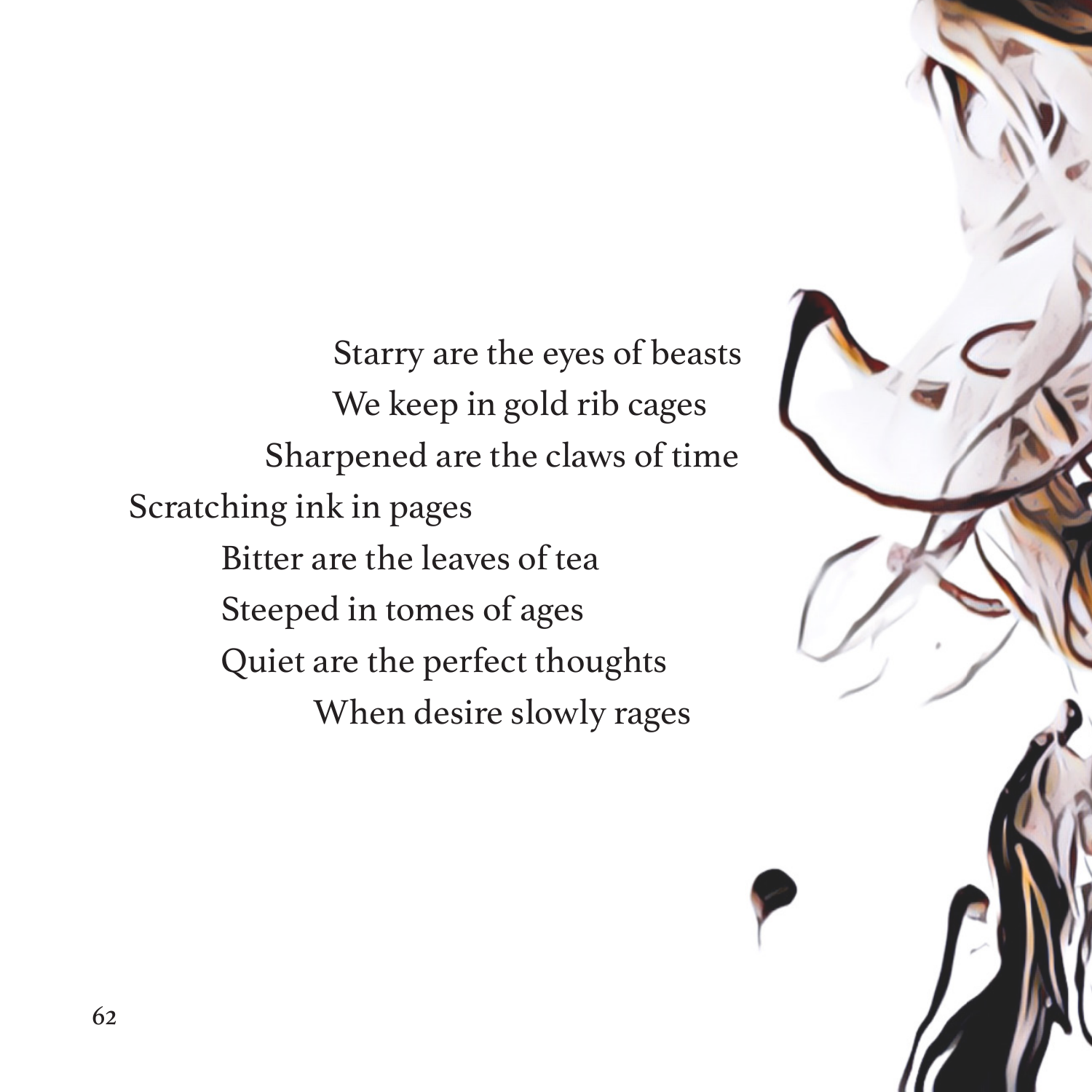Starry are the eyes of beasts
We keep in gold rib cages
Sharpened are the claws of time
Scratching ink in pages
Bitter are the leaves of tea
Steeped in tomes of ages
Quiet are the perfect thoughts
When desire slowly rages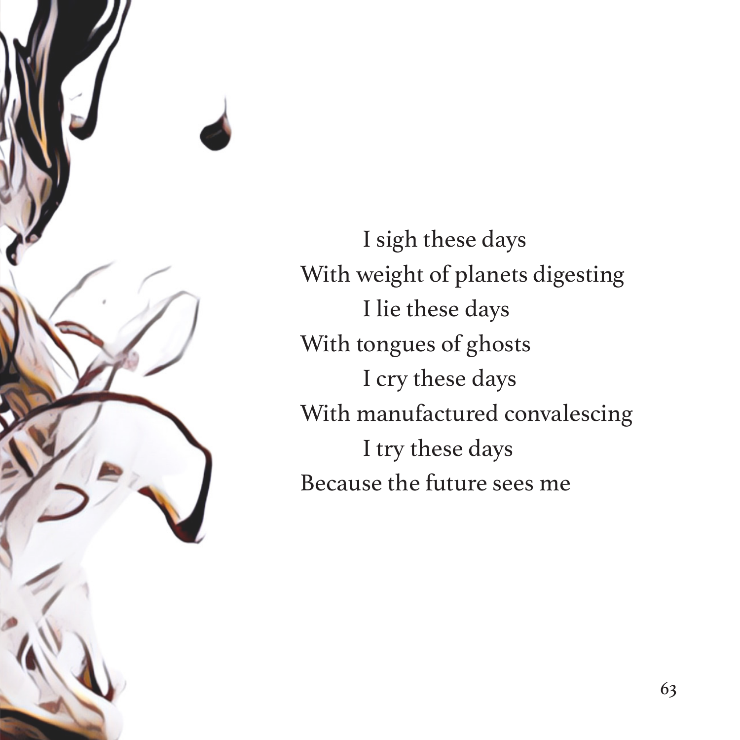I sigh these days
With weight of planets digesting
I lie these days
With tongues of ghosts
I cry these days
With manufactured convalescing
I try these days
Because the future sees me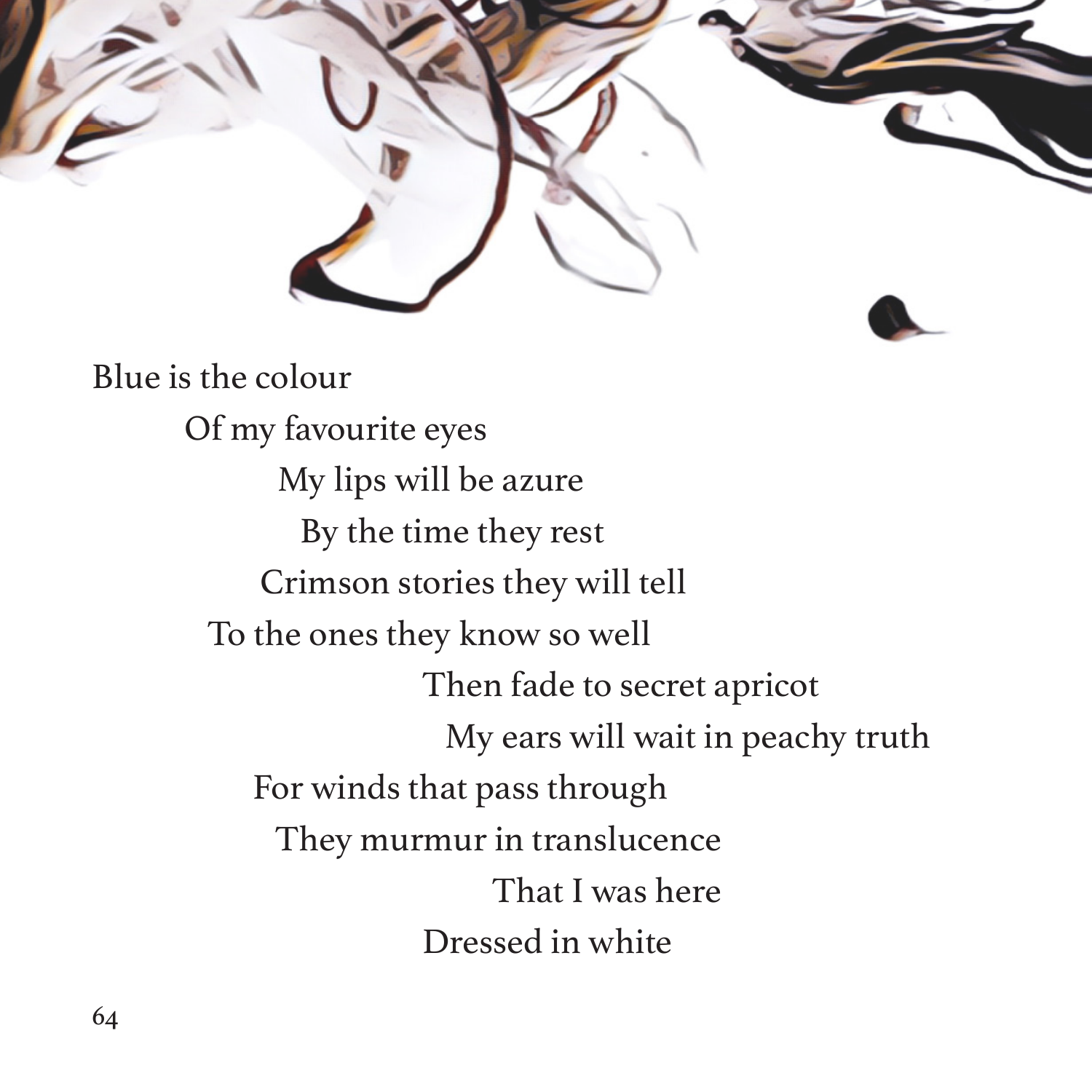Blue is the colour

Of my favourite eyes

My lips will be azure

By the time they rest

Crimson stories they will tell

To the ones they know so well

Then fade to secret apricot

My ears will wait in peachy truth

For winds that pass through

They murmur in translucence

That I was here

Dressed in white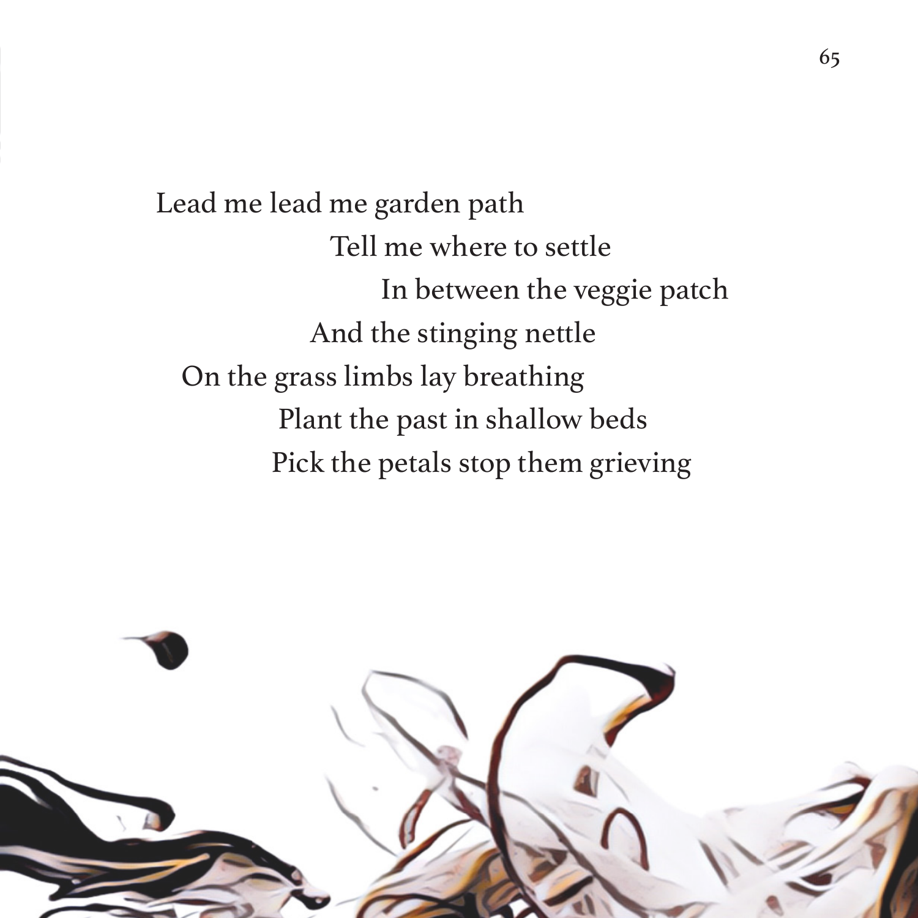Lead me lead me garden path
Tell me where to settle
In between the veggie patch
And the stinging nettle
On the grass limbs lay breathing
Plant the past in shallow beds
Pick the petals stop them grieving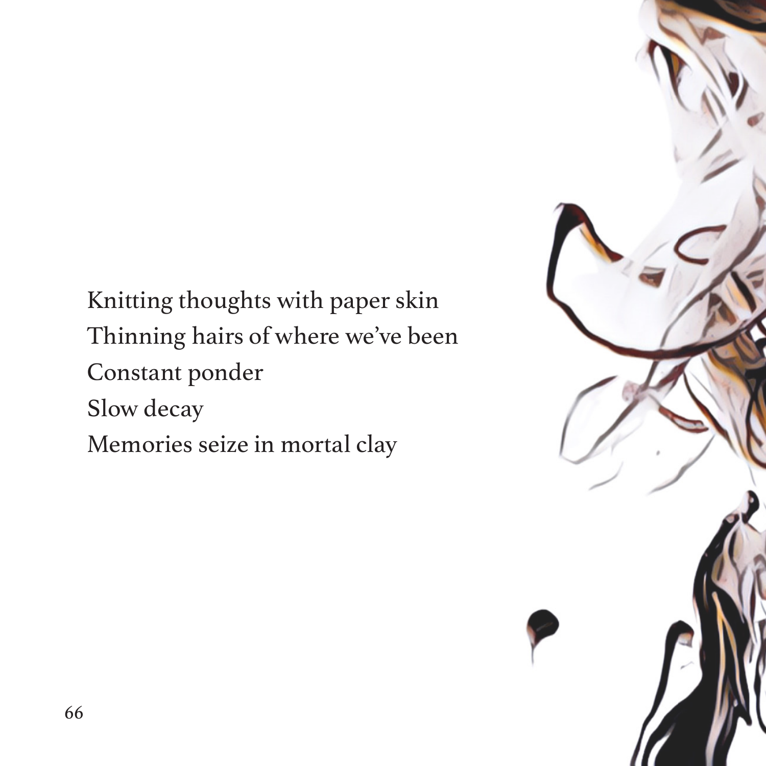Knitting thoughts with paper skin  
Thinning hairs of where we've been  
Constant ponder  
Slow decay  
Memories seize in mortal clay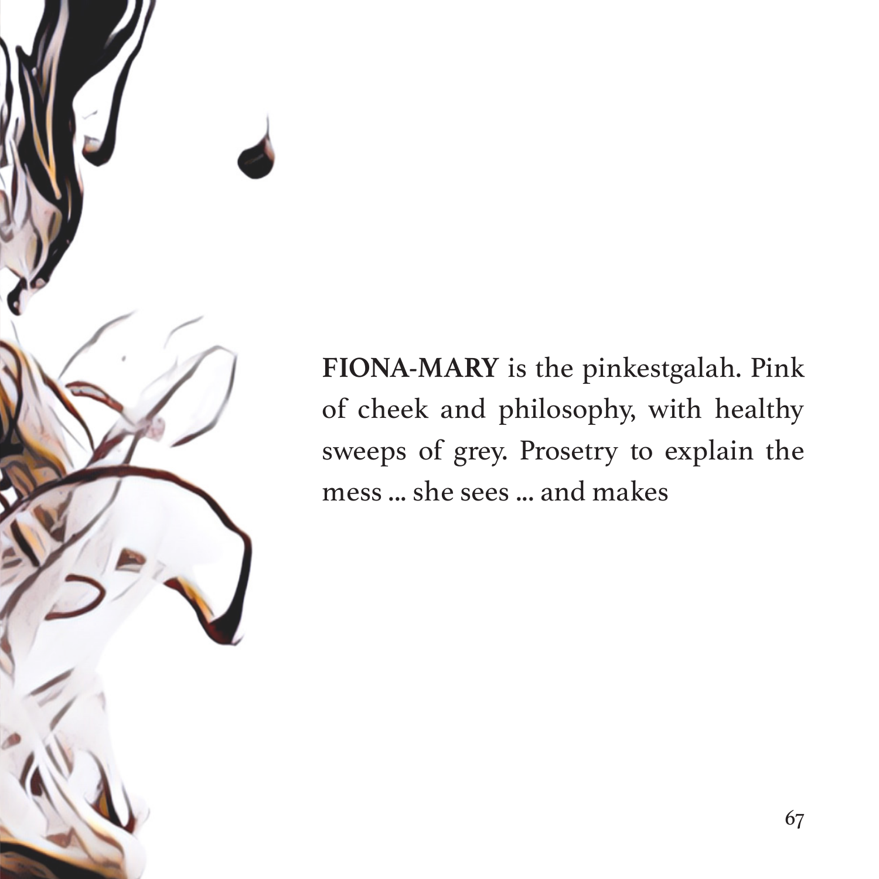**FIONA-MARY** is the pinkestgalah. Pink of cheek and philosophy, with healthy sweeps of grey. Prosetry to explain the mess ... she sees ... and makes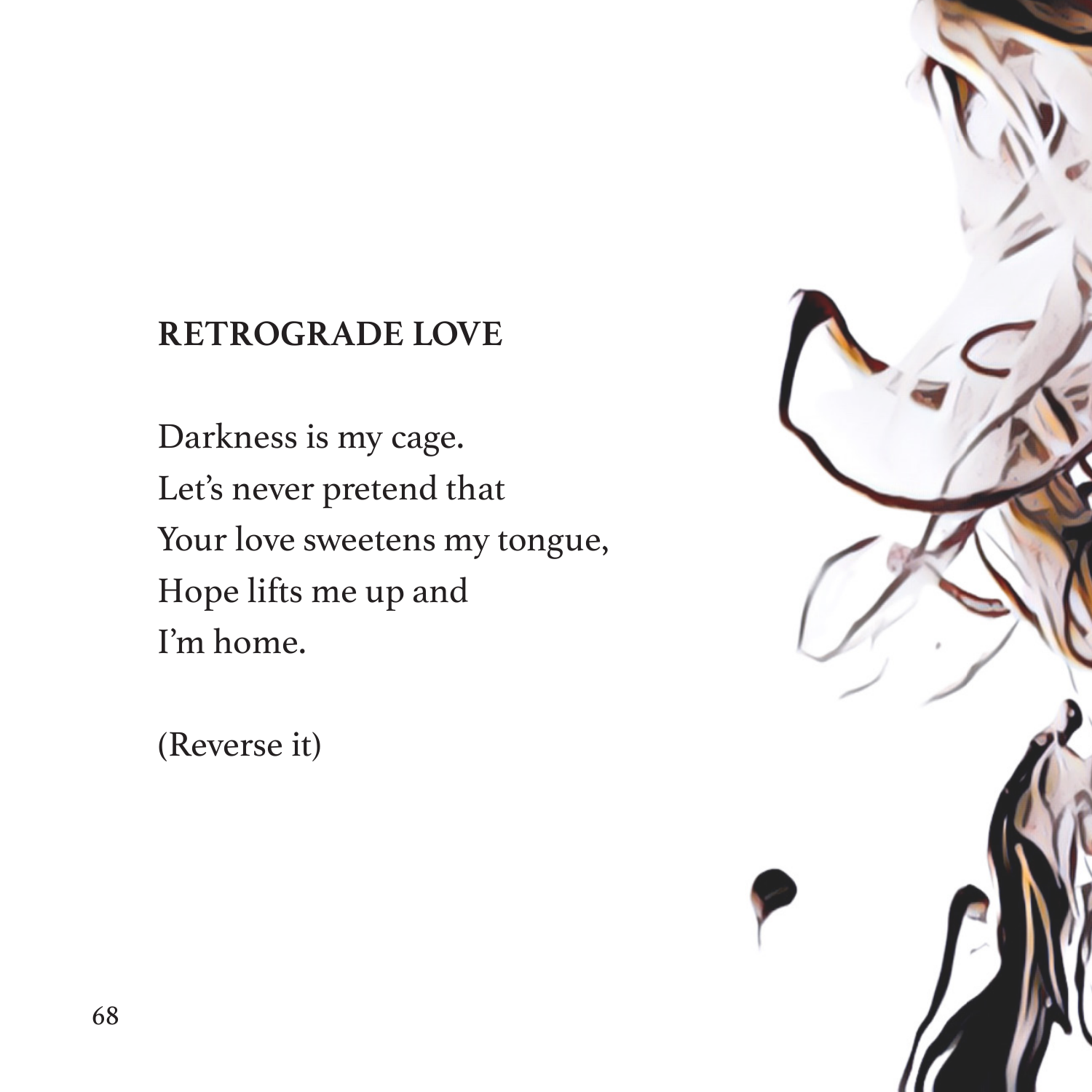## RETROGRADE LOVE

Darkness is my cage.  
Let's never pretend that  
Your love sweetens my tongue,  
Hope lifts me up and  
I'm home.

(Reverse it)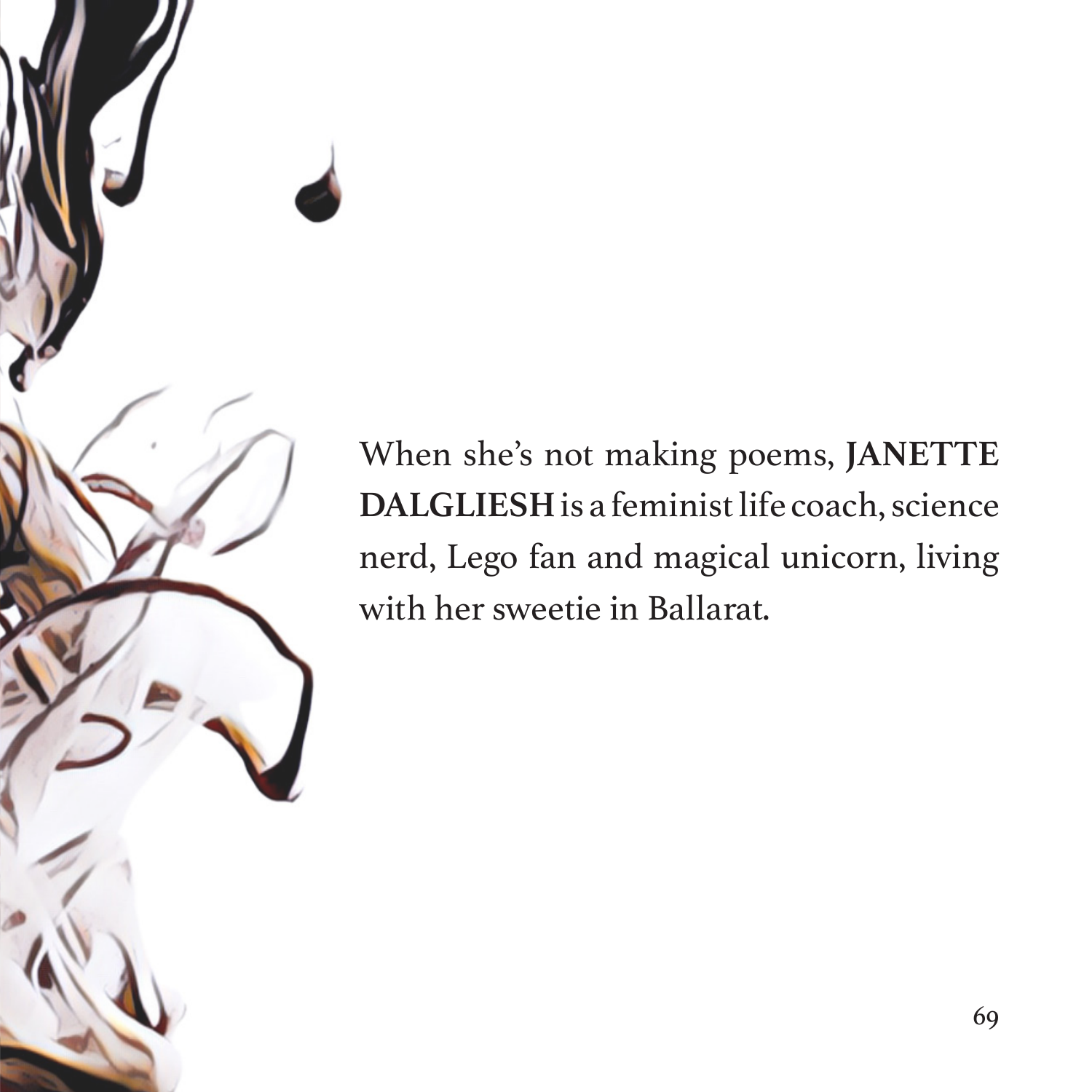When she's not making poems, **JANETTE DALGLIESH** is a feminist life coach, science nerd, Lego fan and magical unicorn, living with her sweetie in Ballarat.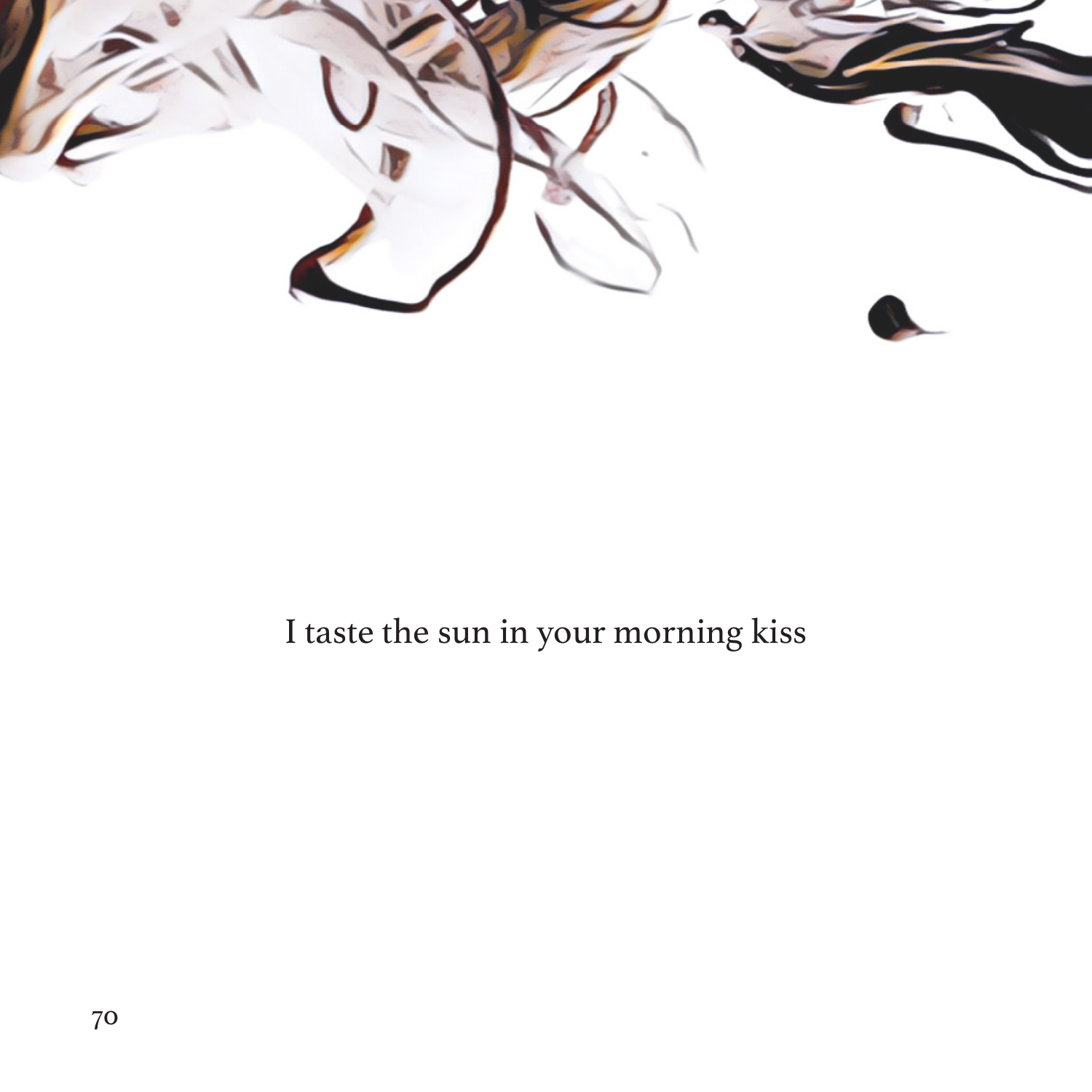I taste the sun in your morning kiss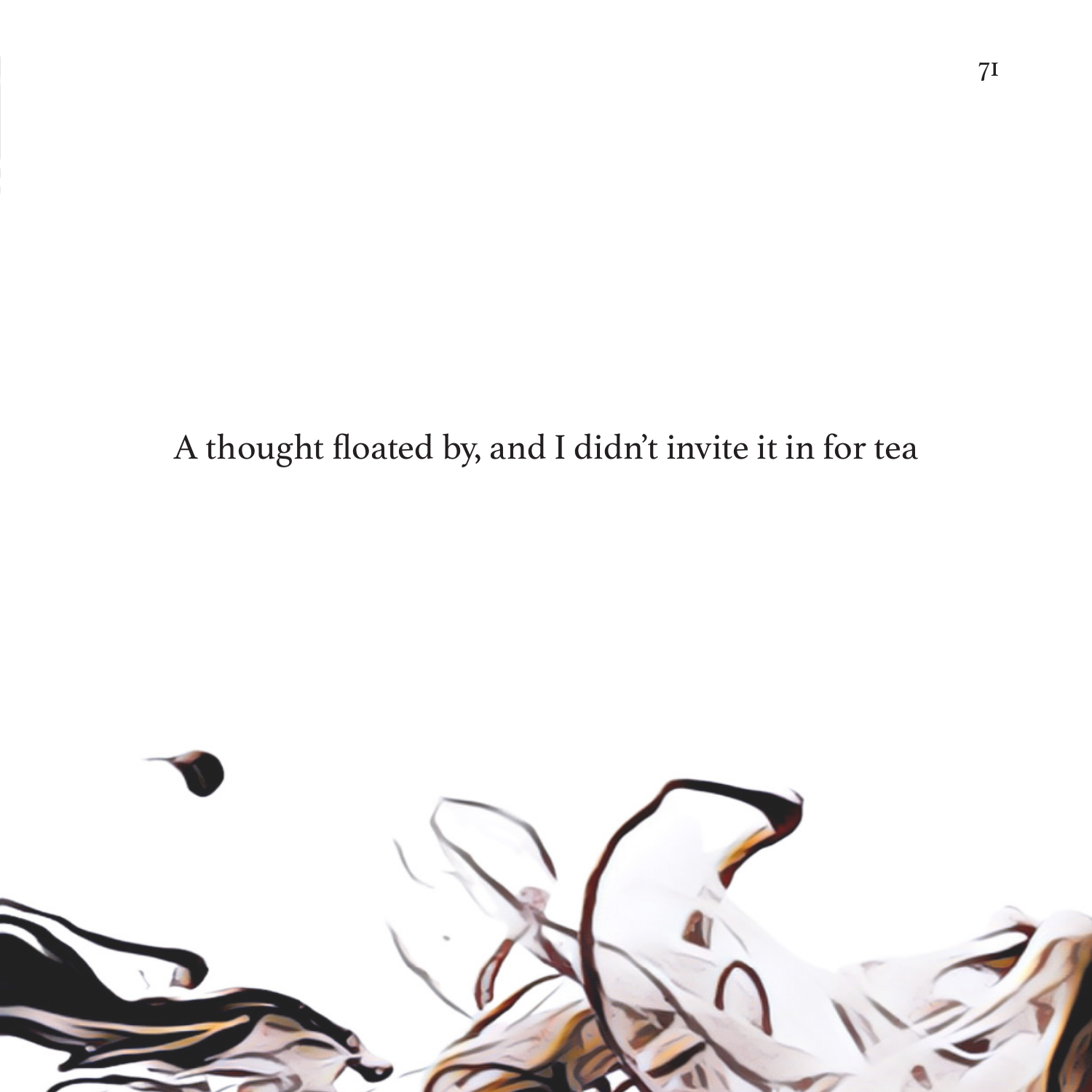A thought floated by, and I didn't invite it in for tea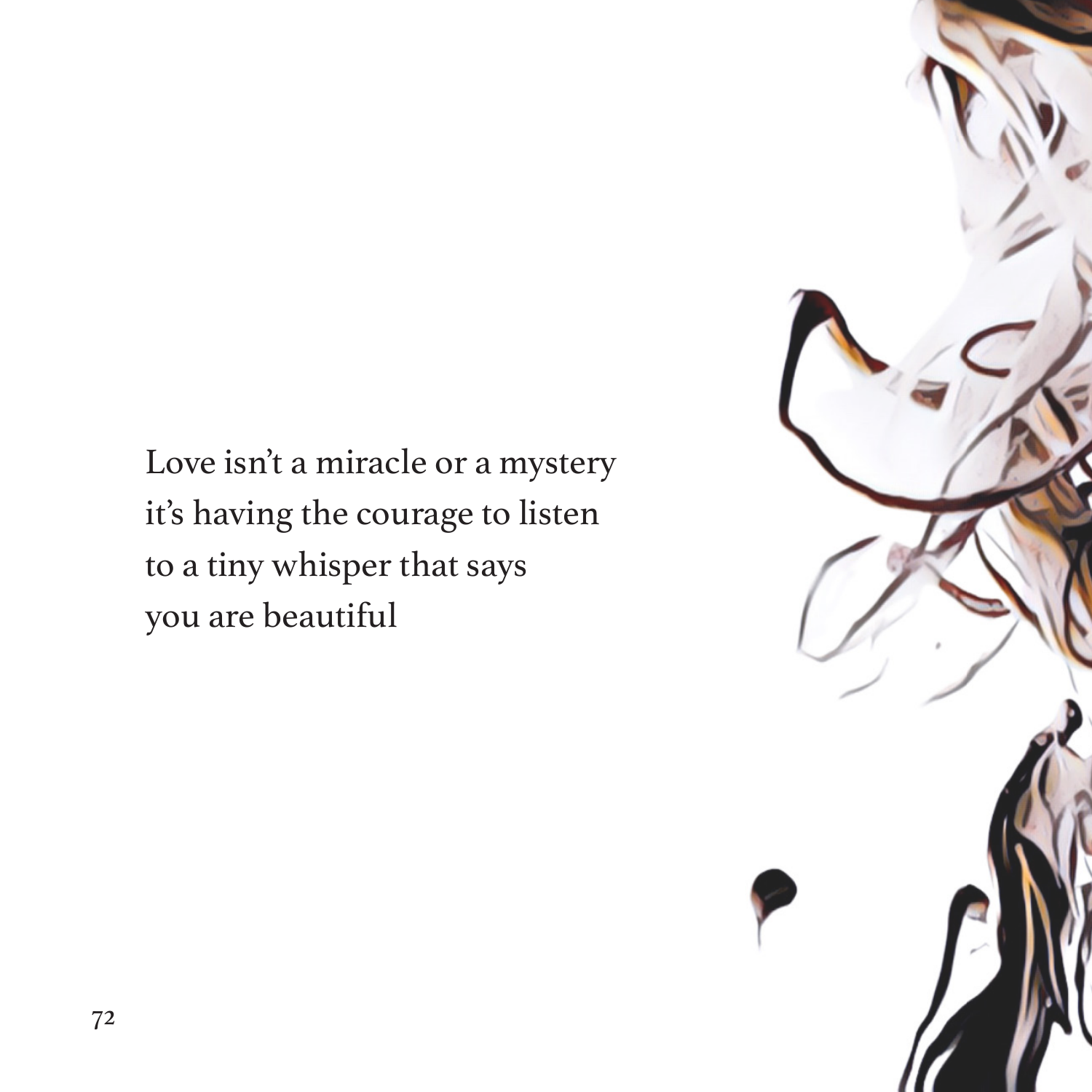Love isn't a miracle or a mystery  
it's having the courage to listen  
to a tiny whisper that says  
you are beautiful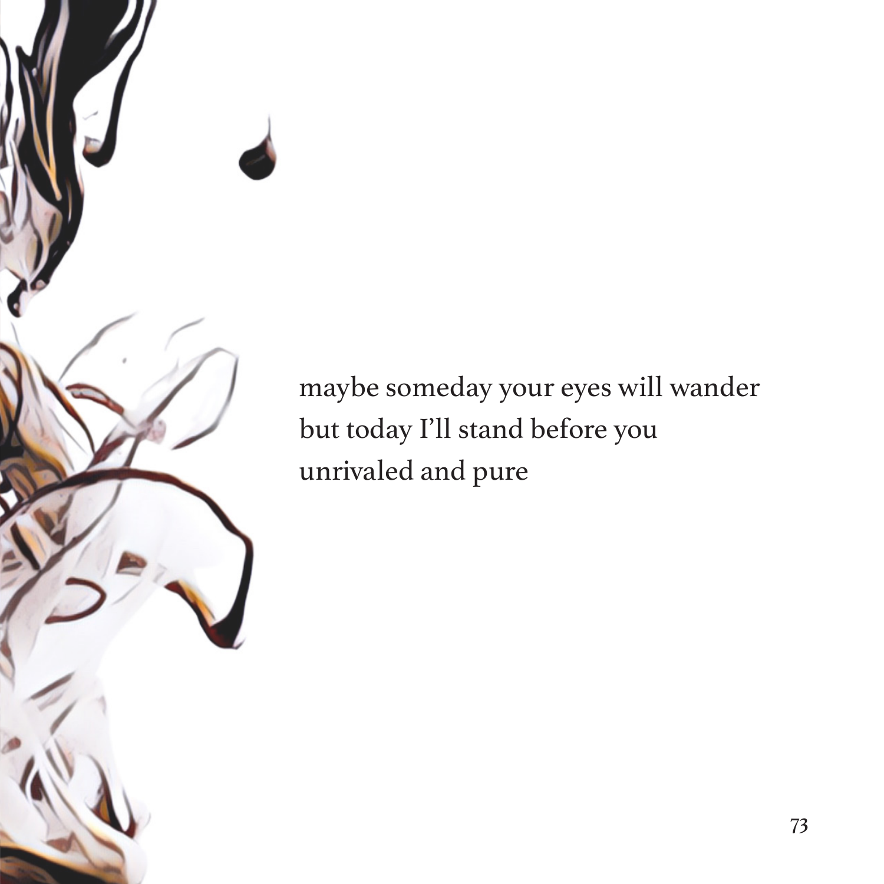maybe someday your eyes will wander
but today I'll stand before you
unrivaled and pure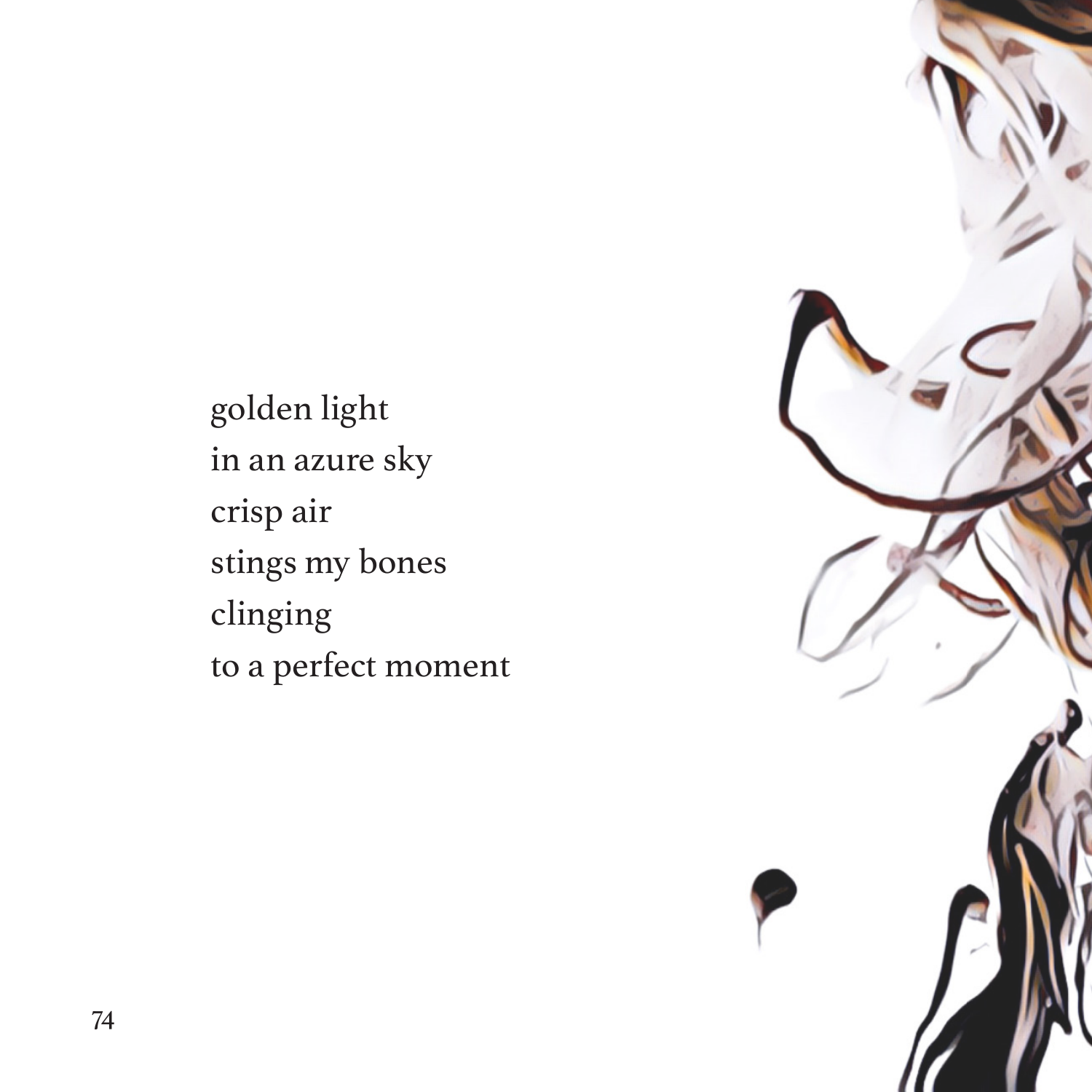golden light  
in an azure sky  
crisp air  
stings my bones  
clinging  
to a perfect moment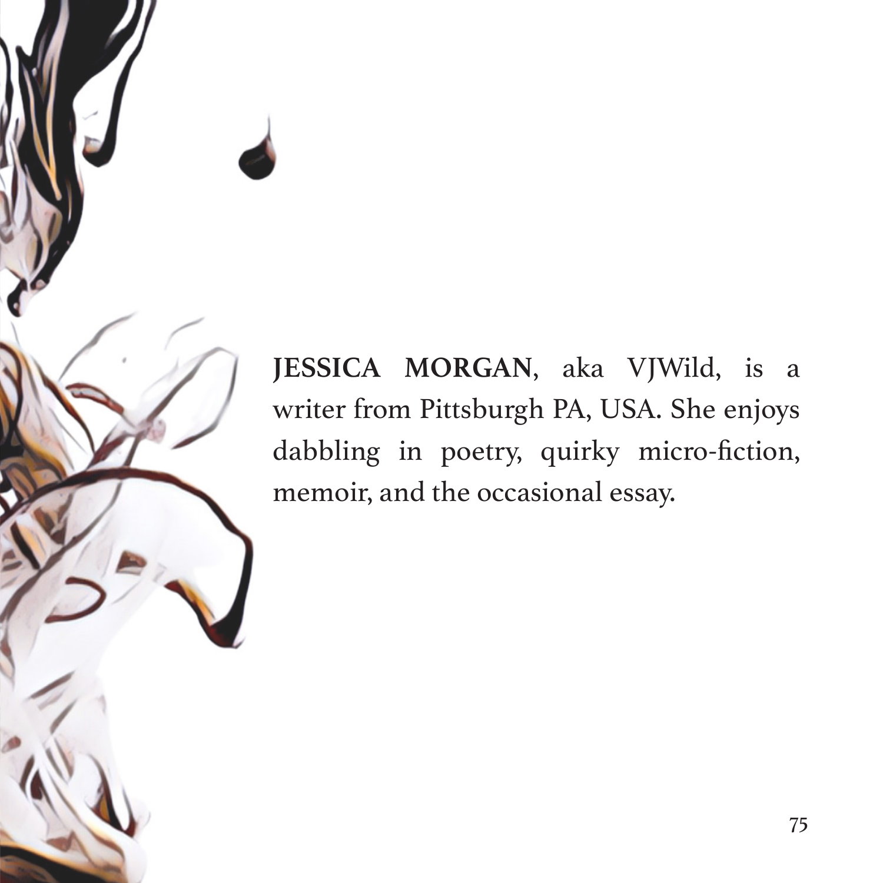**JESSICA MORGAN**, aka VJWild, is a writer from Pittsburgh PA, USA. She enjoys dabbling in poetry, quirky micro-fiction, memoir, and the occasional essay.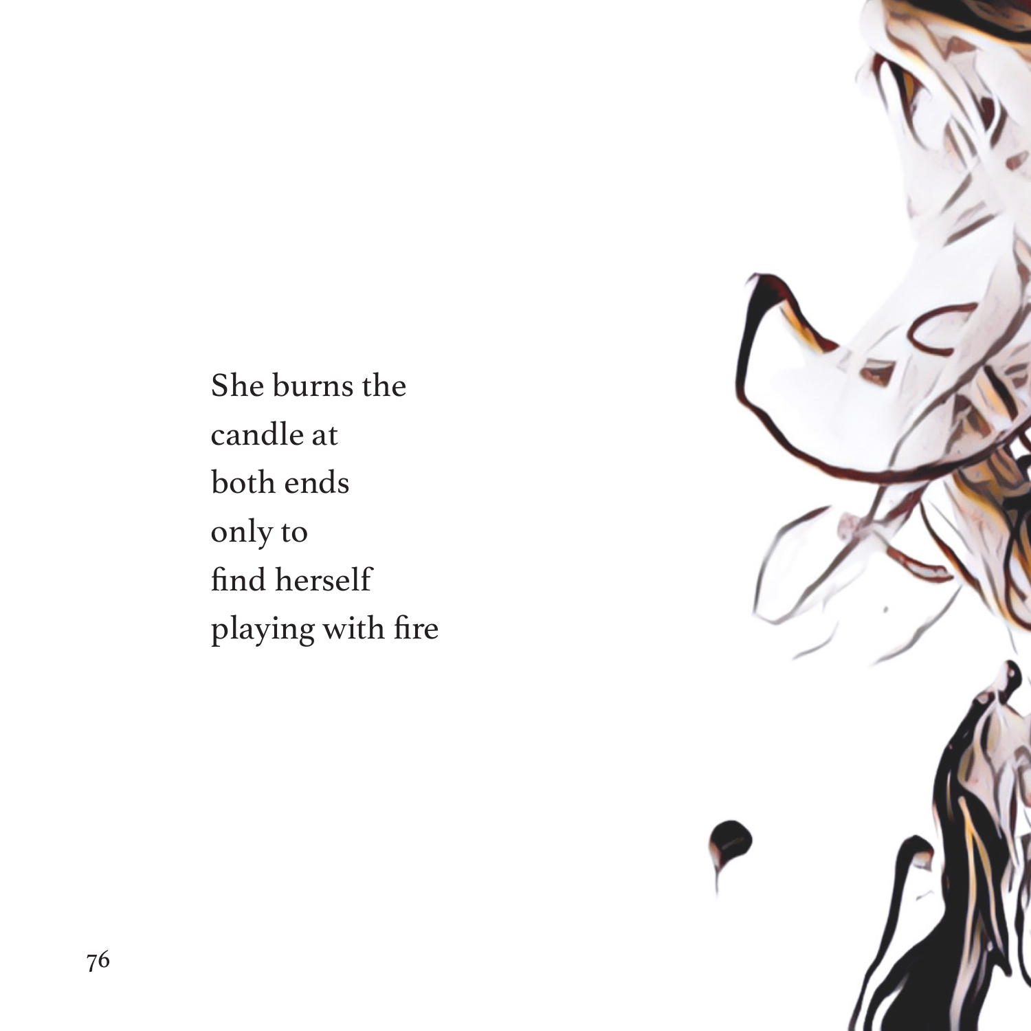She burns the
candle at
both ends
only to
find herself
playing with fire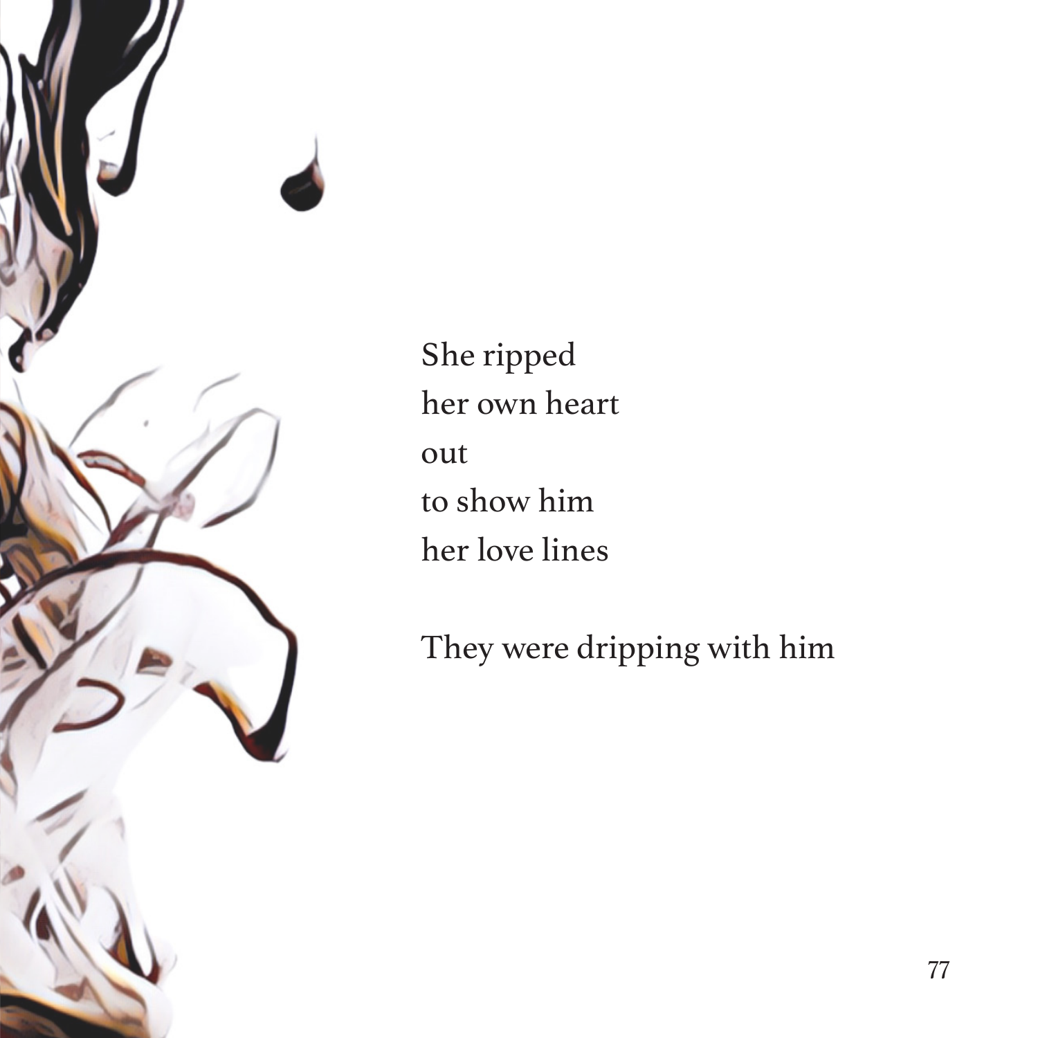She ripped
her own heart
out
to show him
her love lines

They were dripping with him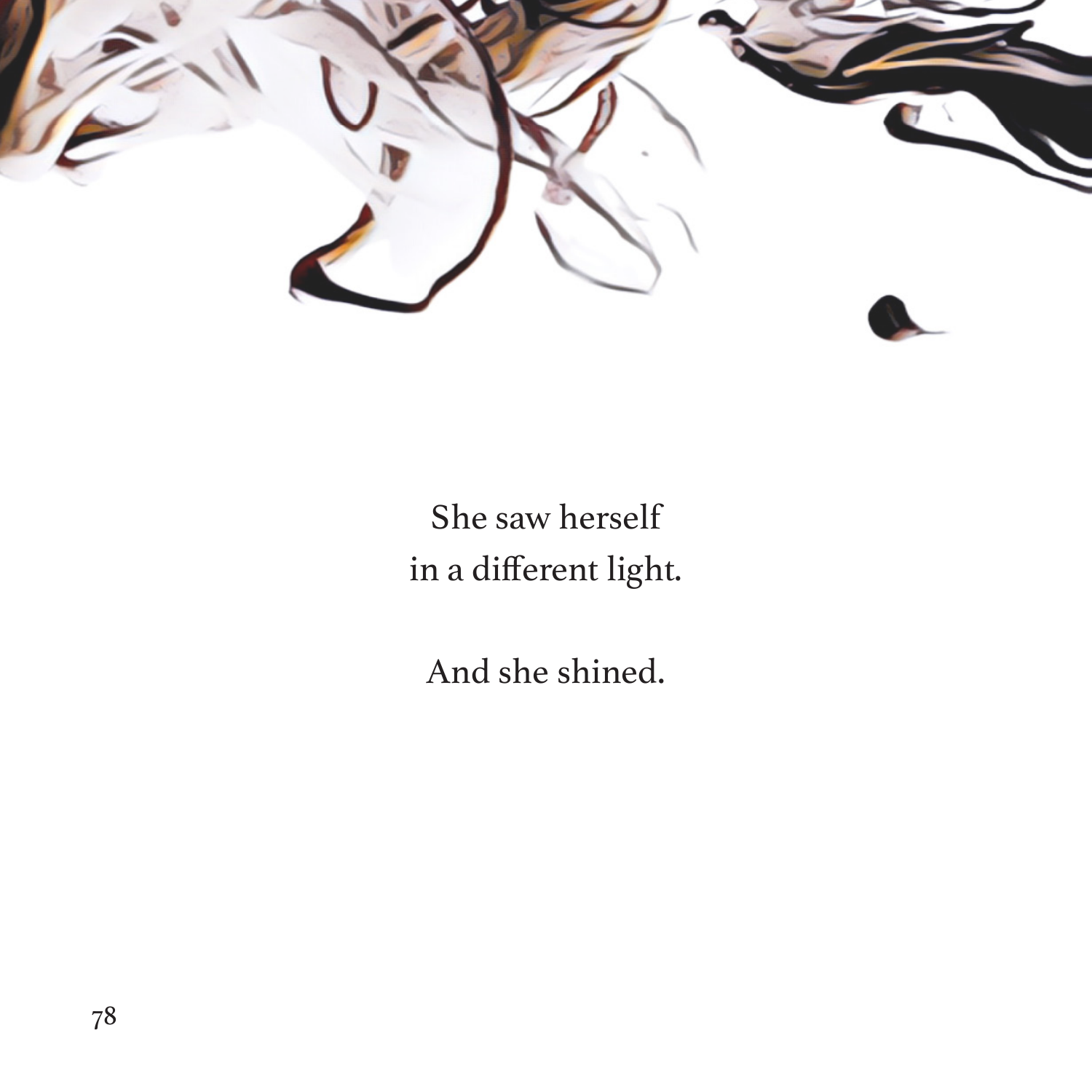She saw herself
in a different light.

And she shined.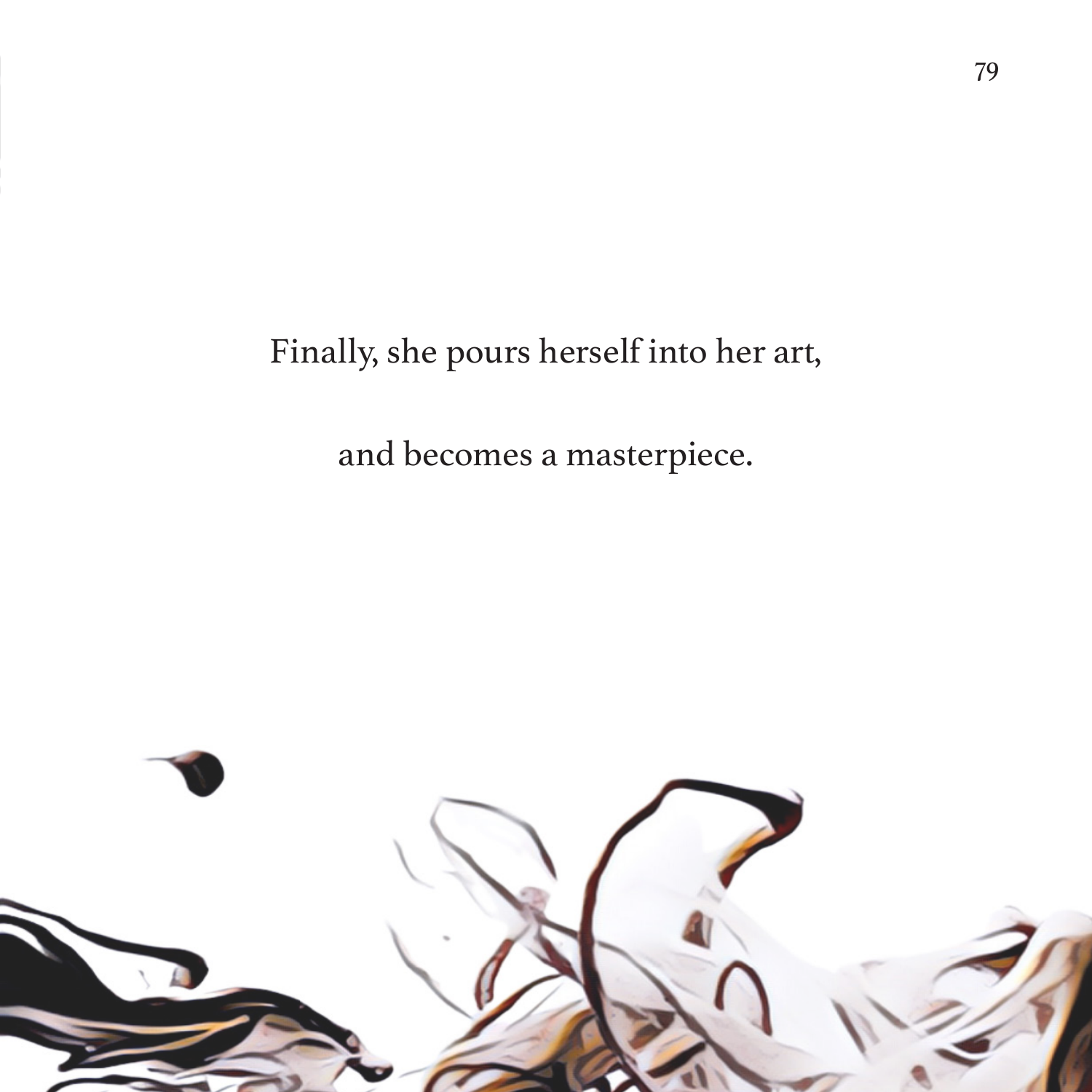Finally, she pours herself into her art,

and becomes a masterpiece.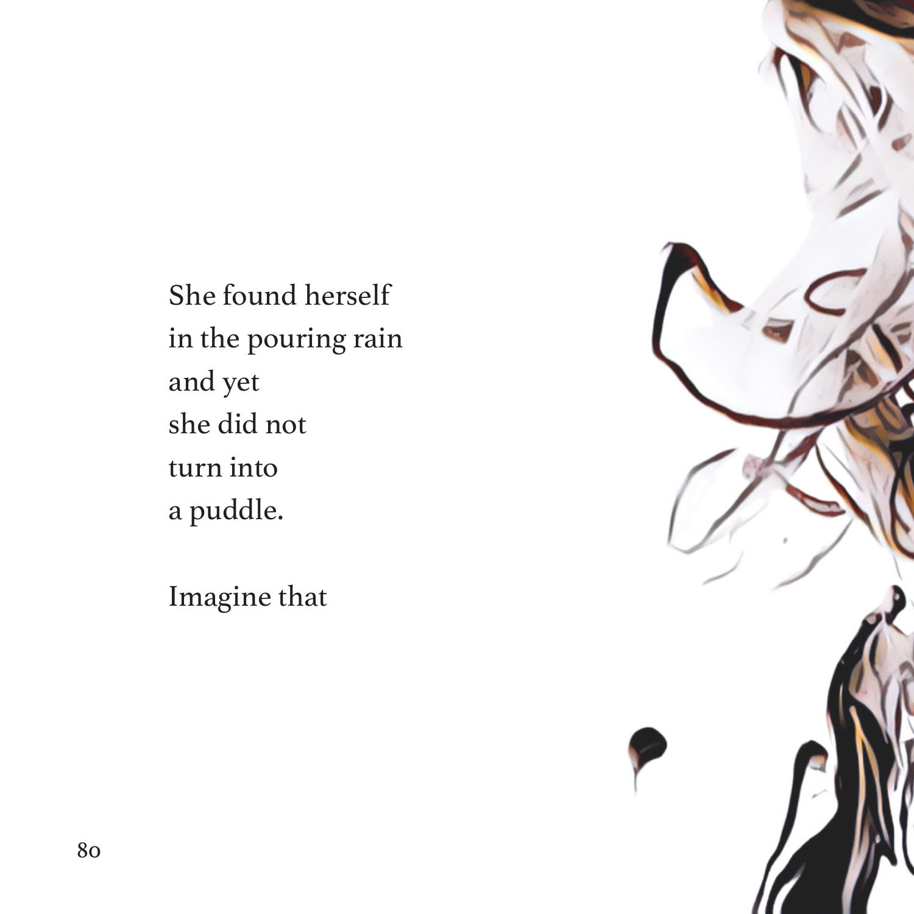She found herself
in the pouring rain
and yet
she did not
turn into
a puddle.

Imagine that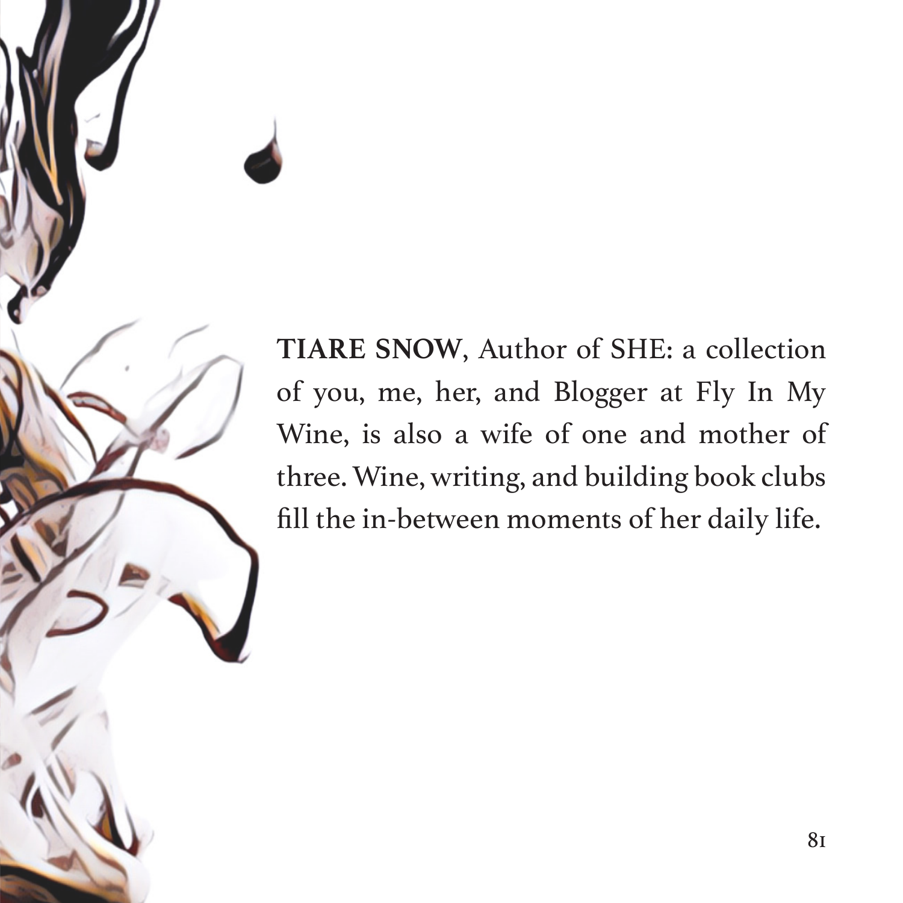**TIARE SNOW**, Author of SHE: a collection of you, me, her, and Blogger at Fly In My Wine, is also a wife of one and mother of three. Wine, writing, and building book clubs fill the in-between moments of her daily life.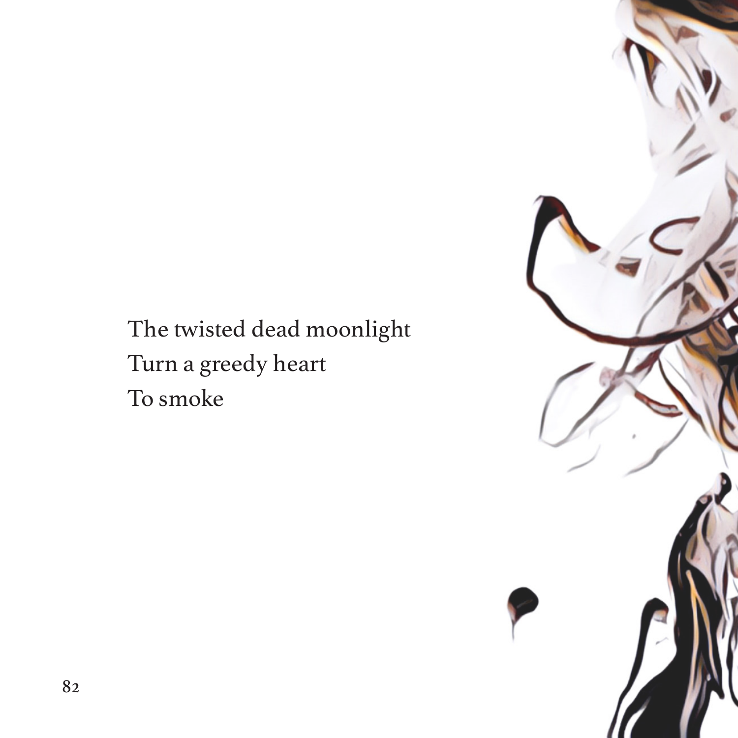The twisted dead moonlight
Turn a greedy heart
To smoke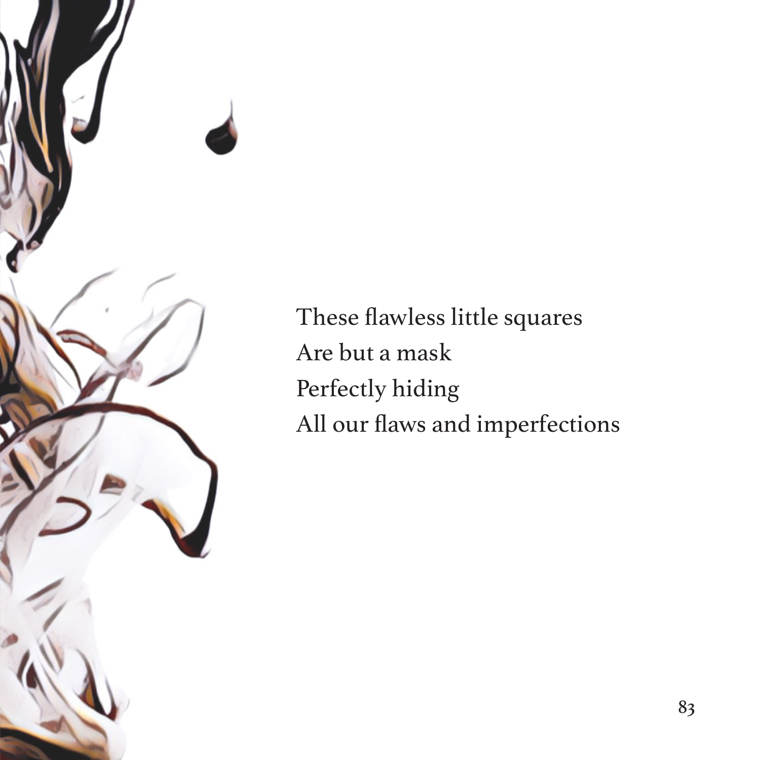These flawless little squares  
Are but a mask  
Perfectly hiding  
All our flaws and imperfections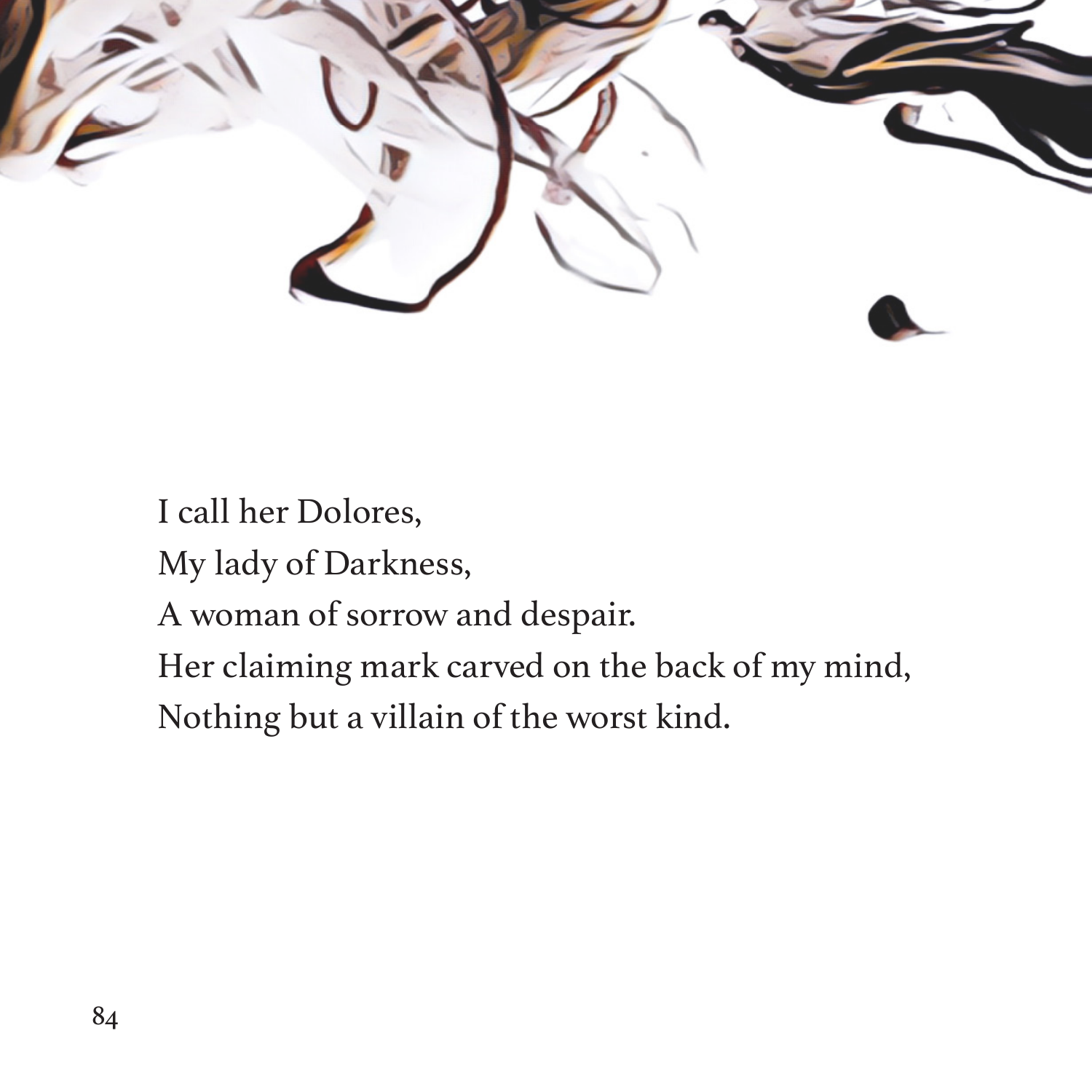I call her Dolores,  
My lady of Darkness,  
A woman of sorrow and despair.  
Her claiming mark carved on the back of my mind,  
Nothing but a villain of the worst kind.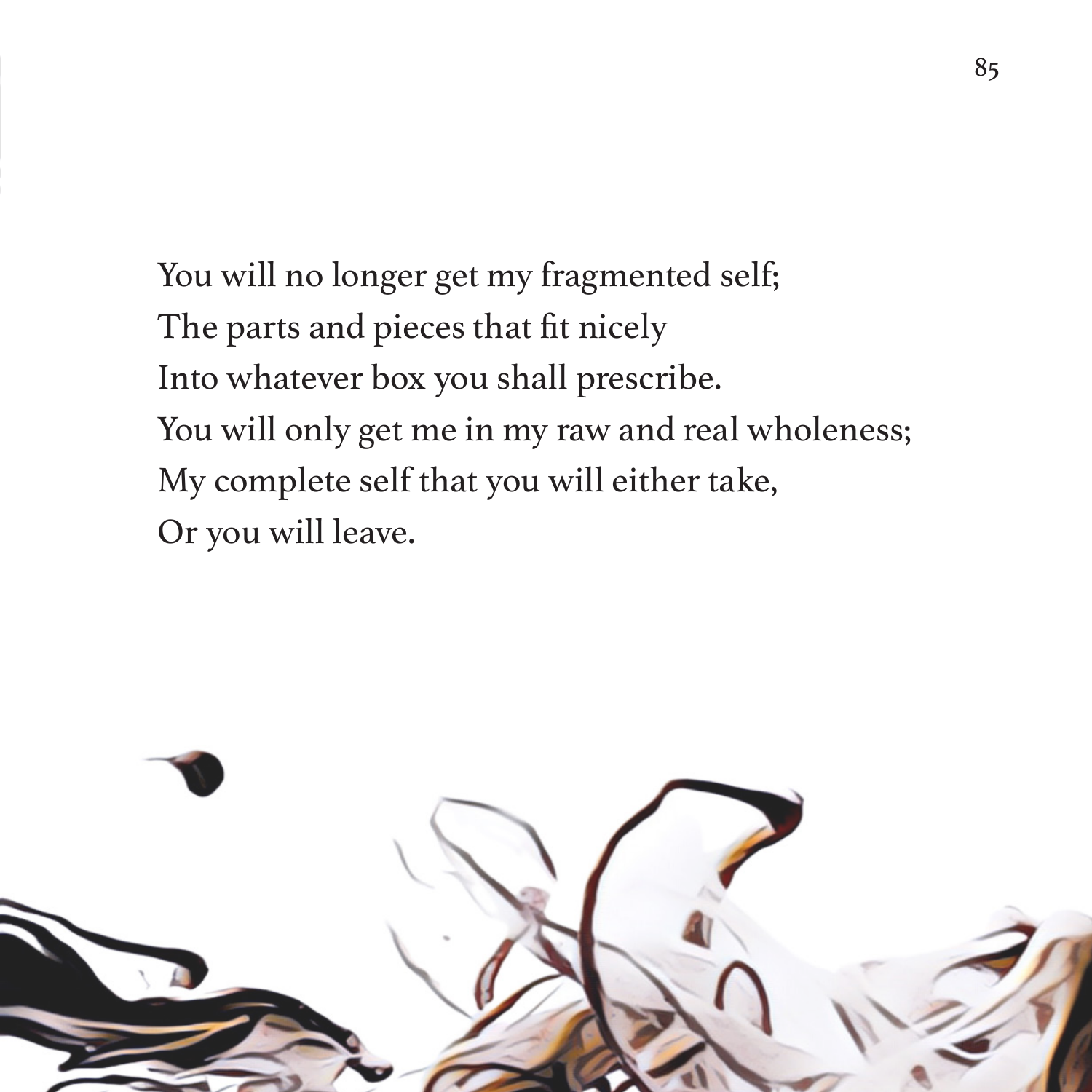You will no longer get my fragmented self;
The parts and pieces that fit nicely
Into whatever box you shall prescribe.
You will only get me in my raw and real wholeness;
My complete self that you will either take,
Or you will leave.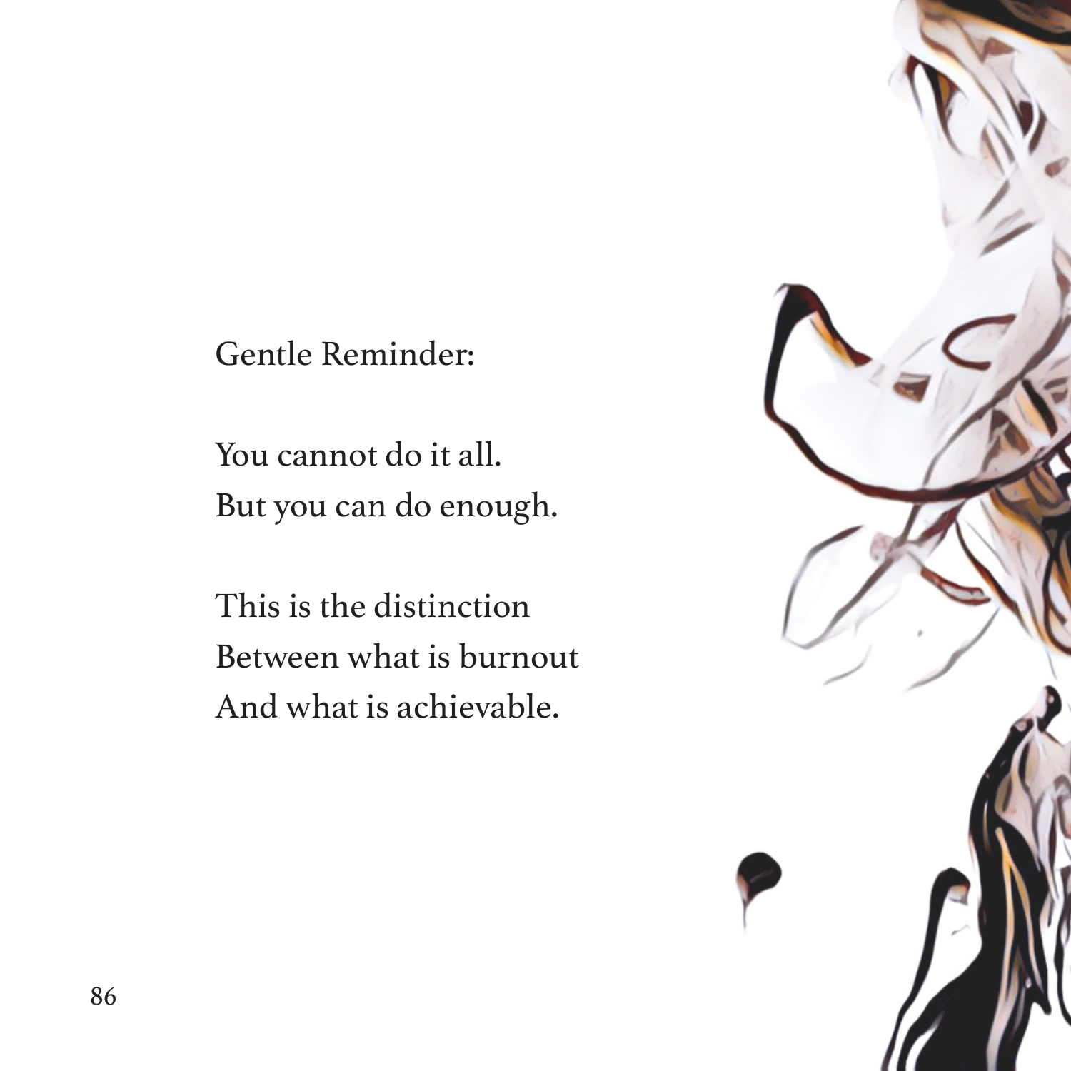Gentle Reminder:

You cannot do it all.
But you can do enough.

This is the distinction
Between what is burnout
And what is achievable.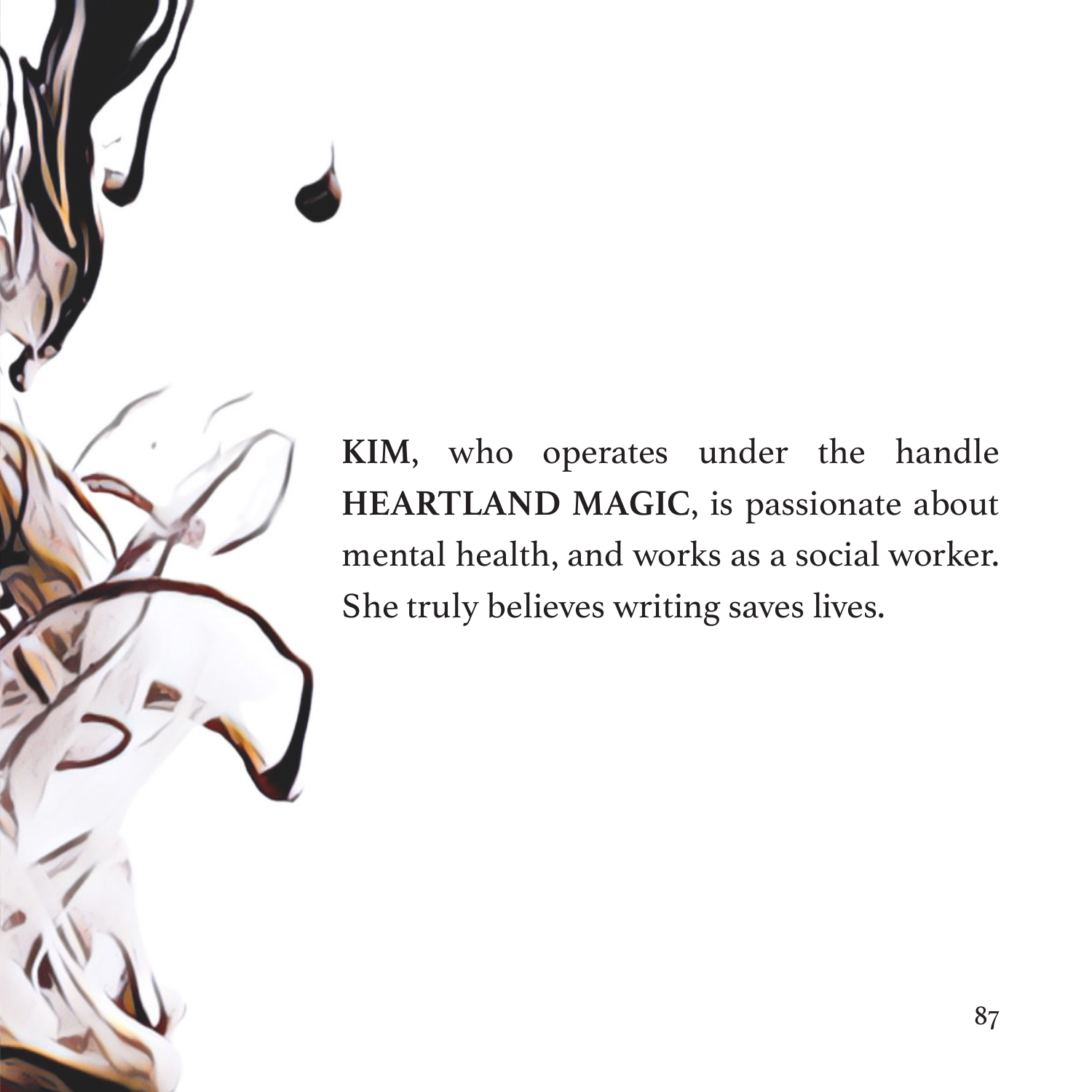**KIM**, who operates under the handle **HEARTLAND MAGIC**, is passionate about mental health, and works as a social worker. She truly believes writing saves lives.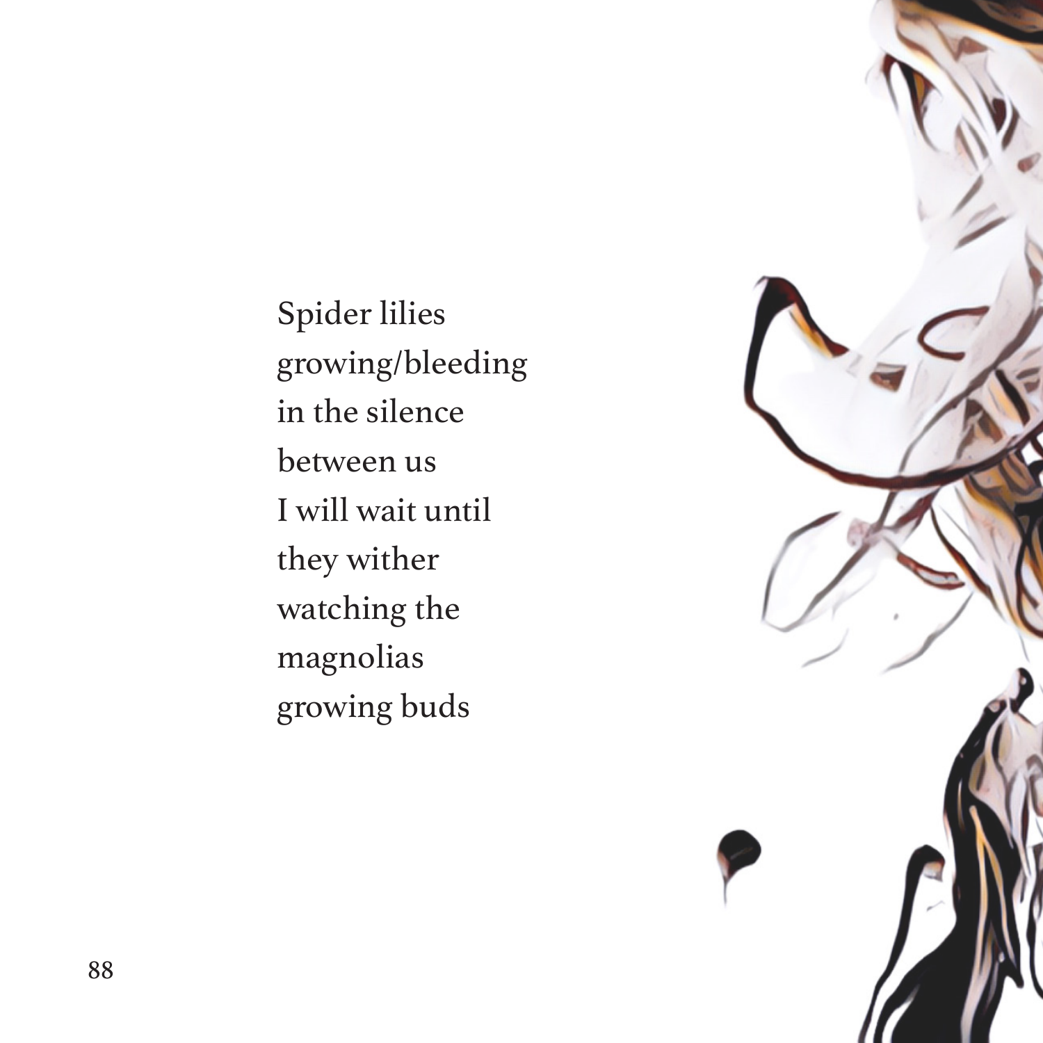Spider lilies  
growing/bleeding  
in the silence  
between us  
I will wait until  
they wither  
watching the  
magnolias  
growing buds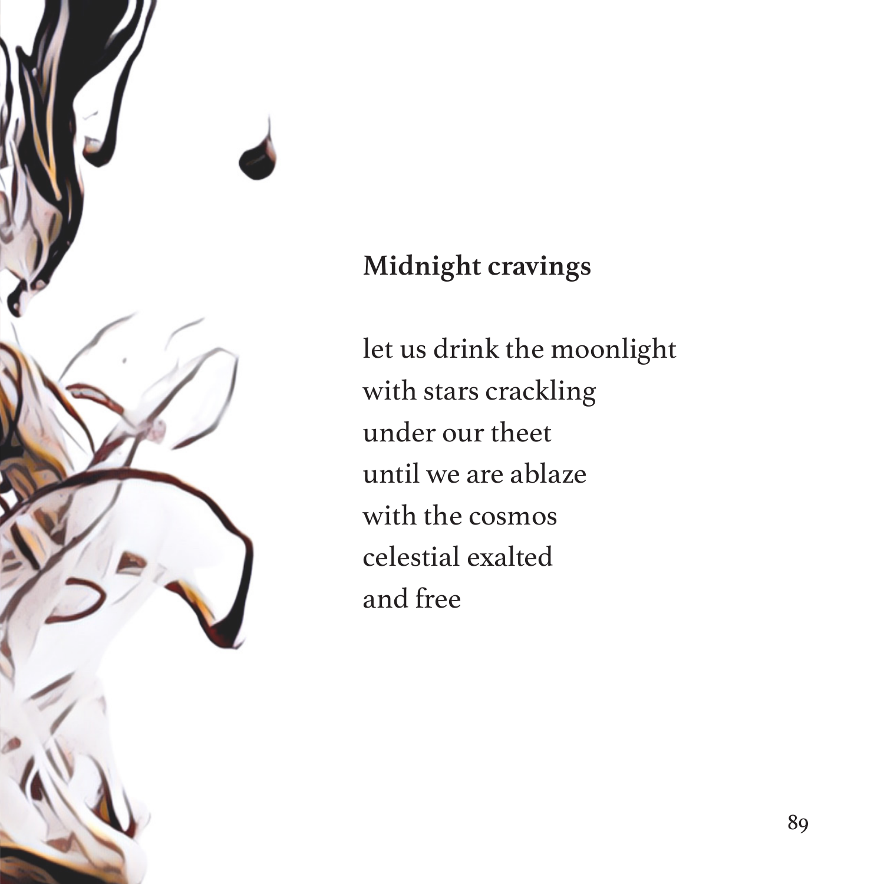**Midnight cravings**

let us drink the moonlight
with stars crackling
under our theet
until we are ablaze
with the cosmos
celestial exalted
and free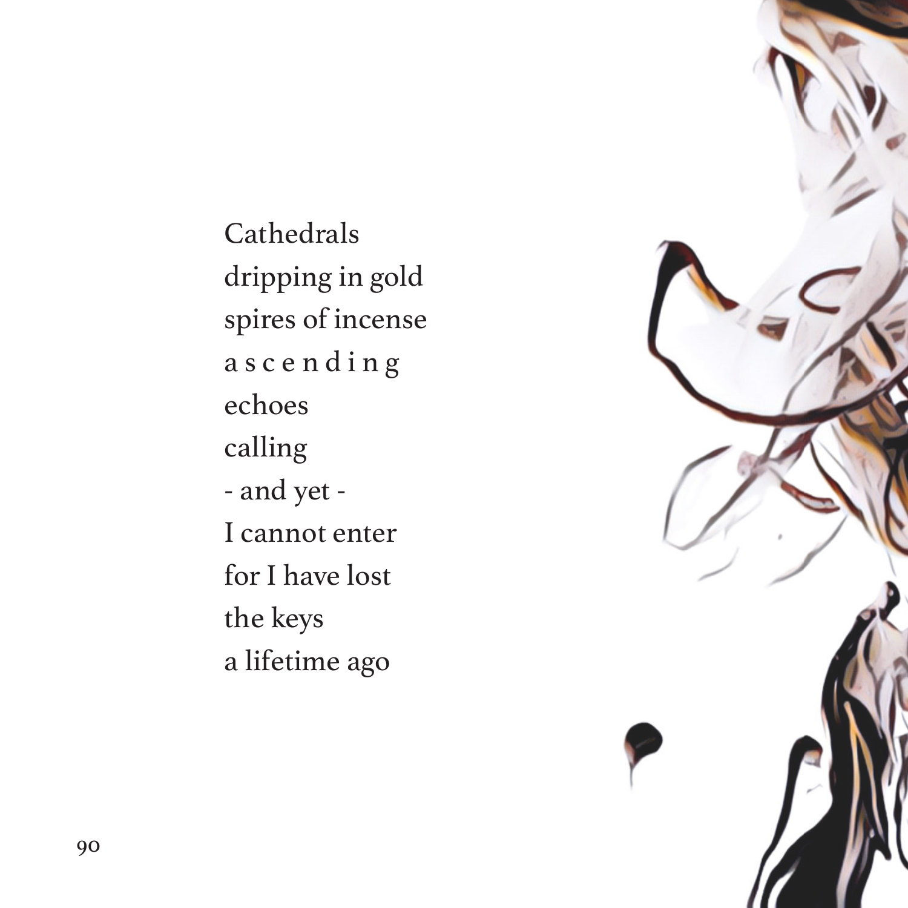Cathedrals  
dripping in gold  
spires of incense  
a s c e n d i n g  
echoes  
calling  
- and yet -  
I cannot enter  
for I have lost  
the keys  
a lifetime ago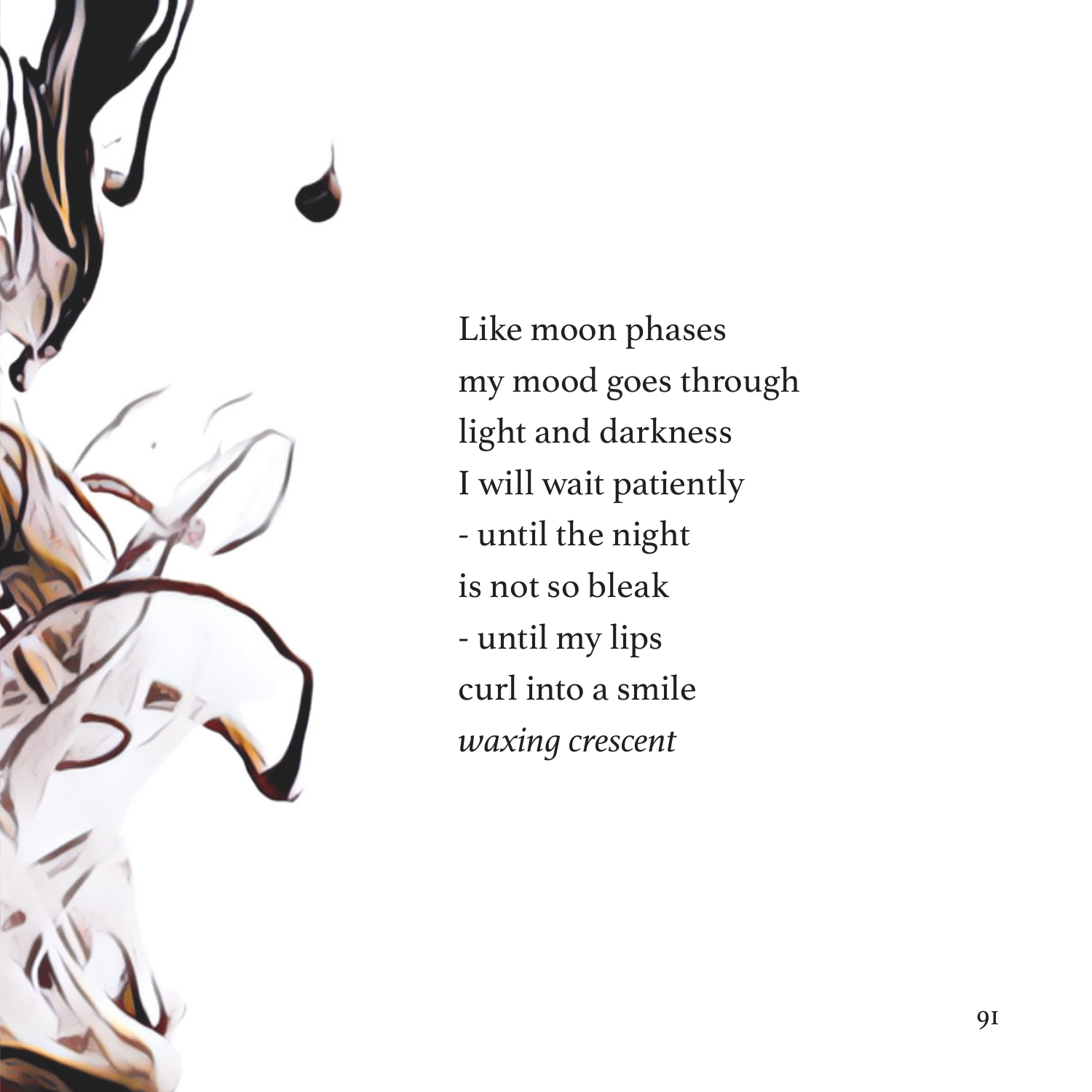Like moon phases  
my mood goes through  
light and darkness  
I will wait patiently  
- until the night  
is not so bleak  
- until my lips  
curl into a smile  
*waxing crescent*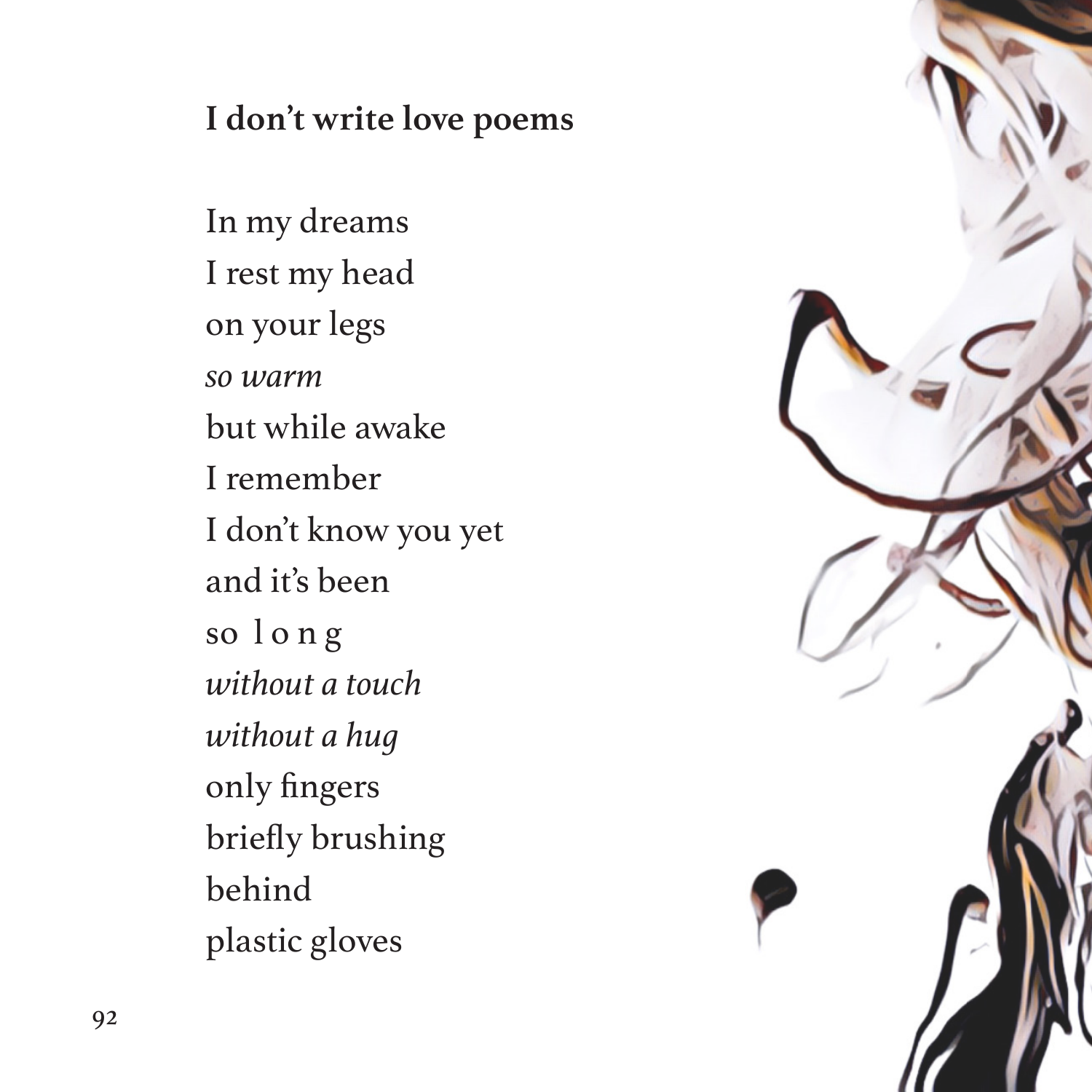**I don't write love poems**

In my dreams  
I rest my head  
on your legs  
*so warm*  
but while awake  
I remember  
I don't know you yet  
and it's been  
so l o n g  
*without a touch*  
*without a hug*  
only fingers  
briefly brushing  
behind  
plastic gloves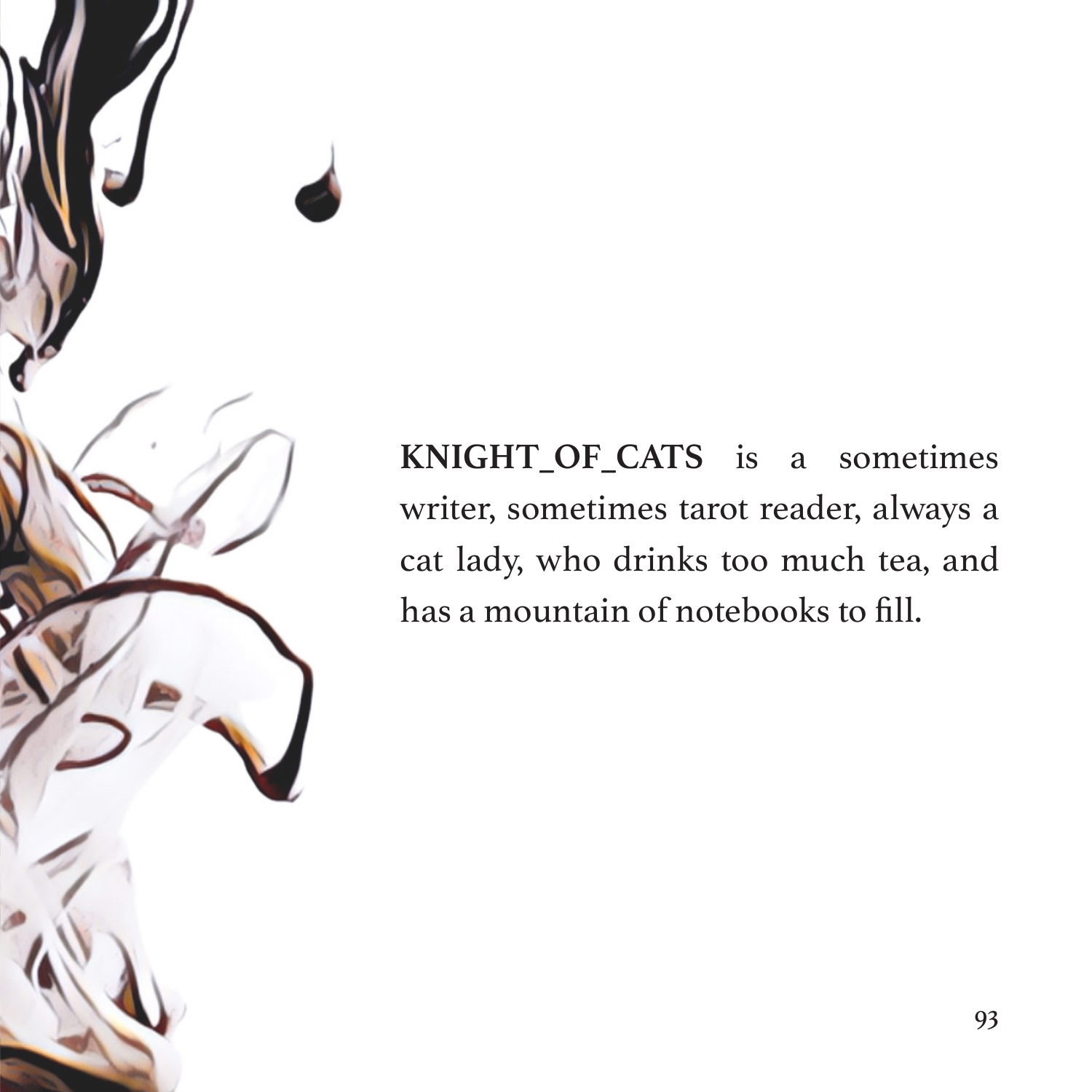**KNIGHT_OF_CATS** is a sometimes writer, sometimes tarot reader, always a cat lady, who drinks too much tea, and has a mountain of notebooks to fill.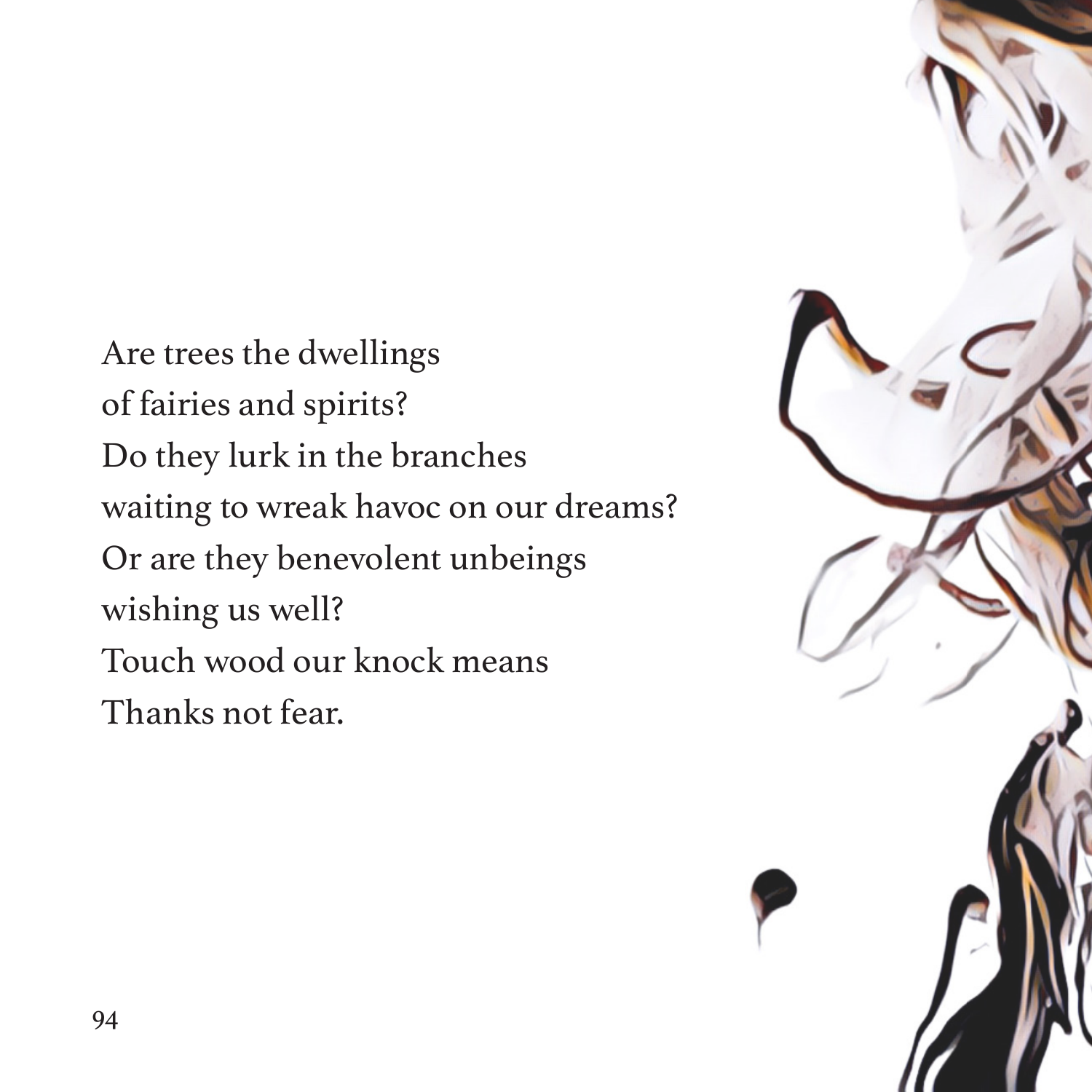Are trees the dwellings  
of fairies and spirits?  
Do they lurk in the branches  
waiting to wreak havoc on our dreams?  
Or are they benevolent unbeings  
wishing us well?  
Touch wood our knock means  
Thanks not fear.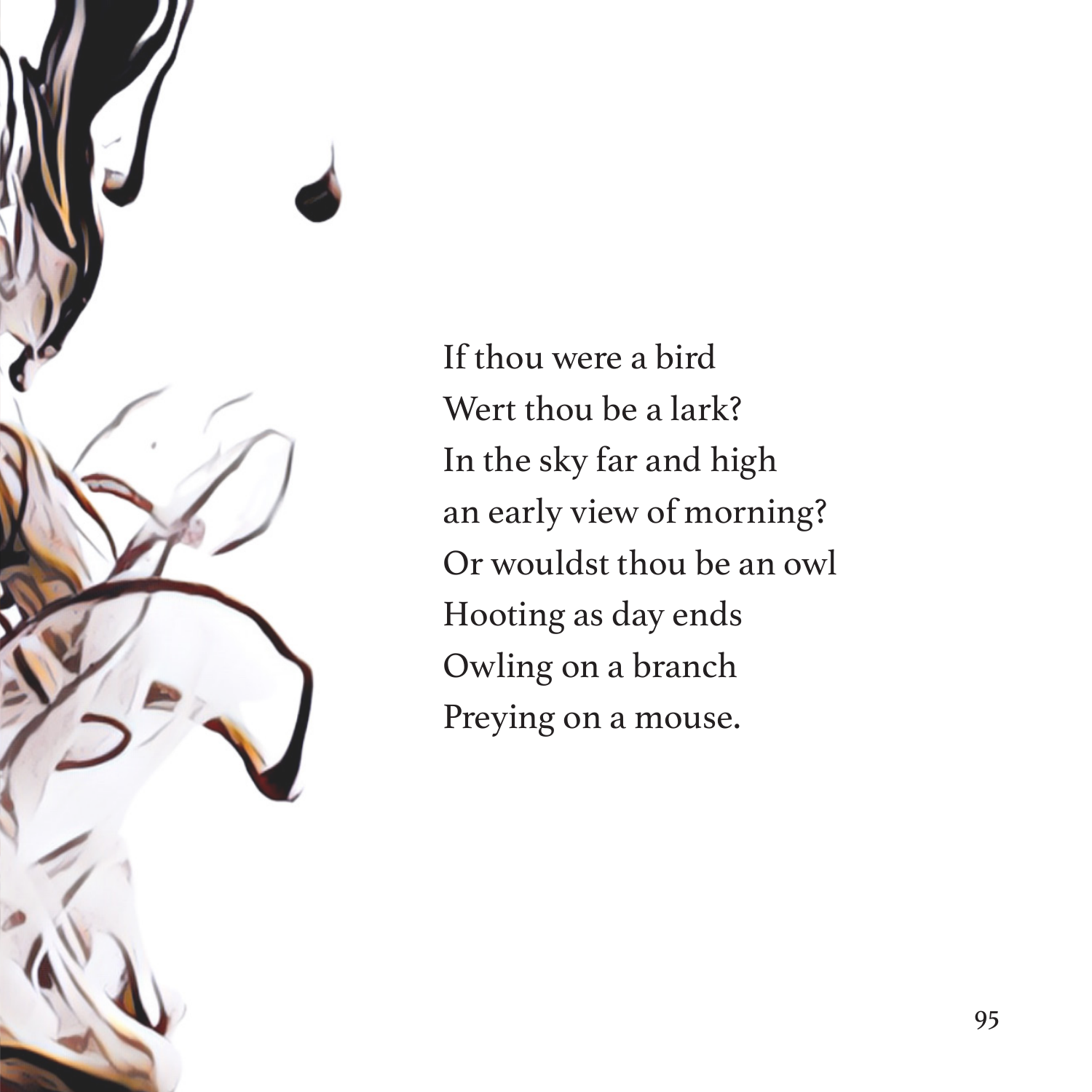If thou were a bird  
Wert thou be a lark?  
In the sky far and high  
an early view of morning?  
Or wouldst thou be an owl  
Hooting as day ends  
Owling on a branch  
Preying on a mouse.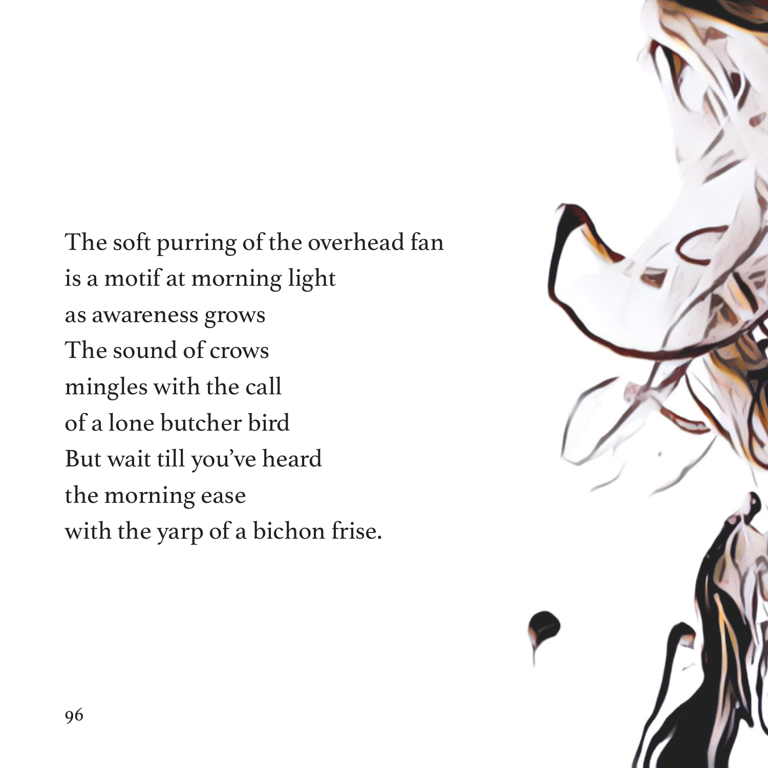The soft purring of the overhead fan  
is a motif at morning light  
as awareness grows  
The sound of crows  
mingles with the call  
of a lone butcher bird  
But wait till you've heard  
the morning ease  
with the yarp of a bichon frise.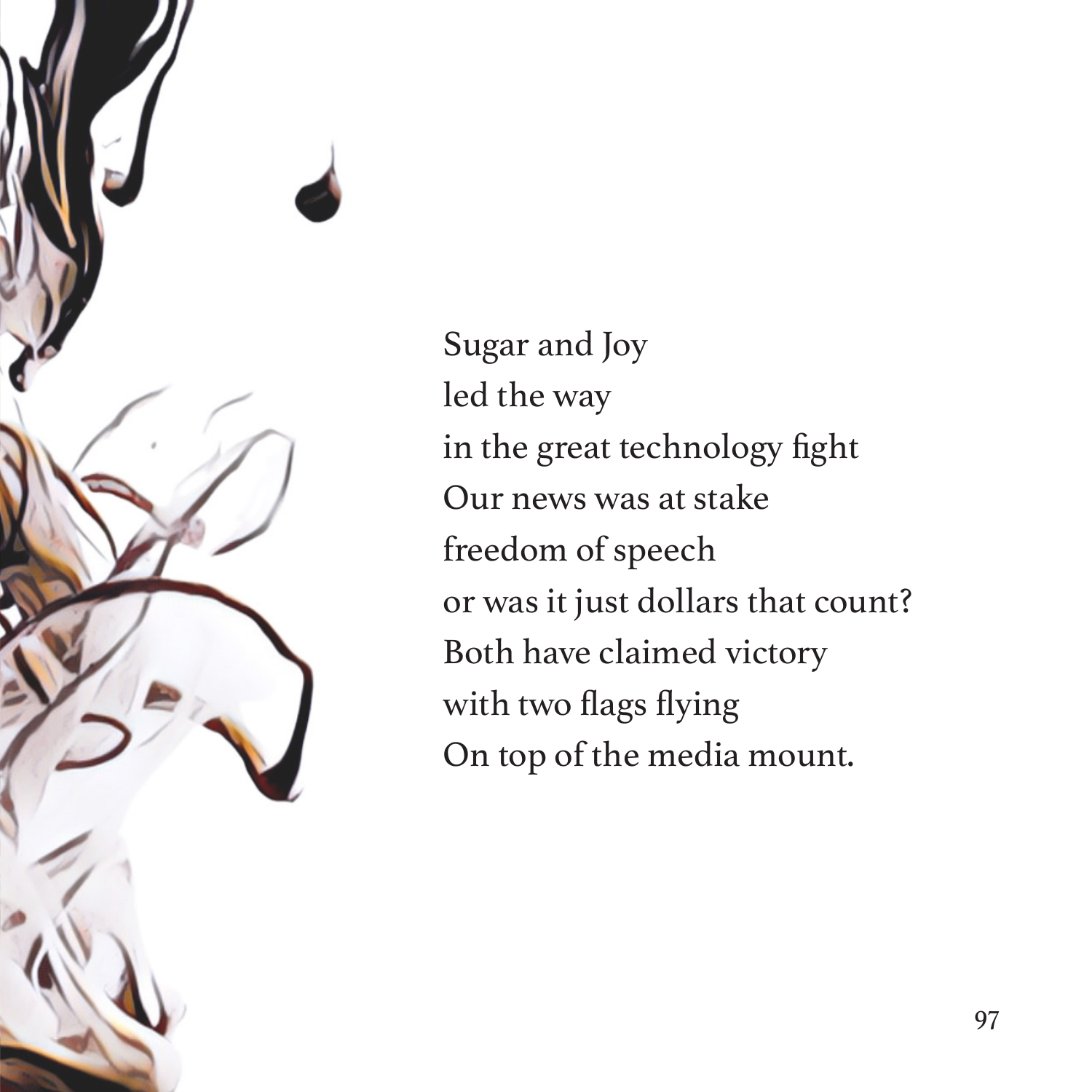Sugar and Joy  
led the way  
in the great technology fight  
Our news was at stake  
freedom of speech  
or was it just dollars that count?  
Both have claimed victory  
with two flags flying  
On top of the media mount.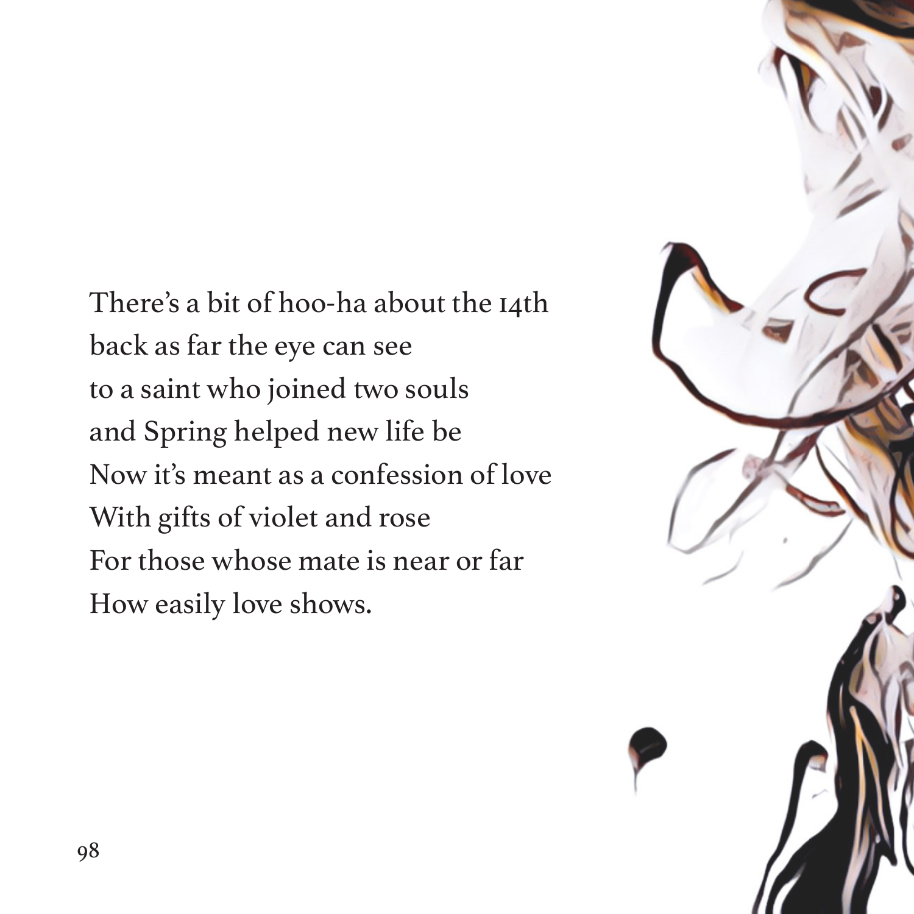There's a bit of hoo-ha about the 14th  
back as far the eye can see  
to a saint who joined two souls  
and Spring helped new life be  
Now it's meant as a confession of love  
With gifts of violet and rose  
For those whose mate is near or far  
How easily love shows.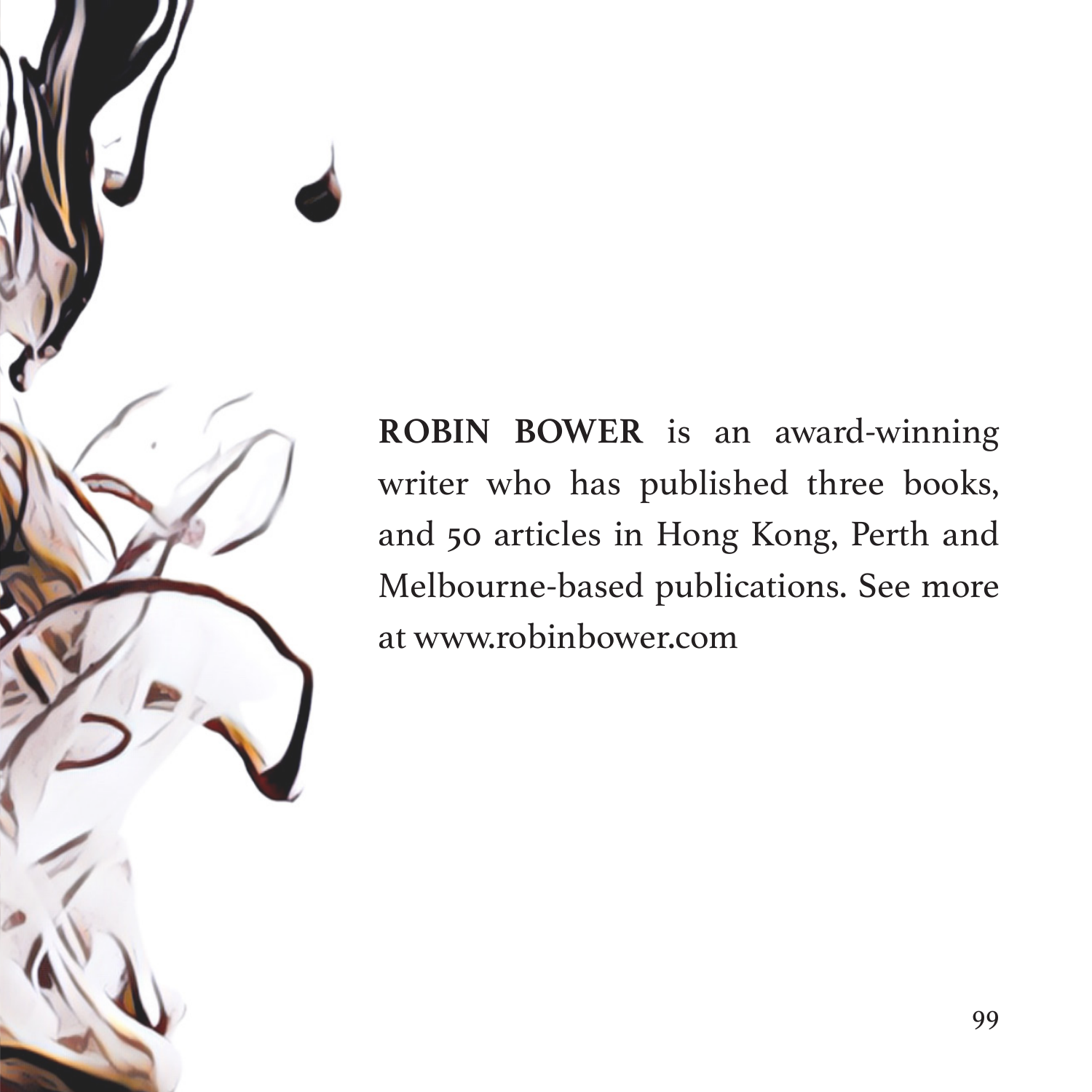**ROBIN BOWER** is an award-winning writer who has published three books, and 50 articles in Hong Kong, Perth and Melbourne-based publications. See more at www.robinbower.com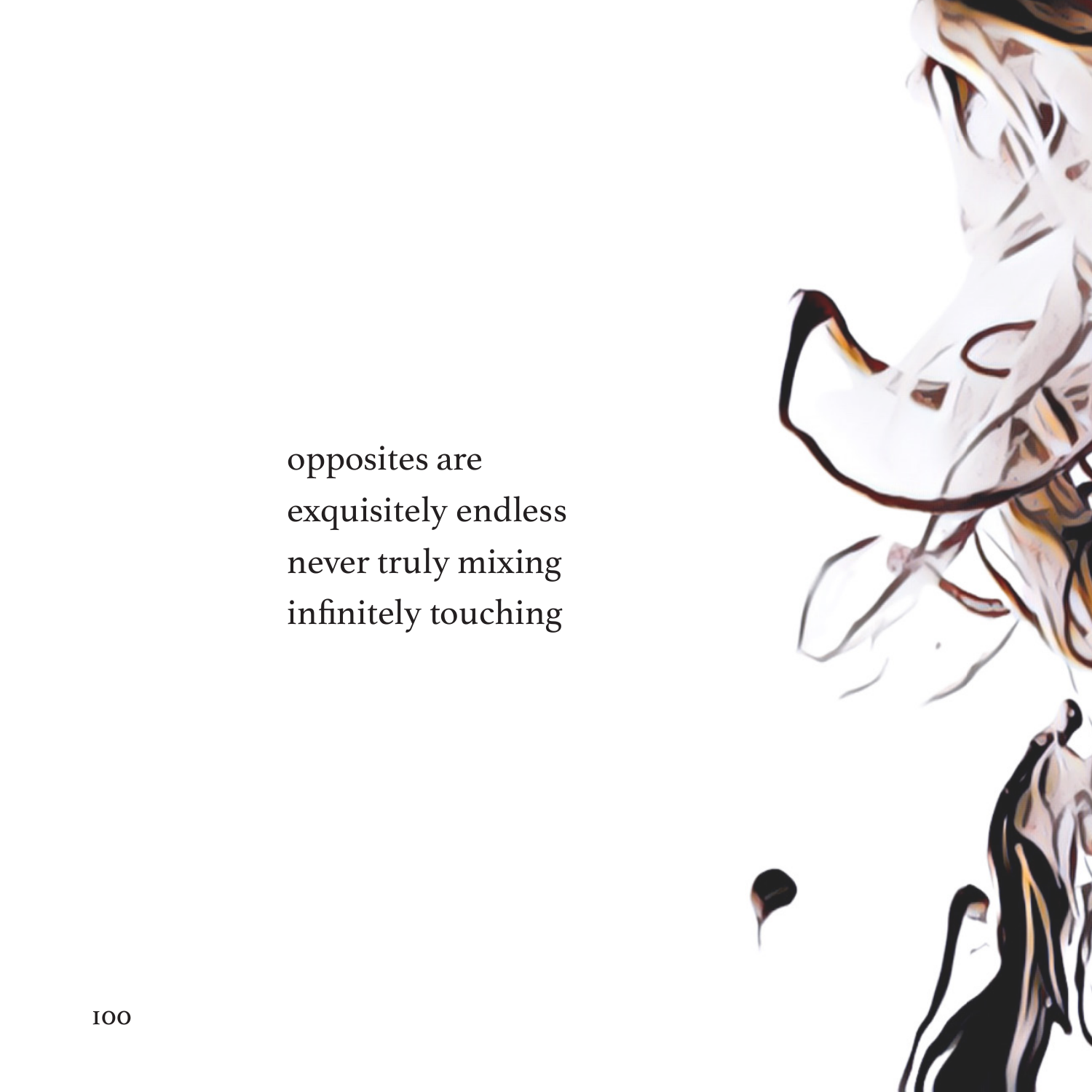opposites are  
exquisitely endless  
never truly mixing  
infinitely touching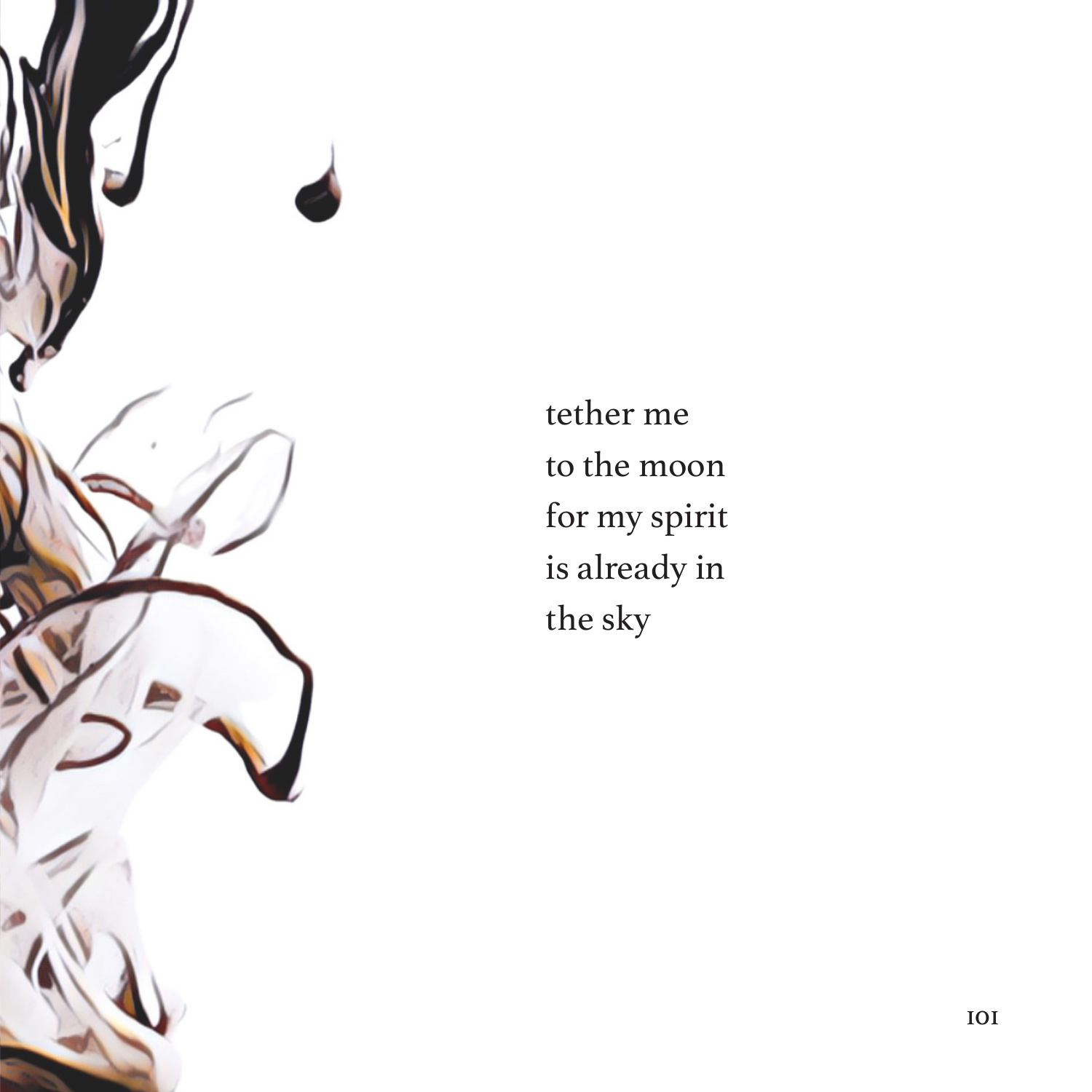tether me
to the moon
for my spirit
is already in
the sky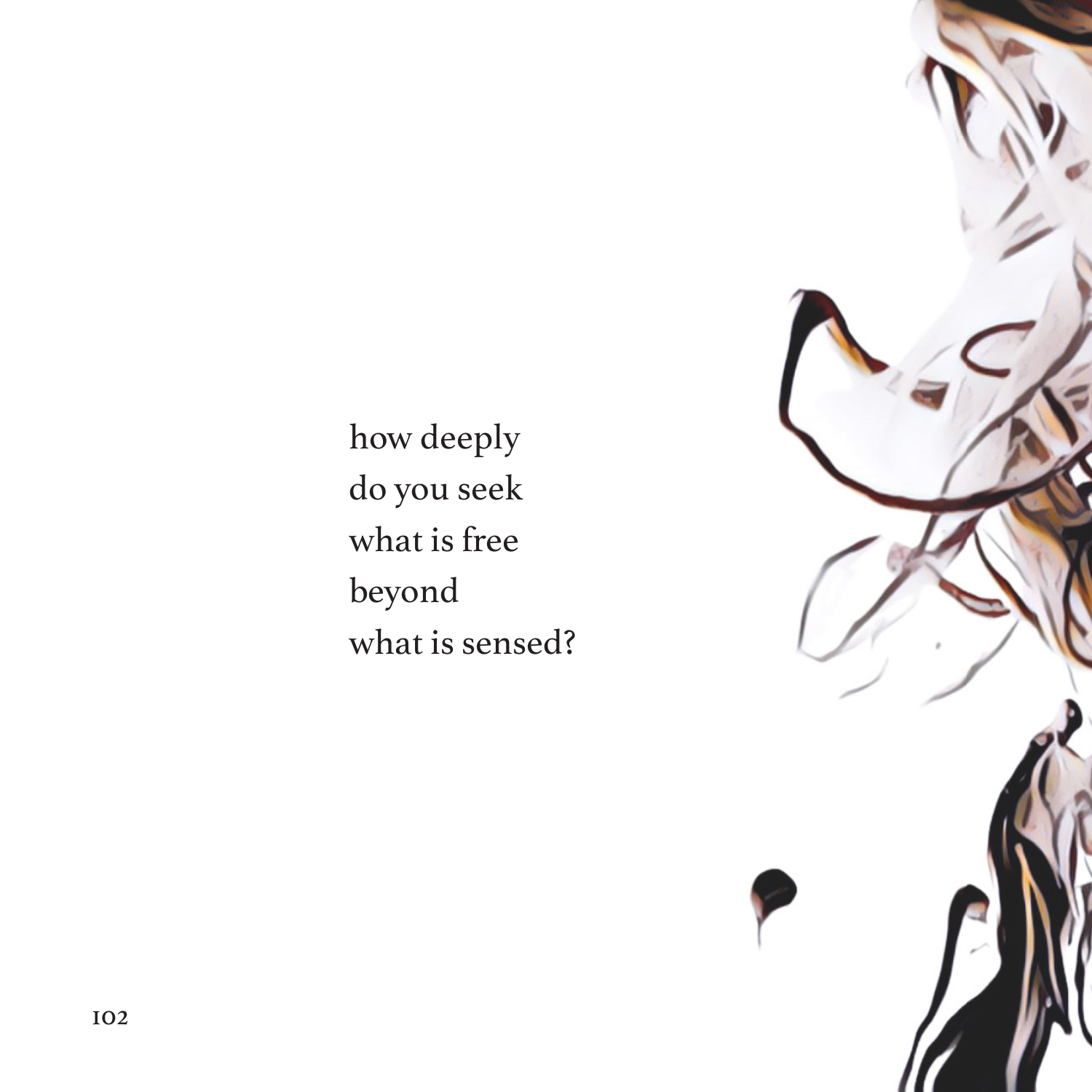how deeply
do you seek
what is free
beyond
what is sensed?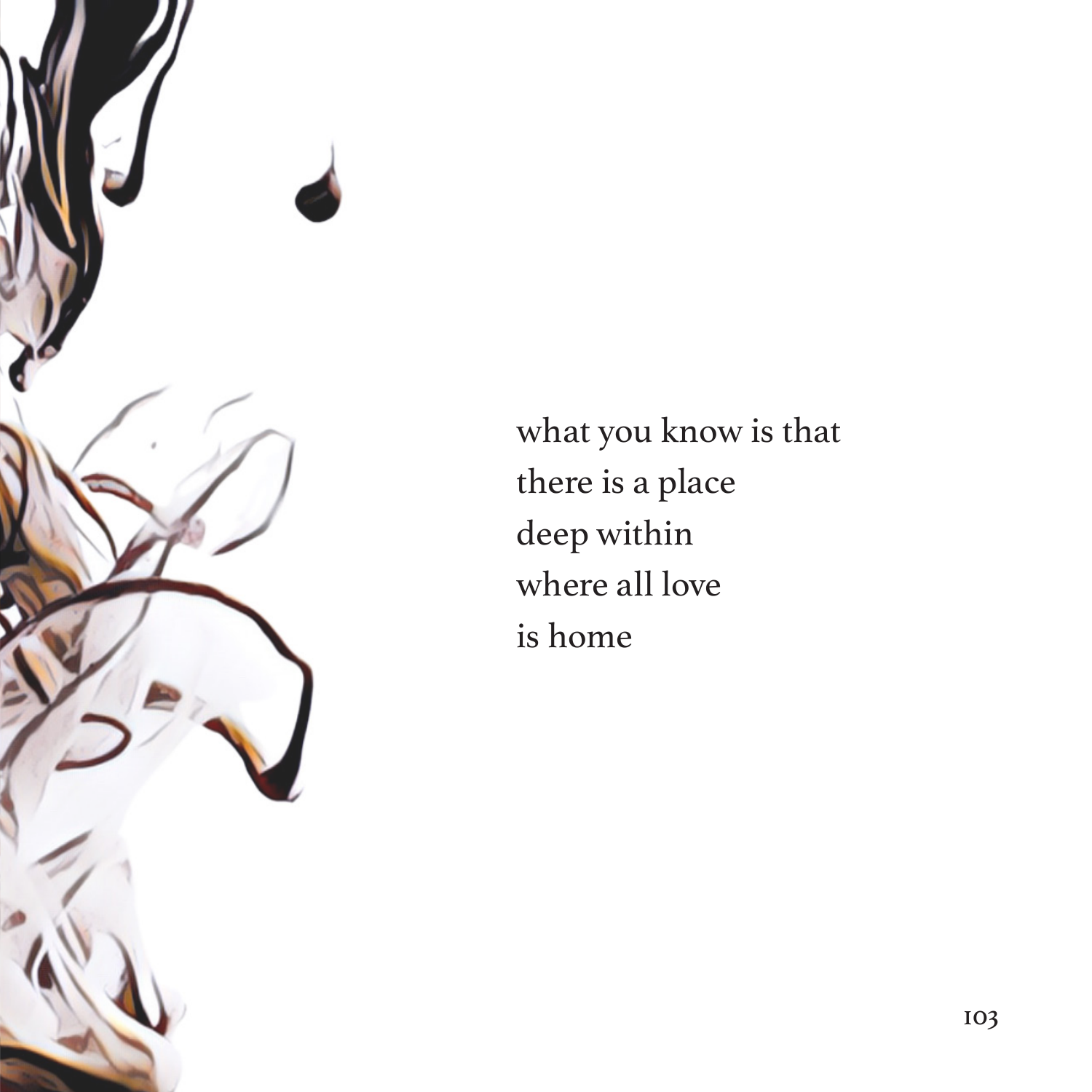what you know is that  
there is a place  
deep within  
where all love  
is home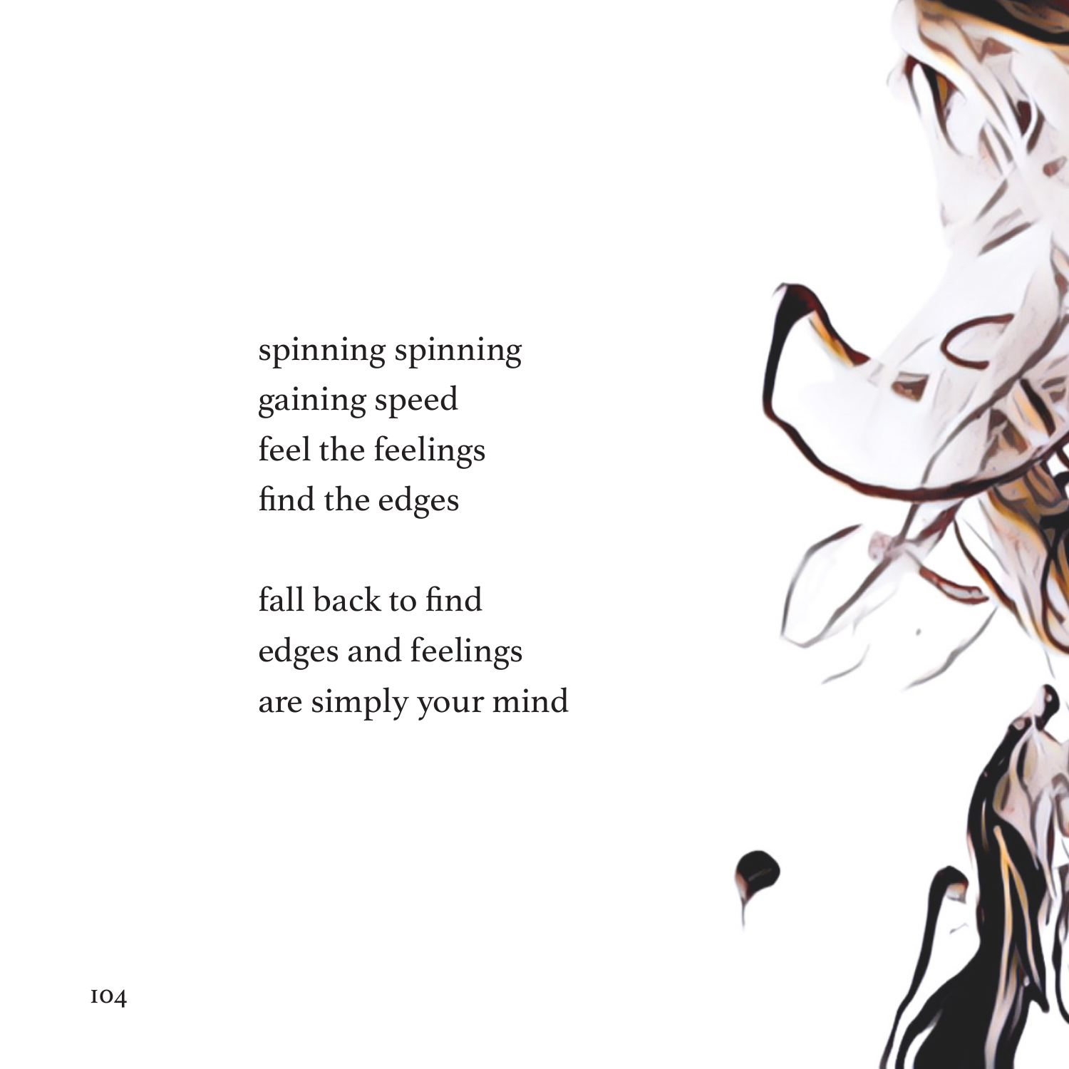spinning spinning
gaining speed
feel the feelings
find the edges

fall back to find
edges and feelings
are simply your mind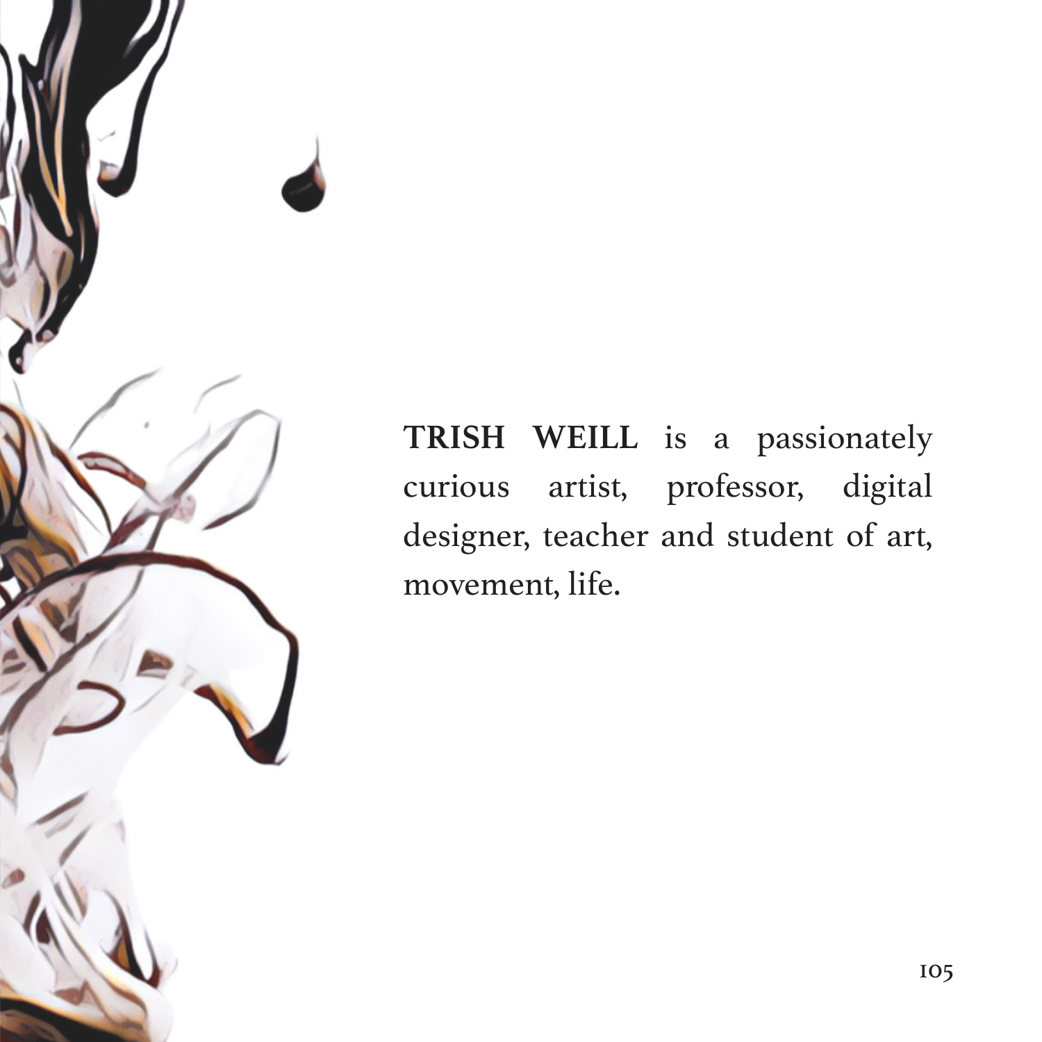**TRISH WEILL** is a passionately curious artist, professor, digital designer, teacher and student of art, movement, life.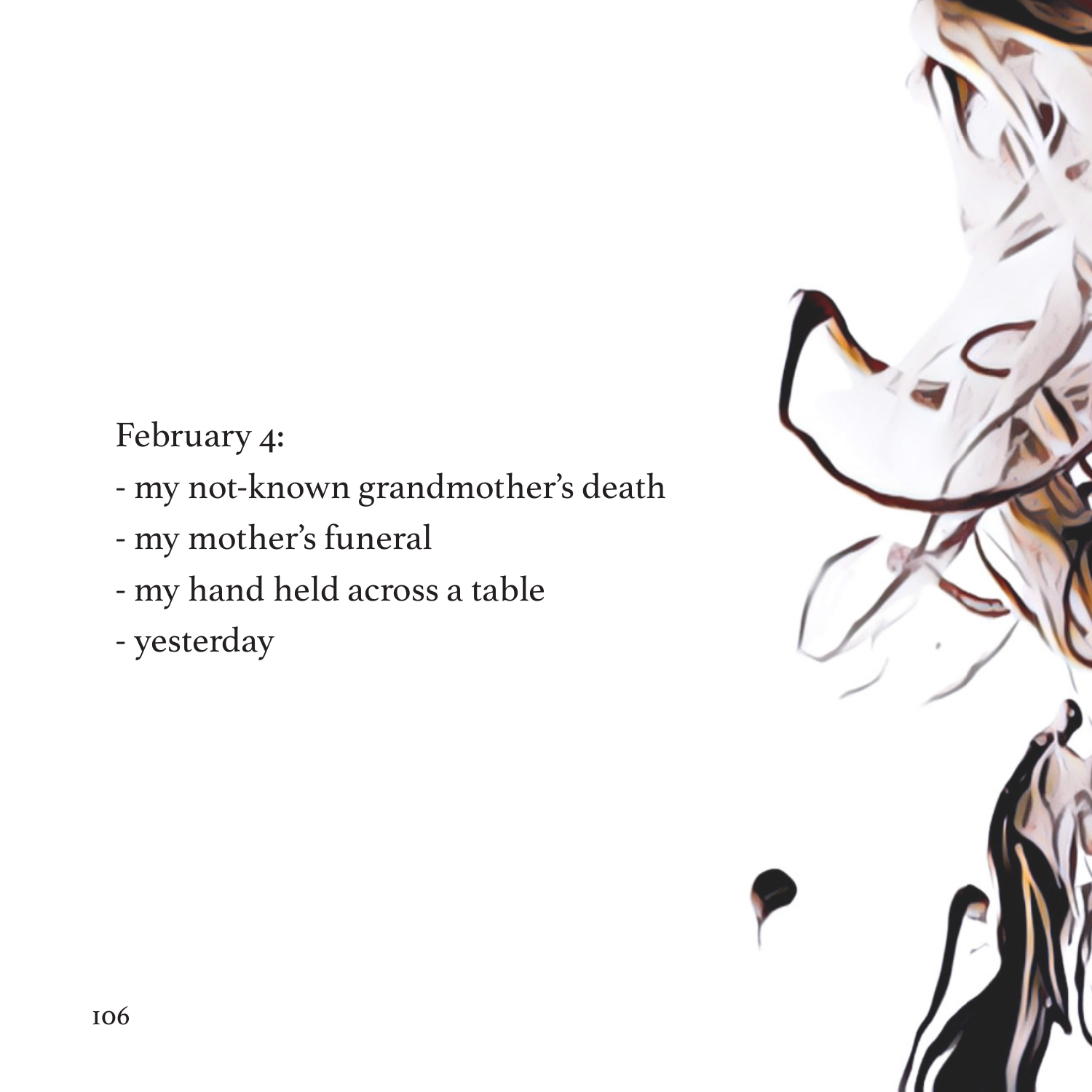February 4:

- my not-known grandmother's death
- my mother's funeral
- my hand held across a table
- yesterday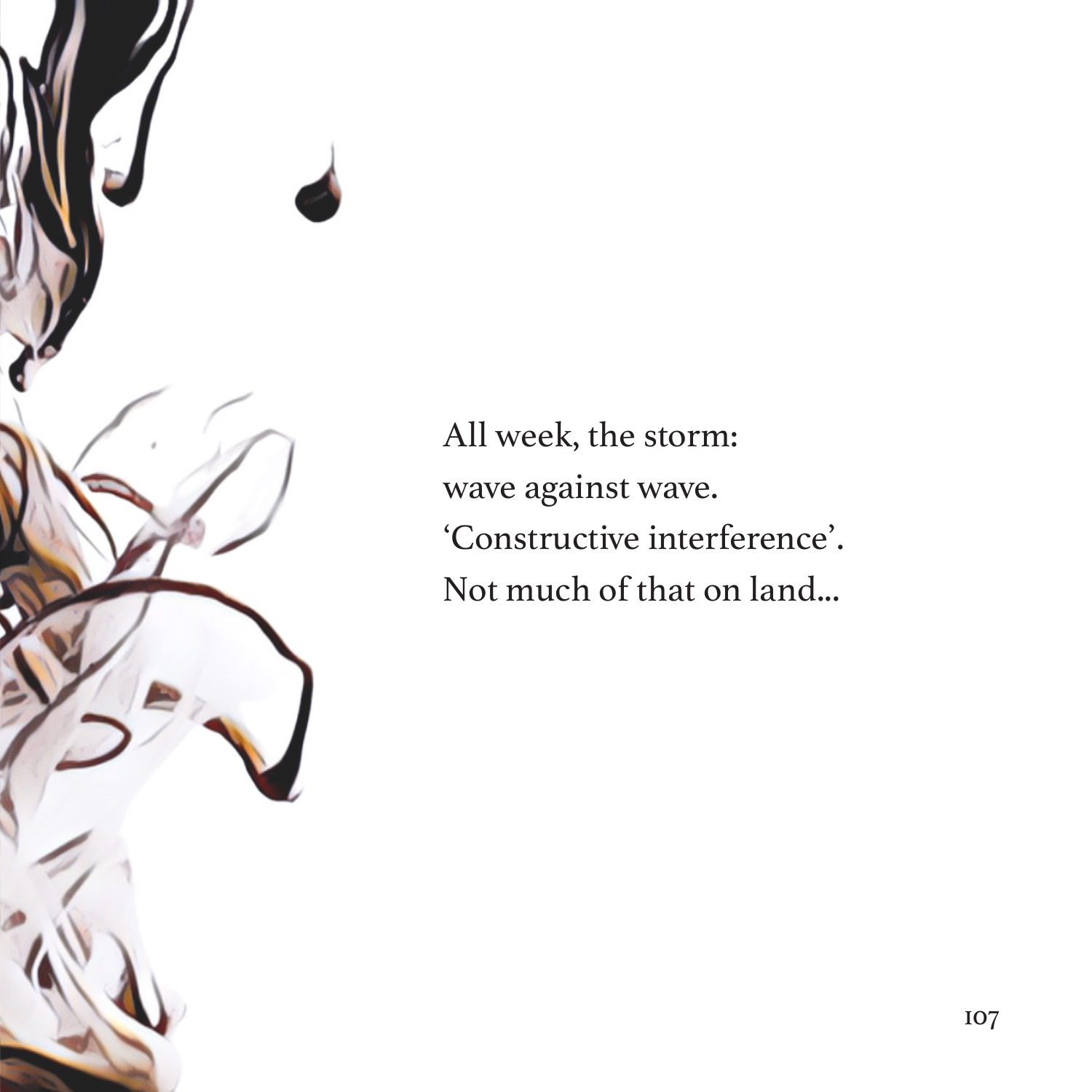All week, the storm:  
wave against wave.  
'Constructive interference'.  
Not much of that on land...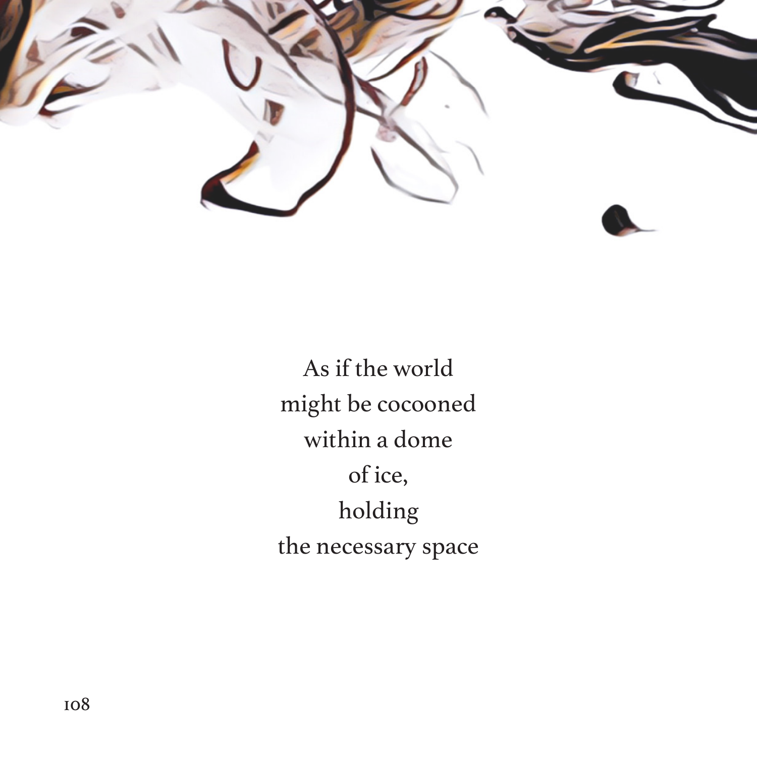As if the world
might be cocooned
within a dome
of ice,
holding
the necessary space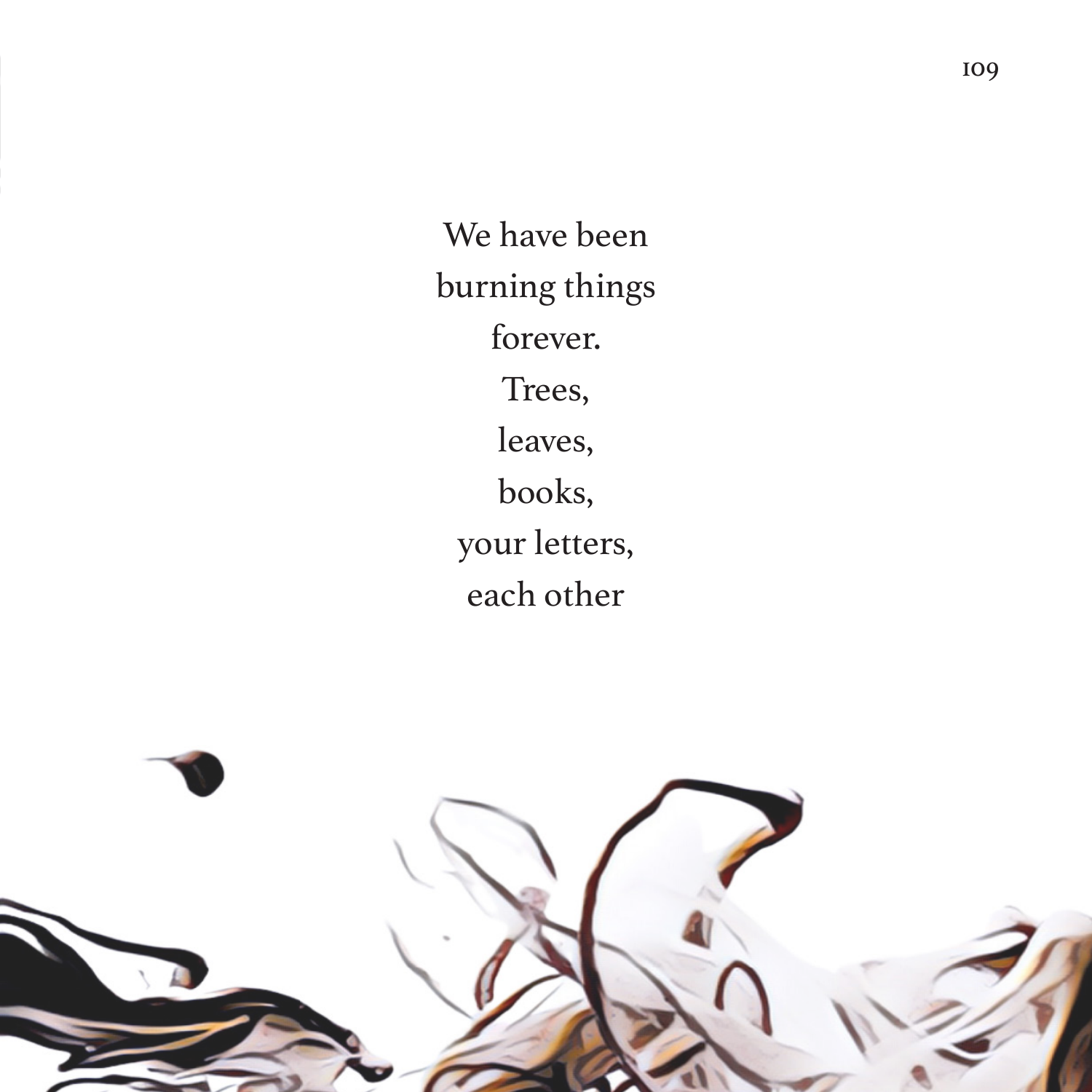We have been  
burning things  
forever.  
Trees,  
leaves,  
books,  
your letters,  
each other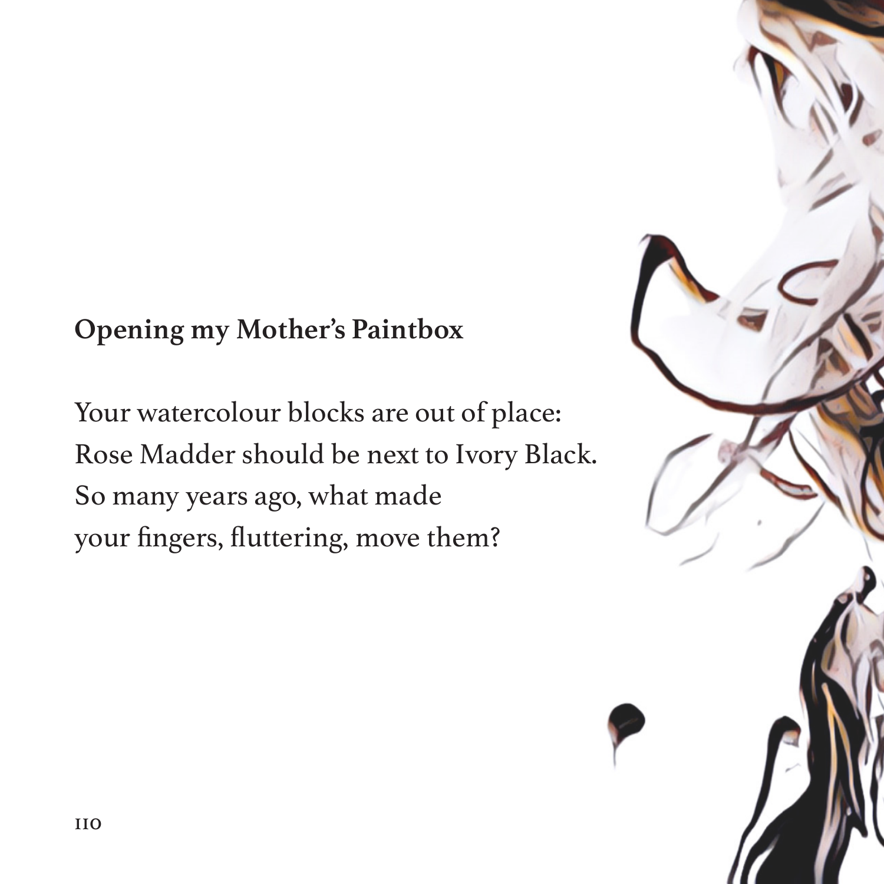## Opening my Mother's Paintbox

Your watercolour blocks are out of place:  
Rose Madder should be next to Ivory Black.  
So many years ago, what made  
your fingers, fluttering, move them?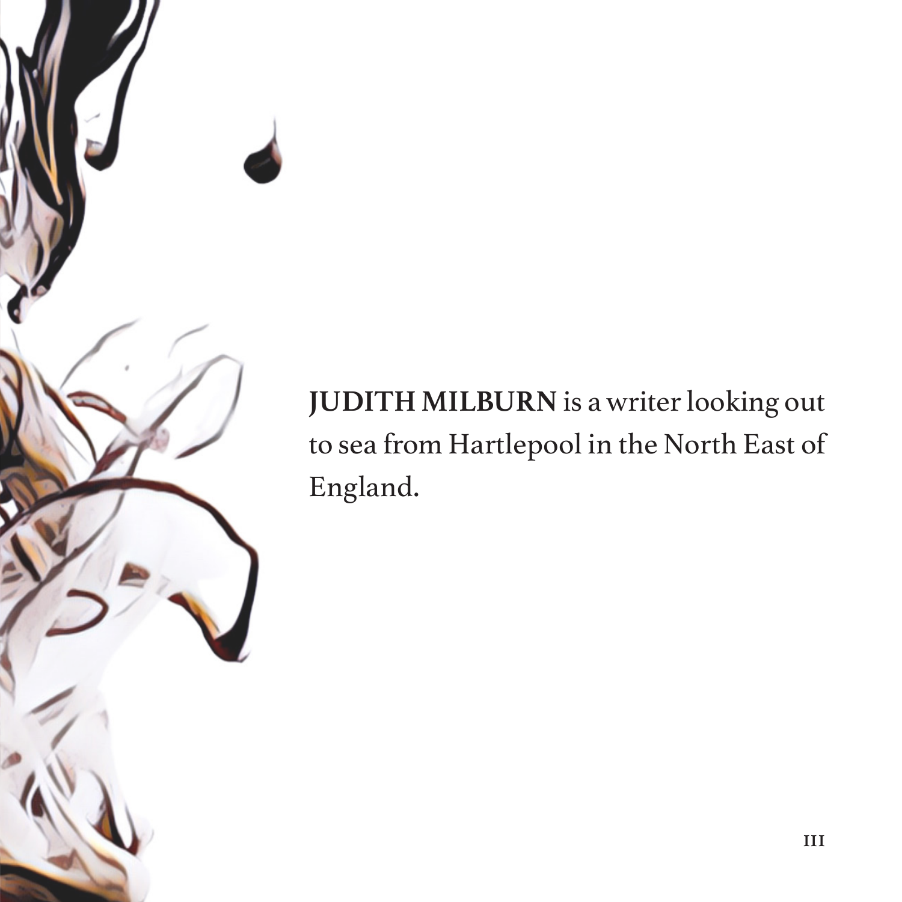**JUDITH MILBURN** is a writer looking out to sea from Hartlepool in the North East of England.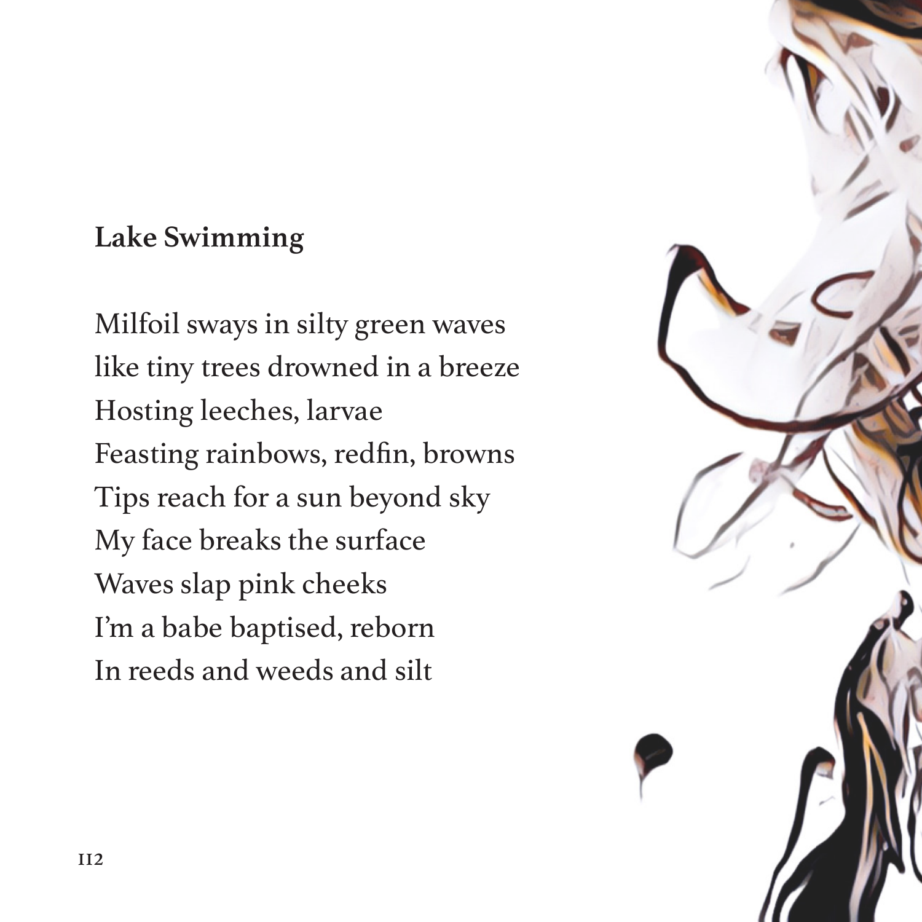## Lake Swimming

Milfoil sways in silty green waves
like tiny trees drowned in a breeze
Hosting leeches, larvae
Feasting rainbows, redfin, browns
Tips reach for a sun beyond sky
My face breaks the surface
Waves slap pink cheeks
I'm a babe baptised, reborn
In reeds and weeds and silt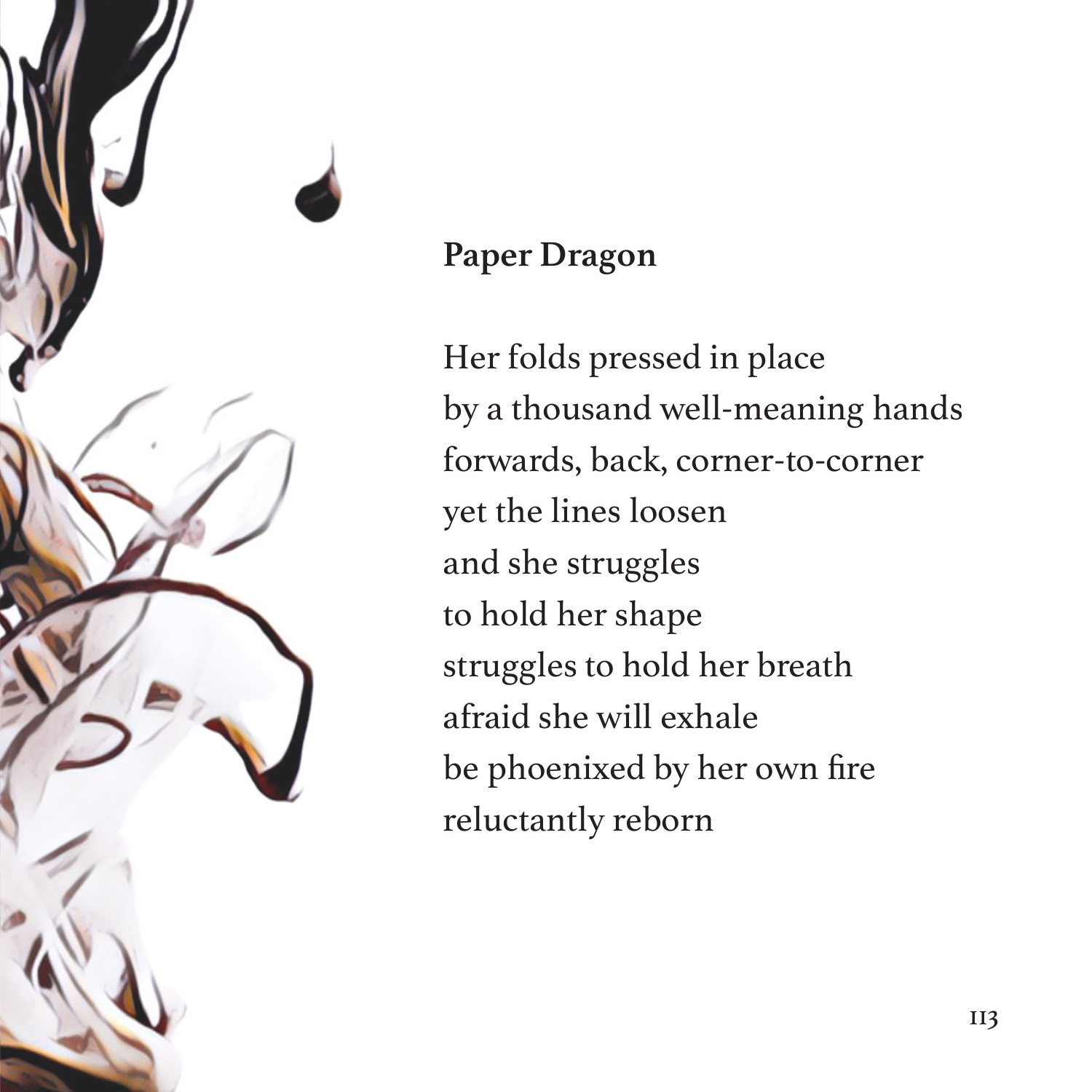## Paper Dragon

Her folds pressed in place  
by a thousand well-meaning hands  
forwards, back, corner-to-corner  
yet the lines loosen  
and she struggles  
to hold her shape  
struggles to hold her breath  
afraid she will exhale  
be phoenixed by her own fire  
reluctantly reborn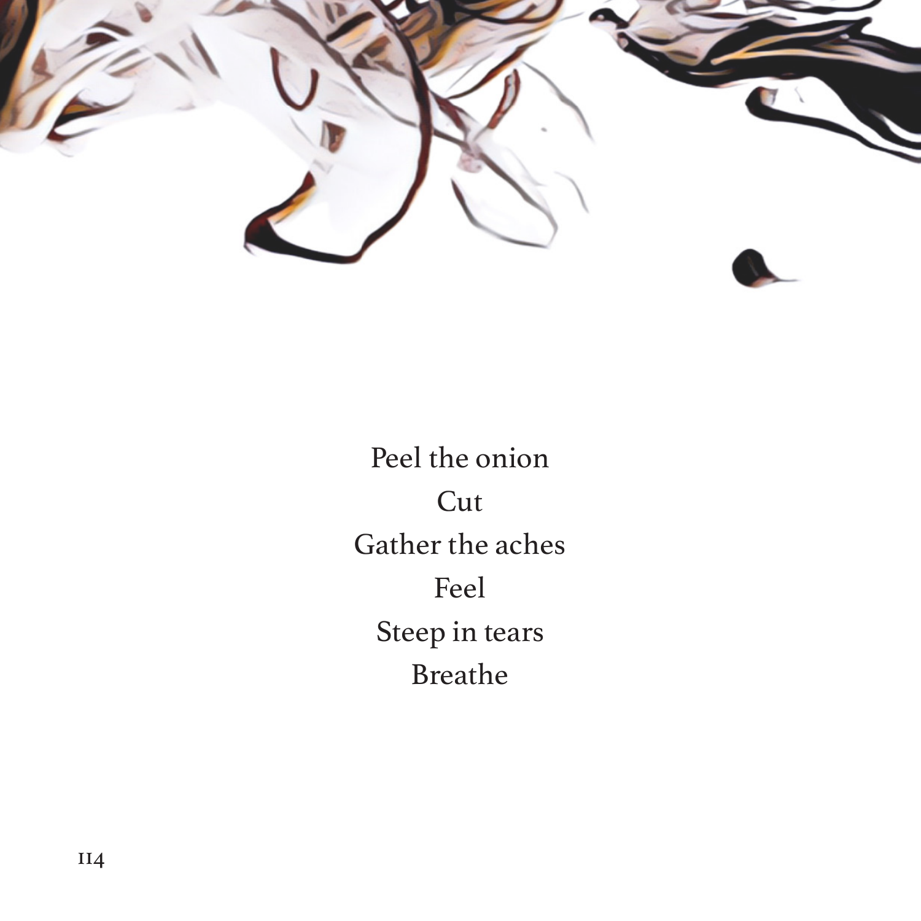Peel the onion  
Cut  
Gather the aches  
Feel  
Steep in tears  
Breathe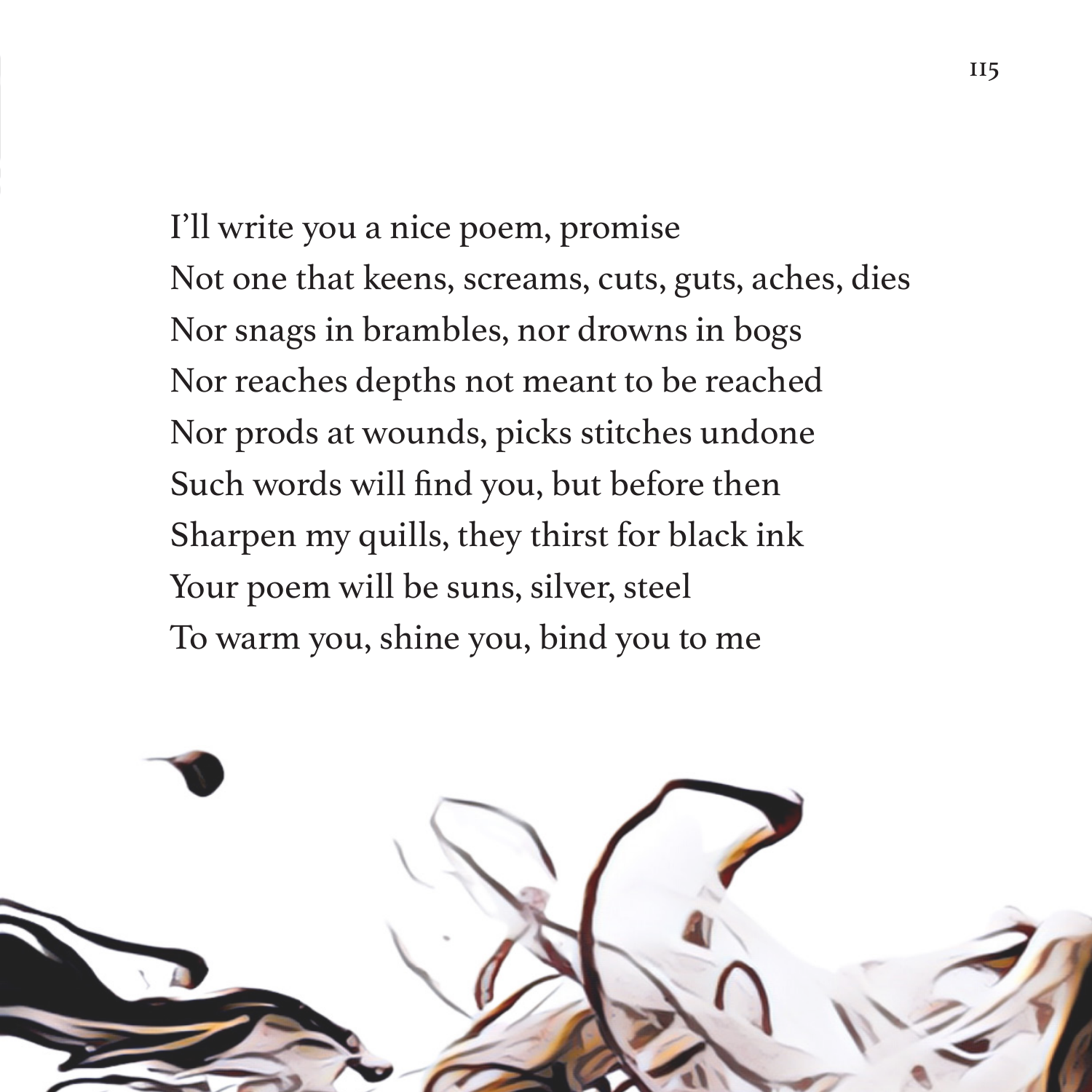I'll write you a nice poem, promise  
Not one that keens, screams, cuts, guts, aches, dies  
Nor snags in brambles, nor drowns in bogs  
Nor reaches depths not meant to be reached  
Nor prods at wounds, picks stitches undone  
Such words will find you, but before then  
Sharpen my quills, they thirst for black ink  
Your poem will be suns, silver, steel  
To warm you, shine you, bind you to me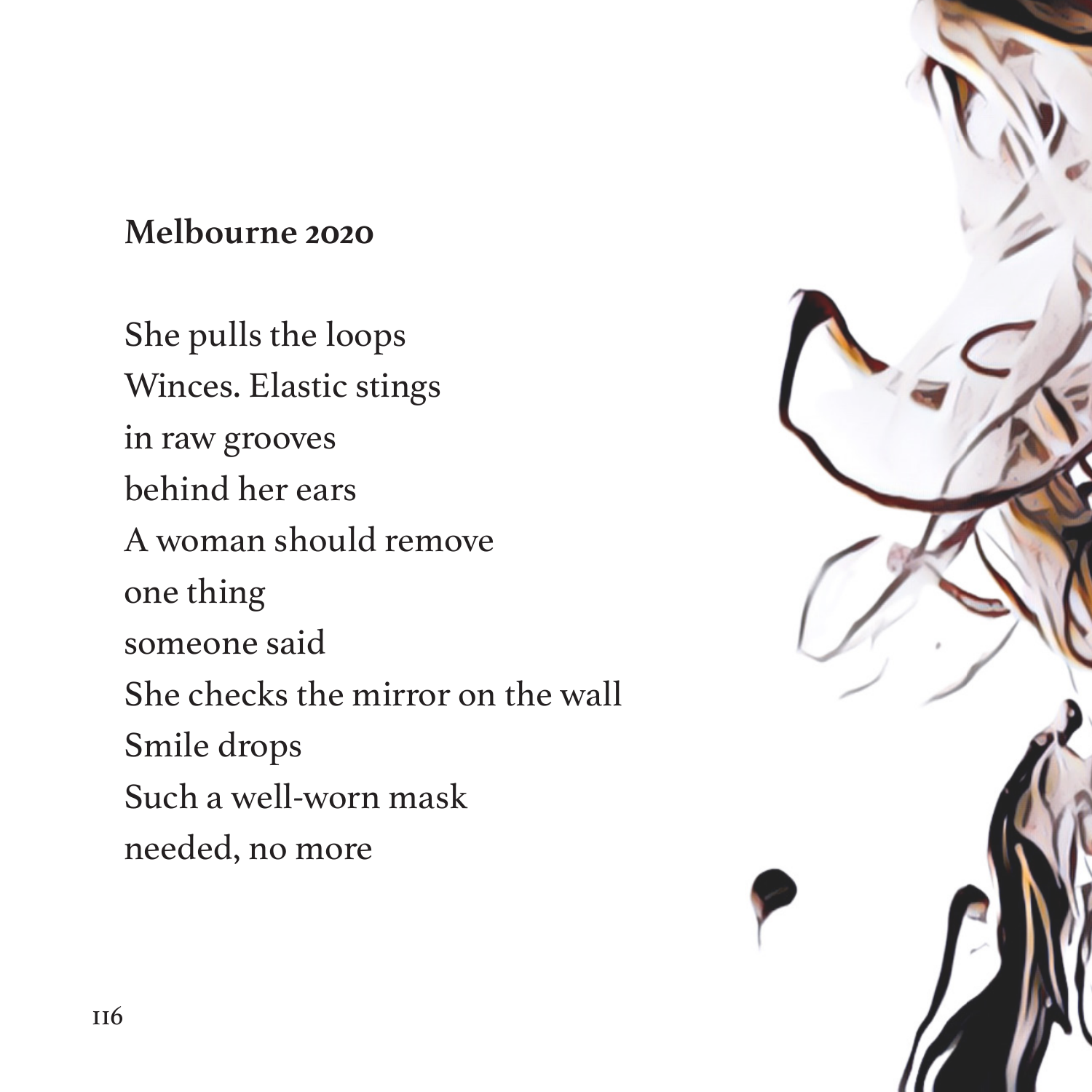## Melbourne 2020

She pulls the loops  
Winces. Elastic stings  
in raw grooves  
behind her ears  
A woman should remove  
one thing  
someone said  
She checks the mirror on the wall  
Smile drops  
Such a well-worn mask  
needed, no more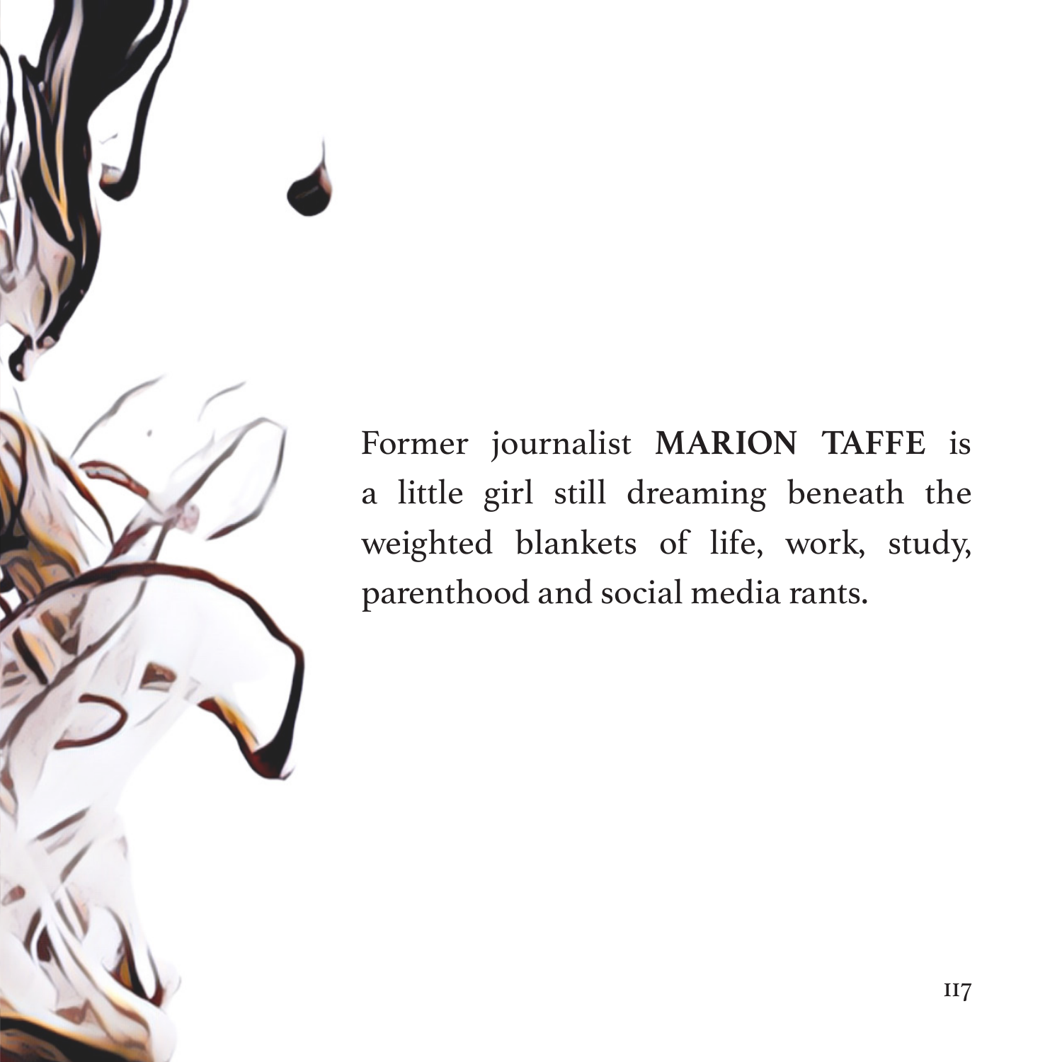Former journalist **MARION TAFFE** is a little girl still dreaming beneath the weighted blankets of life, work, study, parenthood and social media rants.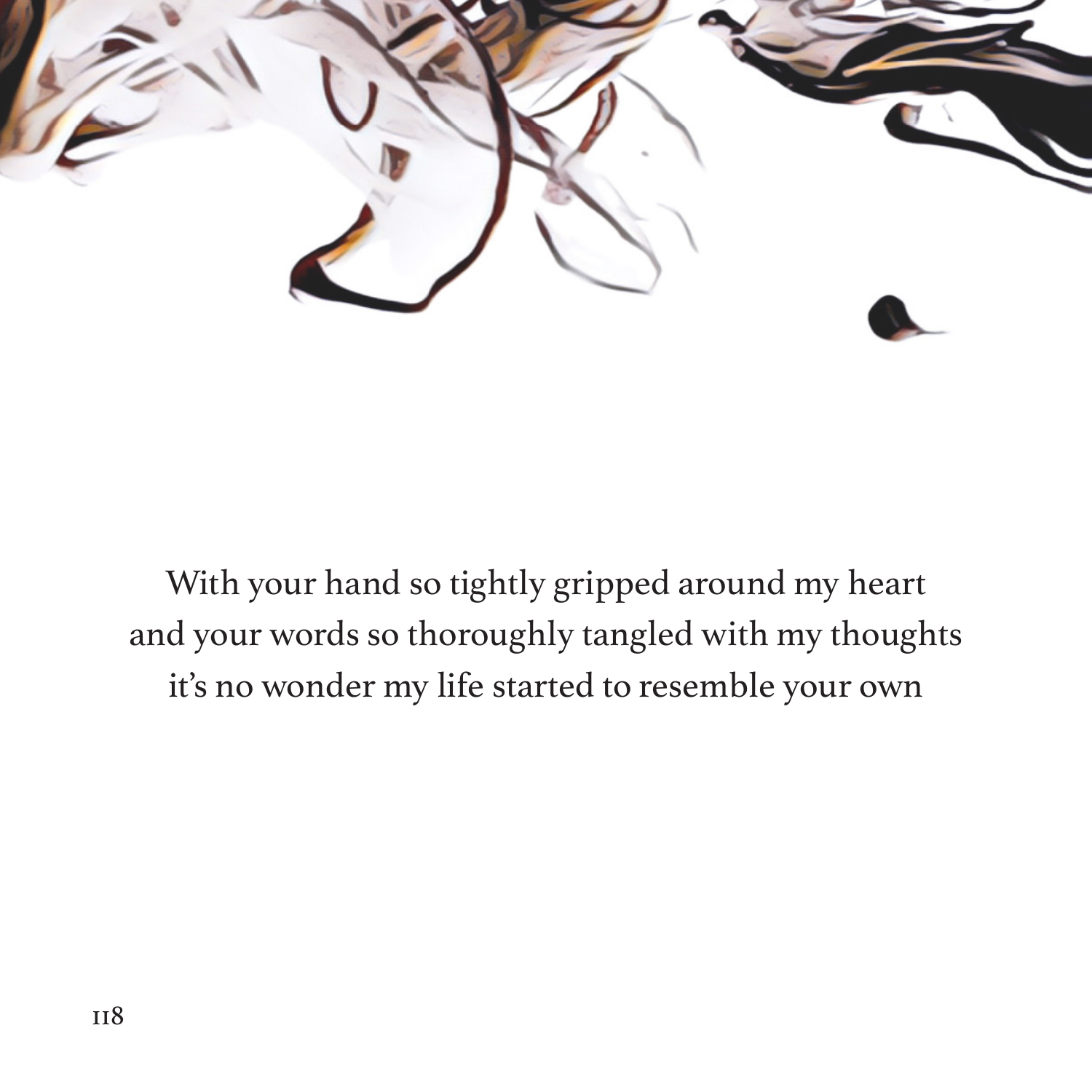With your hand so tightly gripped around my heart
and your words so thoroughly tangled with my thoughts
it's no wonder my life started to resemble your own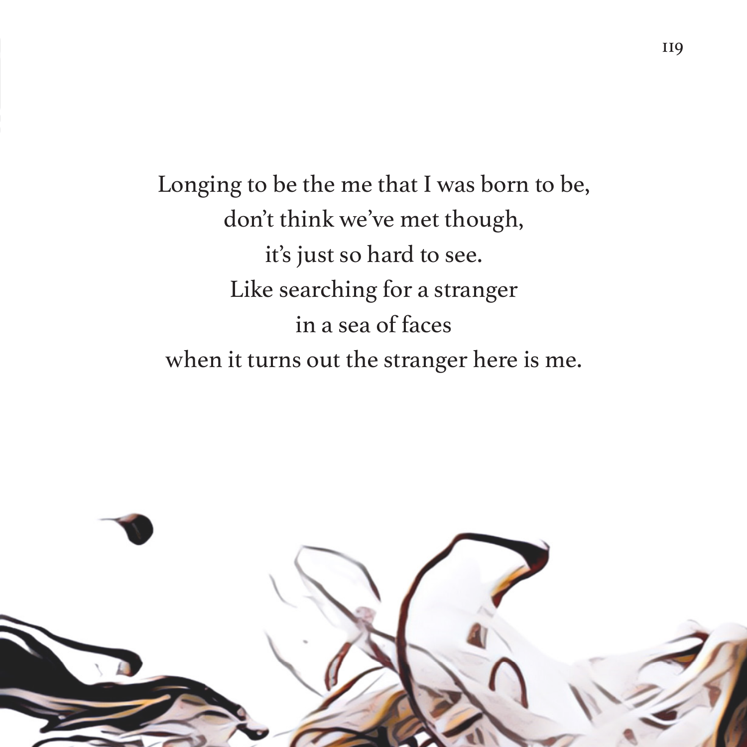Longing to be the me that I was born to be,  
don't think we've met though,  
it's just so hard to see.  
Like searching for a stranger  
in a sea of faces  
when it turns out the stranger here is me.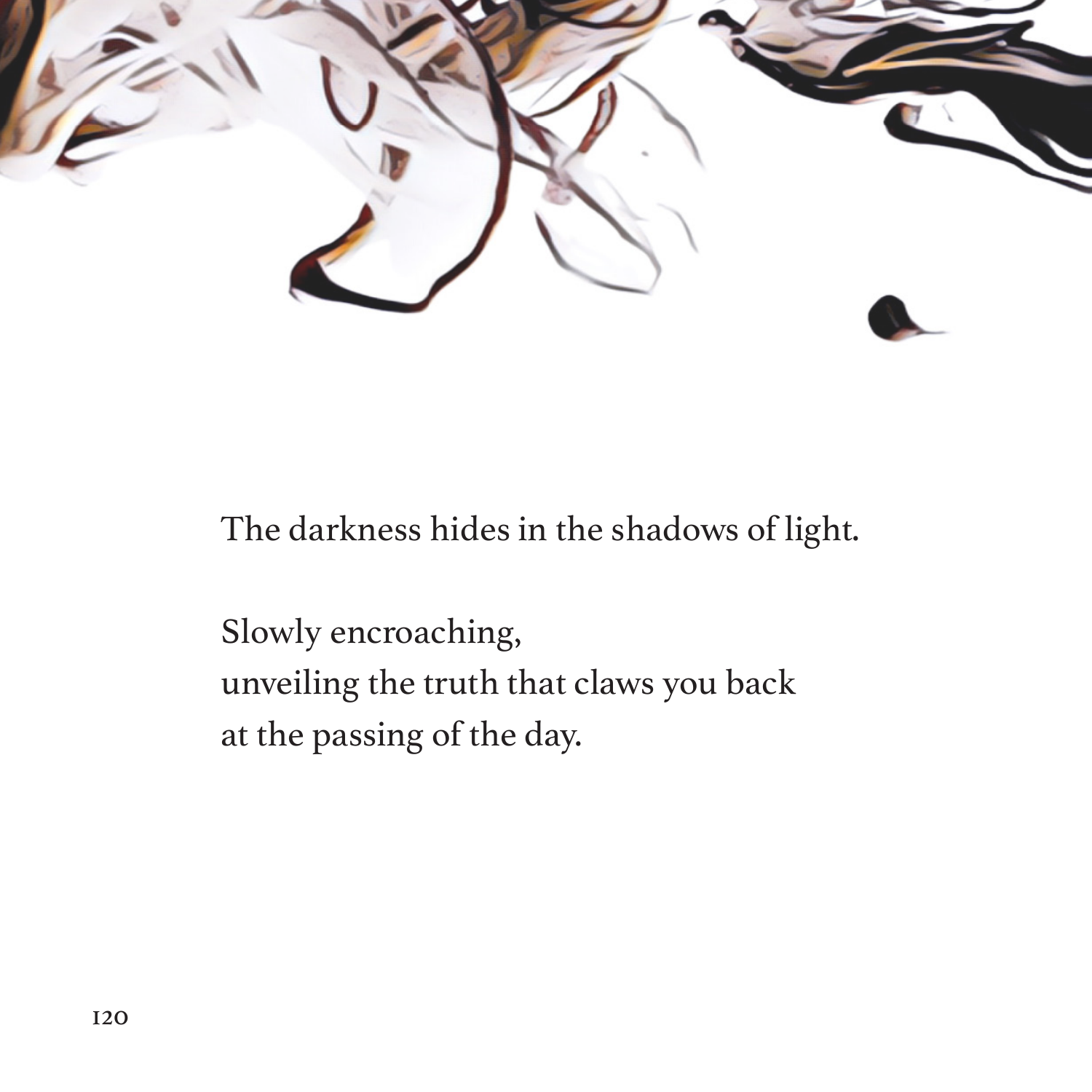The darkness hides in the shadows of light.

Slowly encroaching,
unveiling the truth that claws you back
at the passing of the day.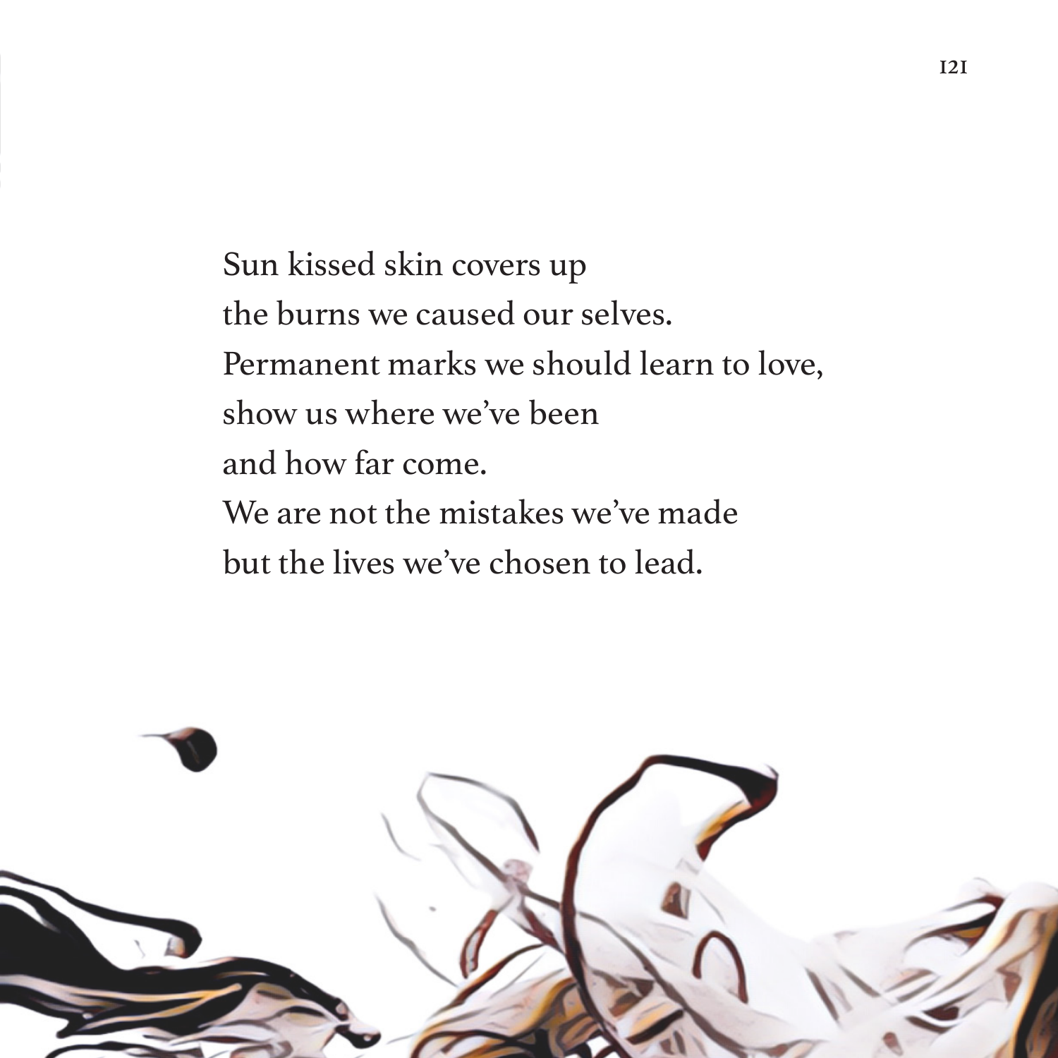Sun kissed skin covers up  
the burns we caused our selves.  
Permanent marks we should learn to love,  
show us where we've been  
and how far come.  
We are not the mistakes we've made  
but the lives we've chosen to lead.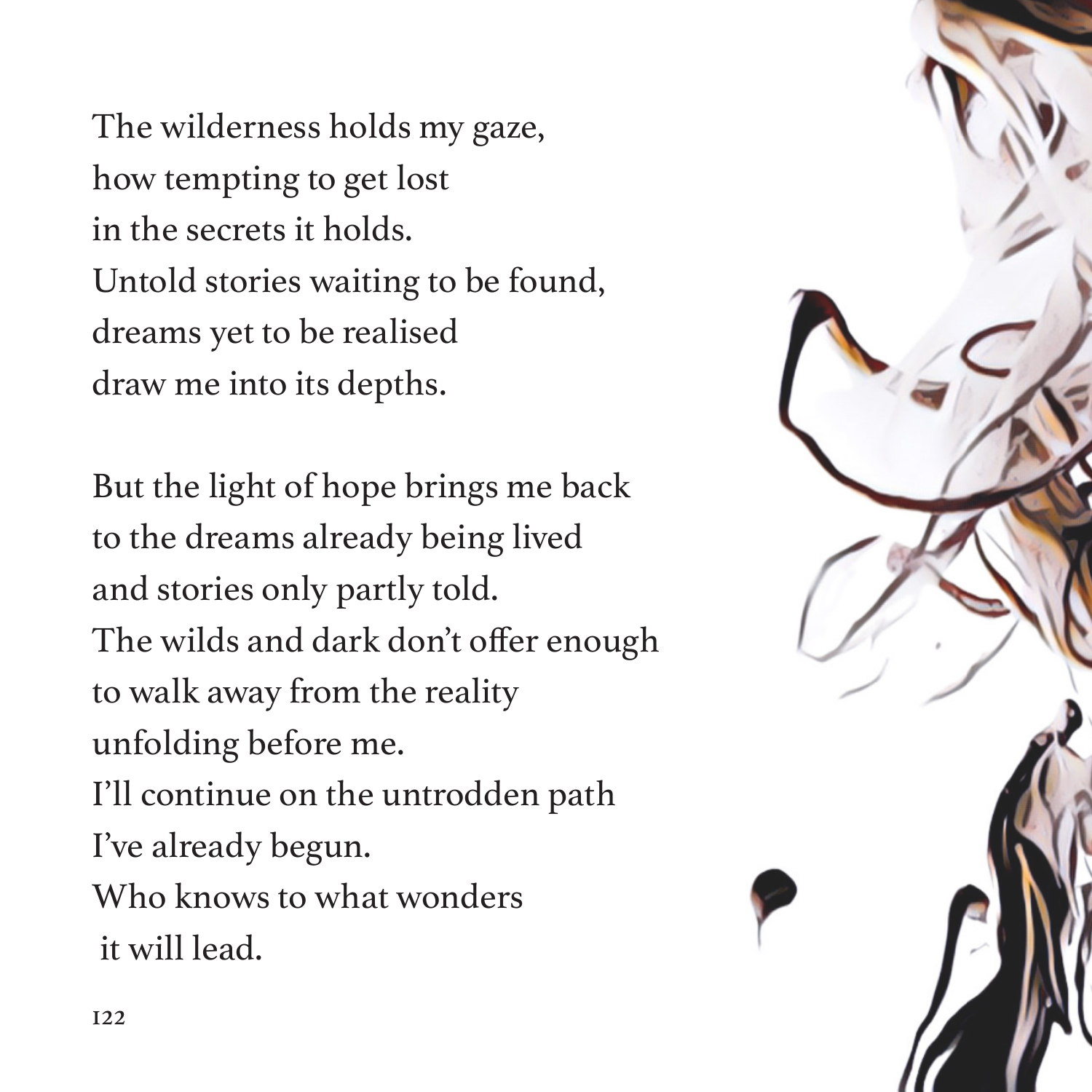The wilderness holds my gaze,
how tempting to get lost
in the secrets it holds.
Untold stories waiting to be found,
dreams yet to be realised
draw me into its depths.

But the light of hope brings me back
to the dreams already being lived
and stories only partly told.
The wilds and dark don't offer enough
to walk away from the reality
unfolding before me.
I'll continue on the untrodden path
I've already begun.
Who knows to what wonders
it will lead.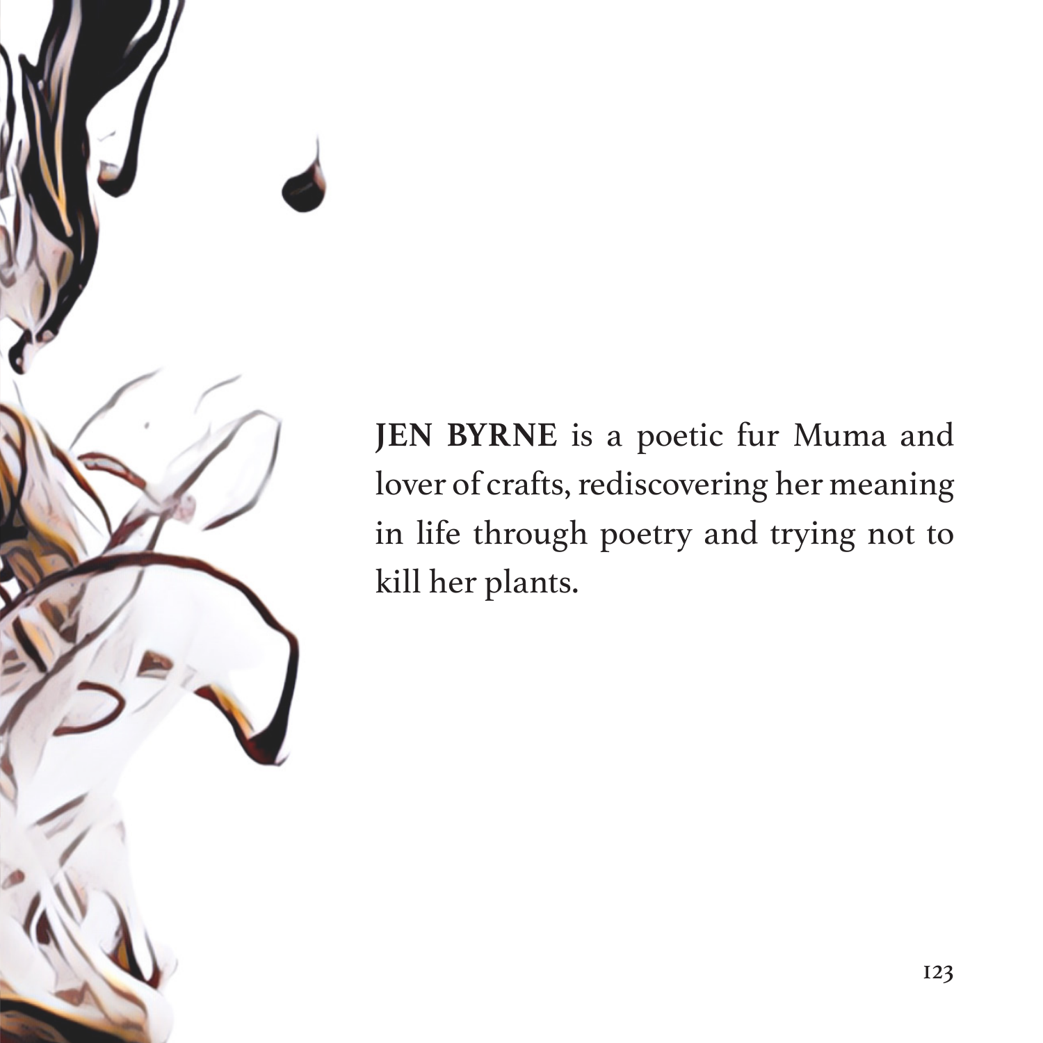**JEN BYRNE** is a poetic fur Muma and lover of crafts, rediscovering her meaning in life through poetry and trying not to kill her plants.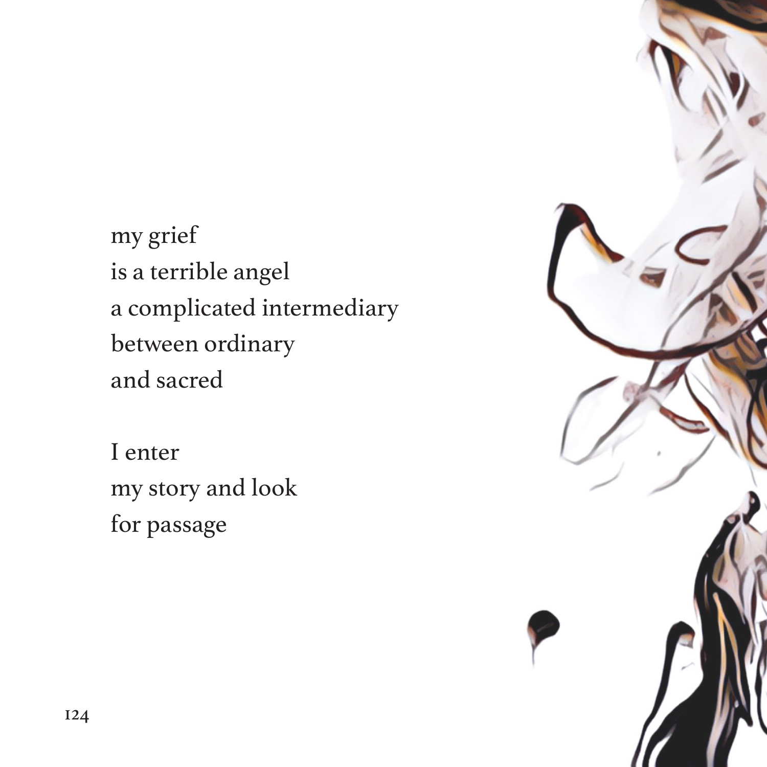my grief
is a terrible angel
a complicated intermediary
between ordinary
and sacred

I enter
my story and look
for passage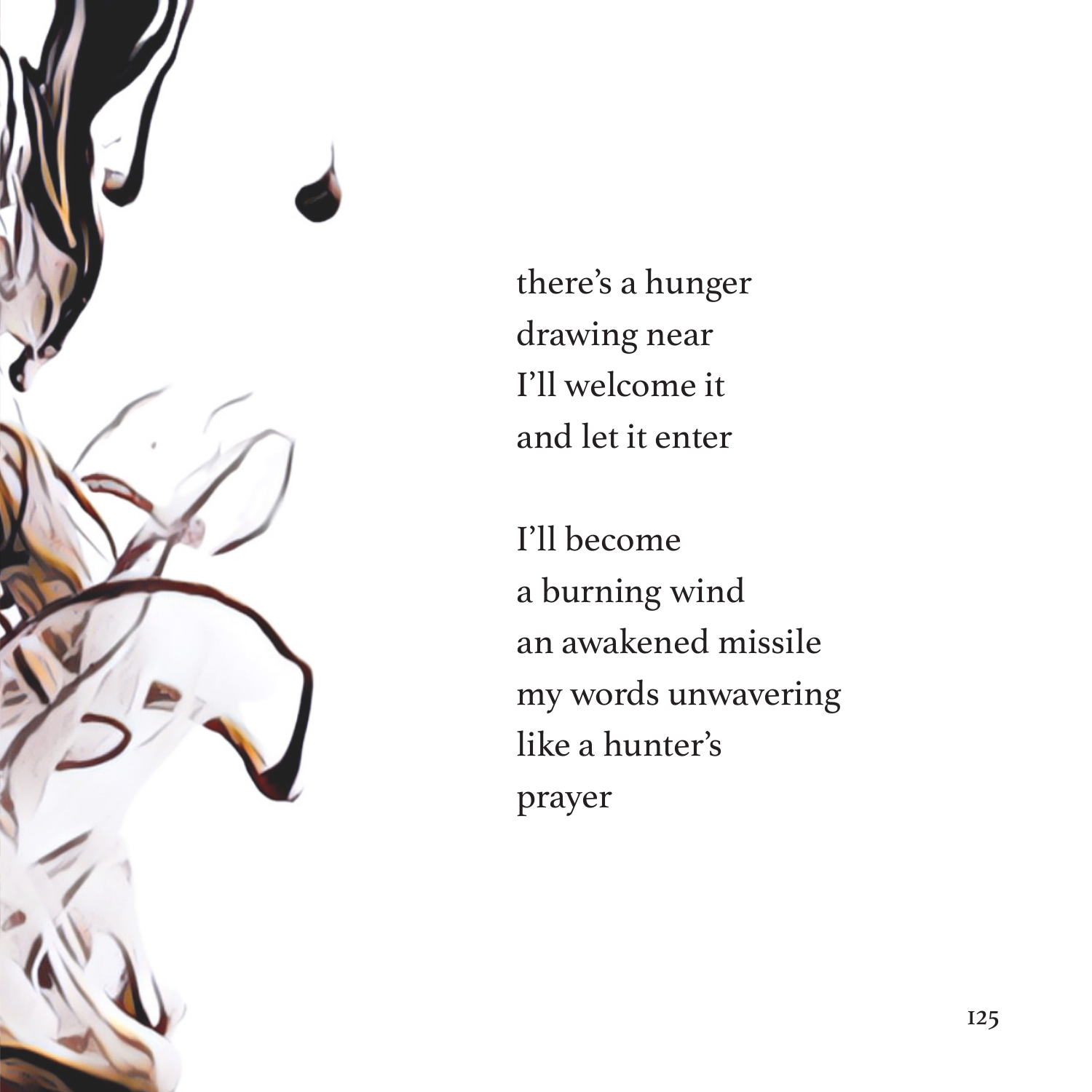there's a hunger  
drawing near  
I'll welcome it  
and let it enter

I'll become  
a burning wind  
an awakened missile  
my words unwavering  
like a hunter's  
prayer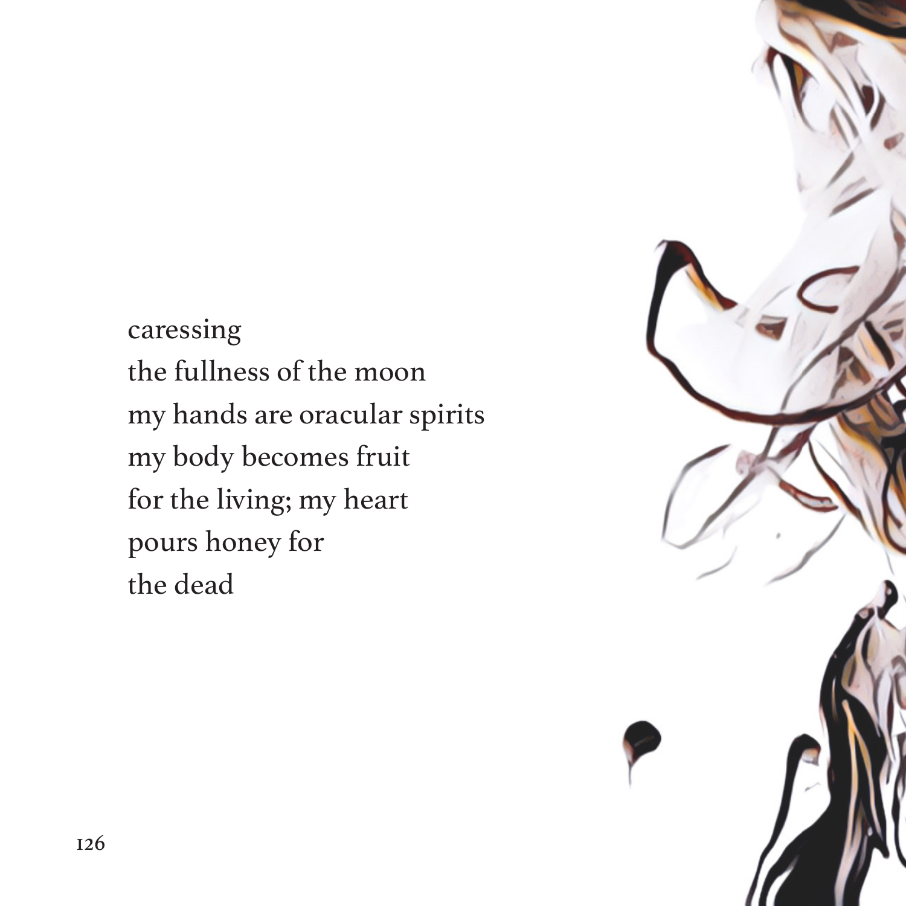caressing  
the fullness of the moon  
my hands are oracular spirits  
my body becomes fruit  
for the living; my heart  
pours honey for  
the dead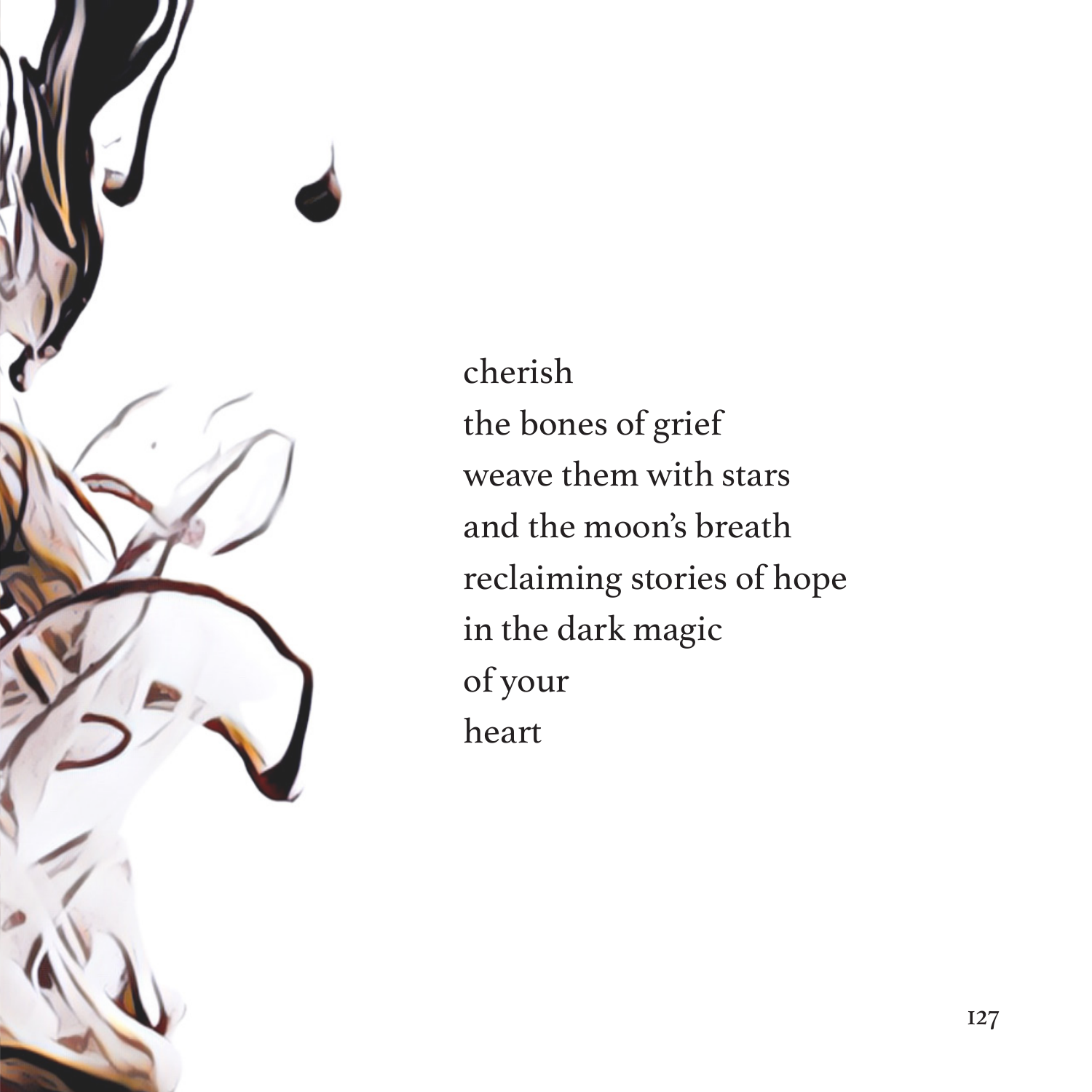cherish  
the bones of grief  
weave them with stars  
and the moon's breath  
reclaiming stories of hope  
in the dark magic  
of your  
heart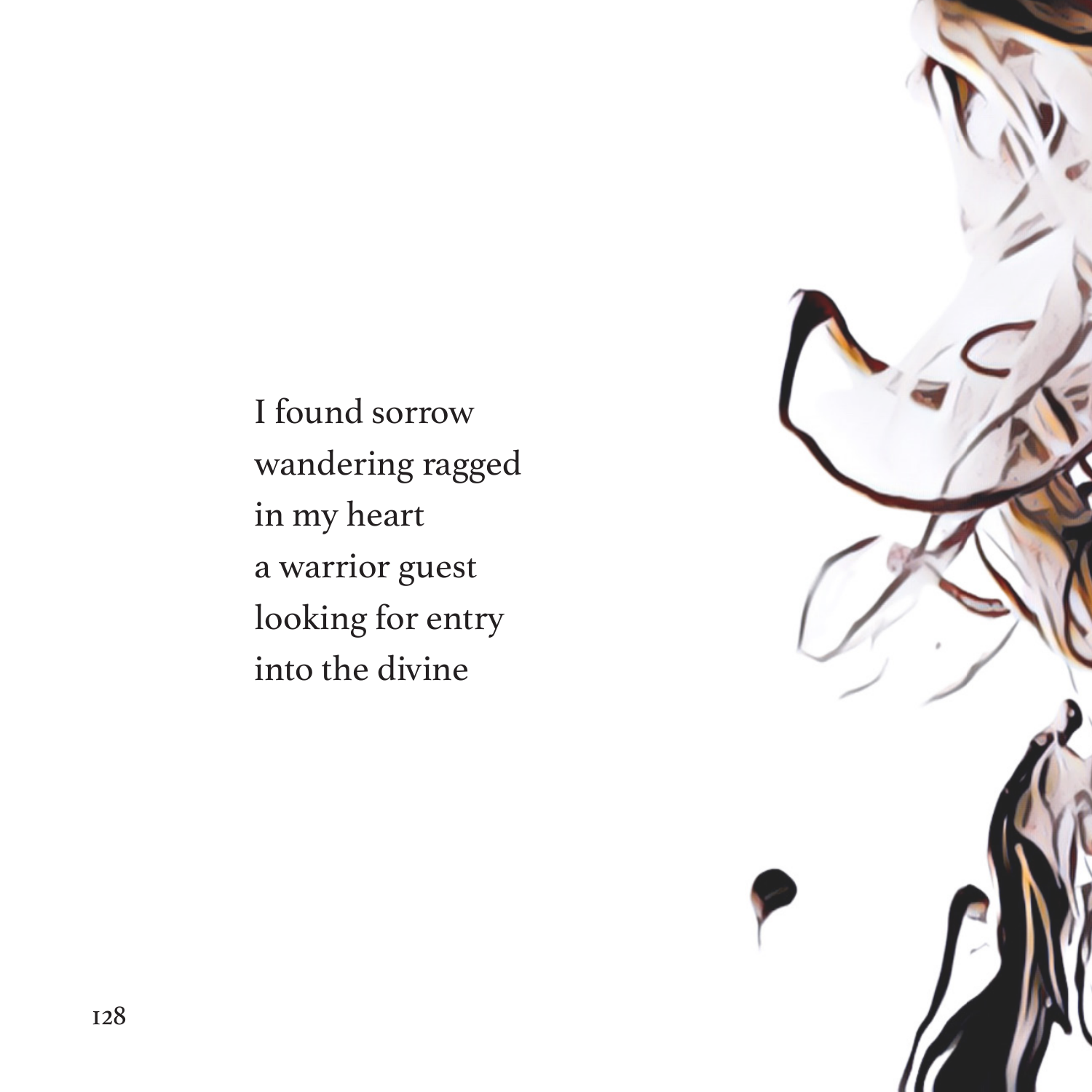I found sorrow  
wandering ragged  
in my heart  
a warrior guest  
looking for entry  
into the divine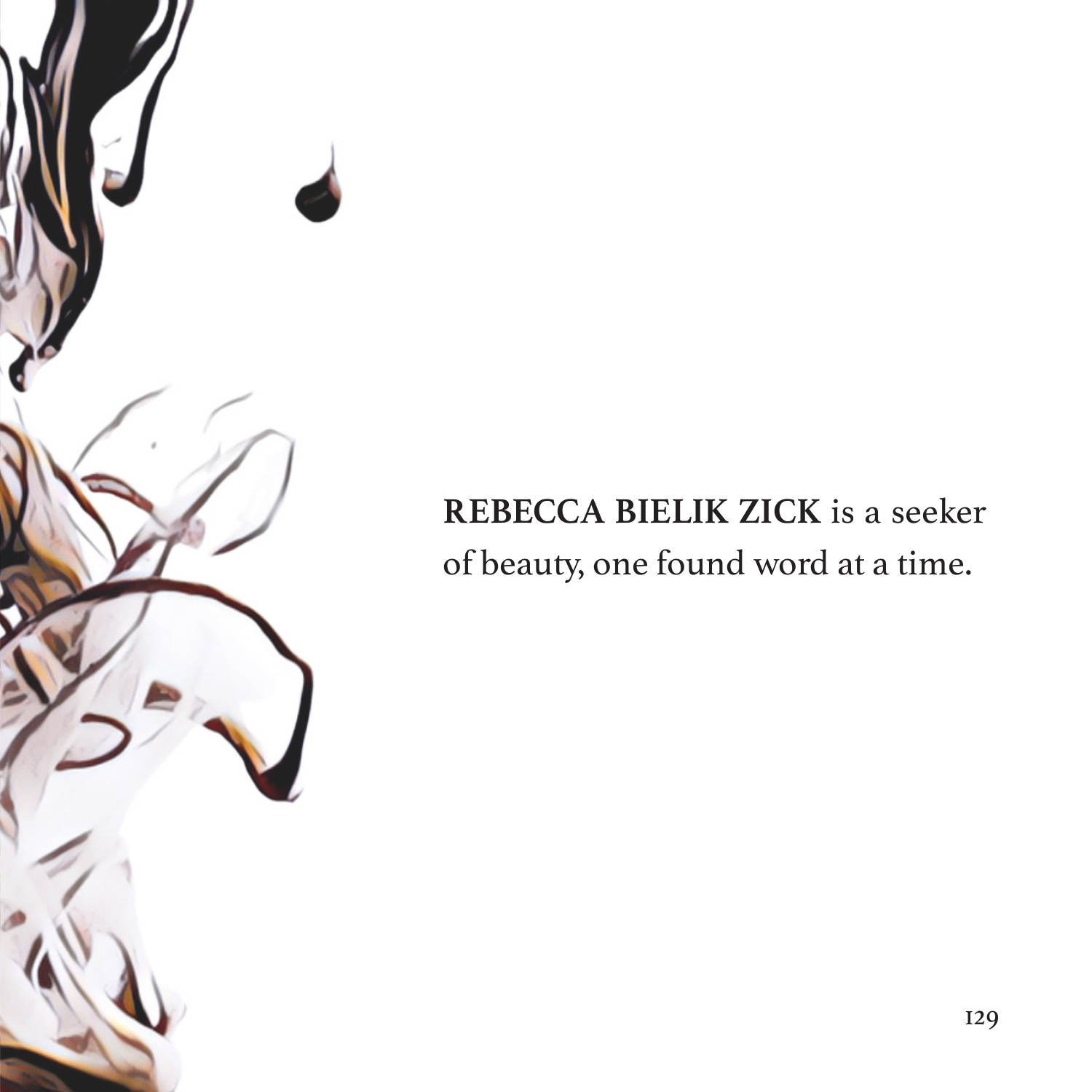**REBECCA BIELIK ZICK** is a seeker of beauty, one found word at a time.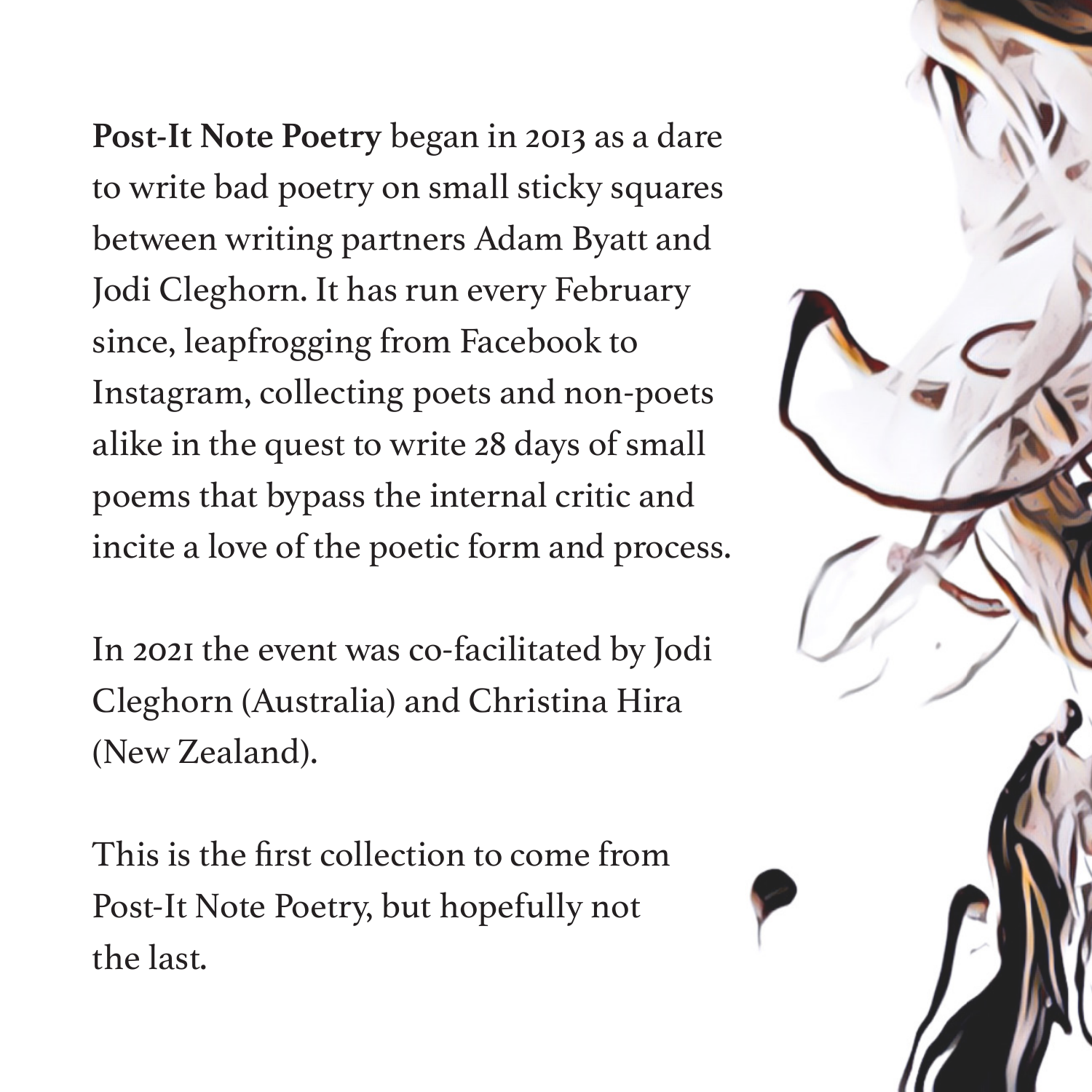**Post-It Note Poetry** began in 2013 as a dare to write bad poetry on small sticky squares between writing partners Adam Byatt and Jodi Cleghorn. It has run every February since, leapfrogging from Facebook to Instagram, collecting poets and non-poets alike in the quest to write 28 days of small poems that bypass the internal critic and incite a love of the poetic form and process.

In 2021 the event was co-facilitated by Jodi Cleghorn (Australia) and Christina Hira (New Zealand).

This is the first collection to come from Post-It Note Poetry, but hopefully not the last.